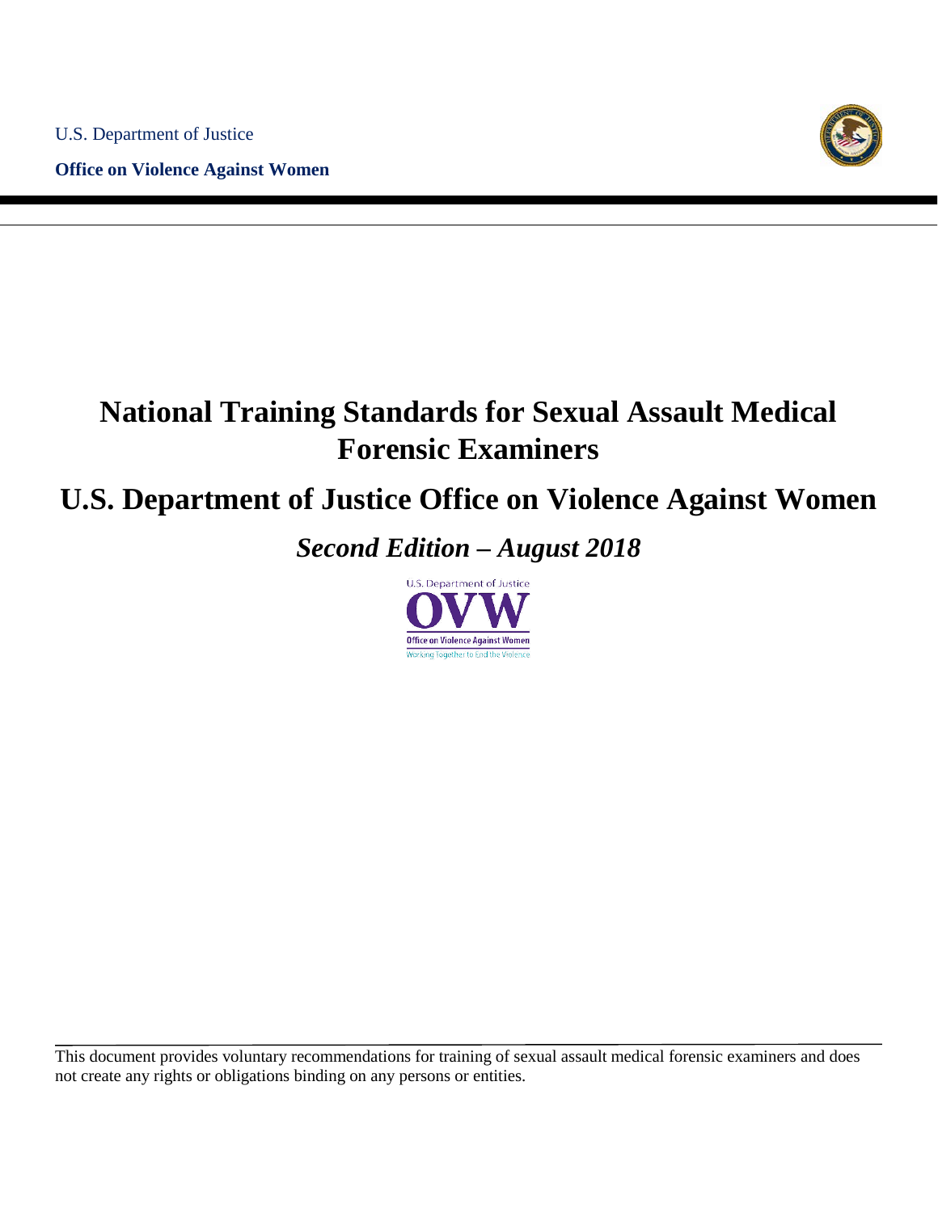U.S. Department of Justice

**Office on Violence Against Women**

# National Training Standards for Sexual Assault Medical Forensic Examiners

# U.S. Department of Justice Office on Violence Against Women

## *Second Edition – August 2018*

This document provides voluntary recommendations for training of sexual assault medical forensic examiners and does not create any rights or obligations binding on any persons or entities.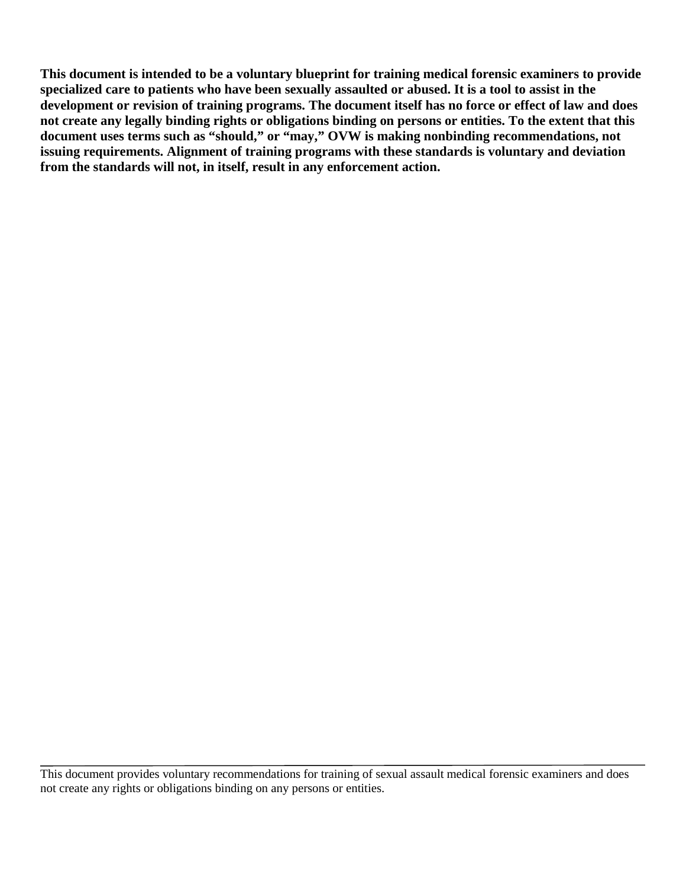**This document is intended to be a voluntary blueprint for training medical forensic examiners to provide specialized care to patients who have been sexually assaulted or abused. It is a tool to assist in the development or revision of training programs. The document itself has no force or effect of law and does not create any legally binding rights or obligations binding on persons or entities. To the extent that this document uses terms such as "should," or "may," OVW is making nonbinding recommendations, not issuing requirements. Alignment of training programs with these standards is voluntary and deviation from the standards will not, in itself, result in any enforcement action.**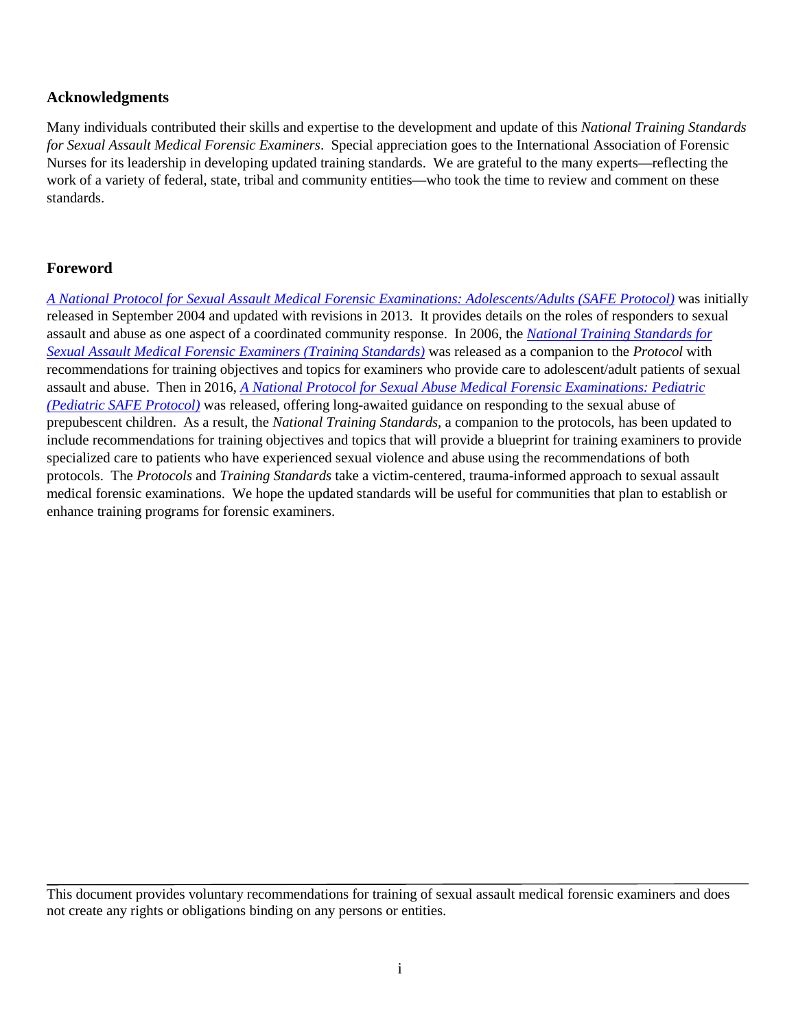## Acknowledgments

Many individuals contributed their skills and expertise to the development and update of this *National Training Standards for Sexual Assault Medical Forensic Examiners*. Special appreciation goes to the International Association of Forensic Nurses for its leadership in developing updated training standards. We are grateful to the many experts—reflecting the work of a variety of federal, state, tribal and community entities—who took the time to review and comment on these standards.

## Foreword

*A National Protocol for Sexual Assault Medical Forensic Examinations: Adolescents/Adults (SAFE Protocol)* was initially released in September 2004 and updated with revisions in 2013. It provides details on the roles of responders to sexual assault and abuse as one aspect of a coordinated community response. In 2006, the *National Training Standards for Sexual Assault Medical Forensic Examiners (Training Standards)* was released as a companion to the *Protocol* with recommendations for training objectives and topics for examiners who provide care to adolescent/adult patients of sexual assault and abuse. Then in 2016, *A National Protocol for Sexual Abuse Medical Forensic Examinations: Pediatric (Pediatric SAFE Protocol)* was released, offering long-awaited guidance on responding to the sexual abuse of prepubescent children. As a result, the *National Training Standards*, a companion to the protocols, has been updated to include recommendations for training objectives and topics that will provide a blueprint for training examiners to provide specialized care to patients who have experienced sexual violence and abuse using the recommendations of both protocols. The *Protocols* and *Training Standards* take a victim-centered, trauma-informed approach to sexual assault medical forensic examinations. We hope the updated standards will be useful for communities that plan to establish or enhance training programs for forensic examiners.

---

This document provides voluntary recommendations for training of sexual assault medical forensic examiners and does not create any rights or obligations binding on any persons or entities.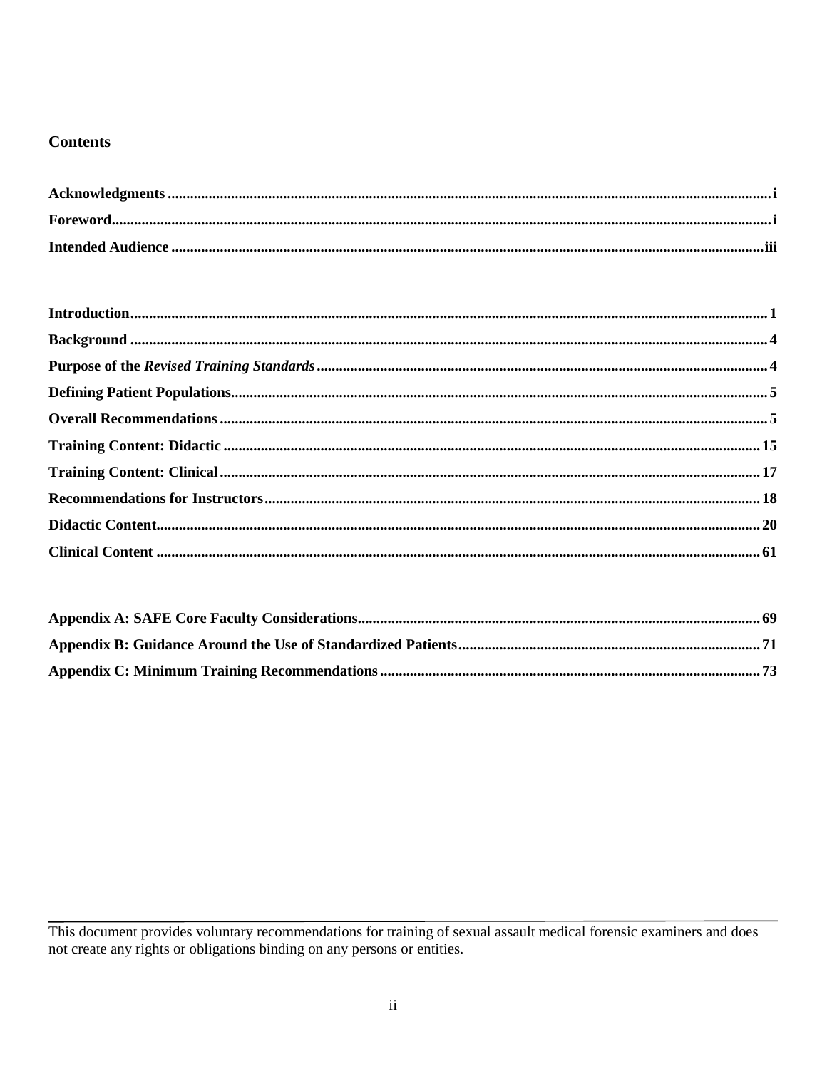## Contents

**Acknowledgments** ........ i

**Foreword** ........ i

**Intended Audience** ........ iii

**Introduction** ........ 1

**Background** ........ 4

**Purpose of the *Revised Training Standards*** ........ 4

**Defining Patient Populations** ........ 5

**Overall Recommendations** ........ 5

**Training Content: Didactic** ........ 15

**Training Content: Clinical** ........ 17

**Recommendations for Instructors** ........ 18

**Didactic Content** ........ 20

**Clinical Content** ........ 61

**Appendix A: SAFE Core Faculty Considerations** ........ 69

**Appendix B: Guidance Around the Use of Standardized Patients** ........ 71

**Appendix C: Minimum Training Recommendations** ........ 73

---

This document provides voluntary recommendations for training of sexual assault medical forensic examiners and does not create any rights or obligations binding on any persons or entities.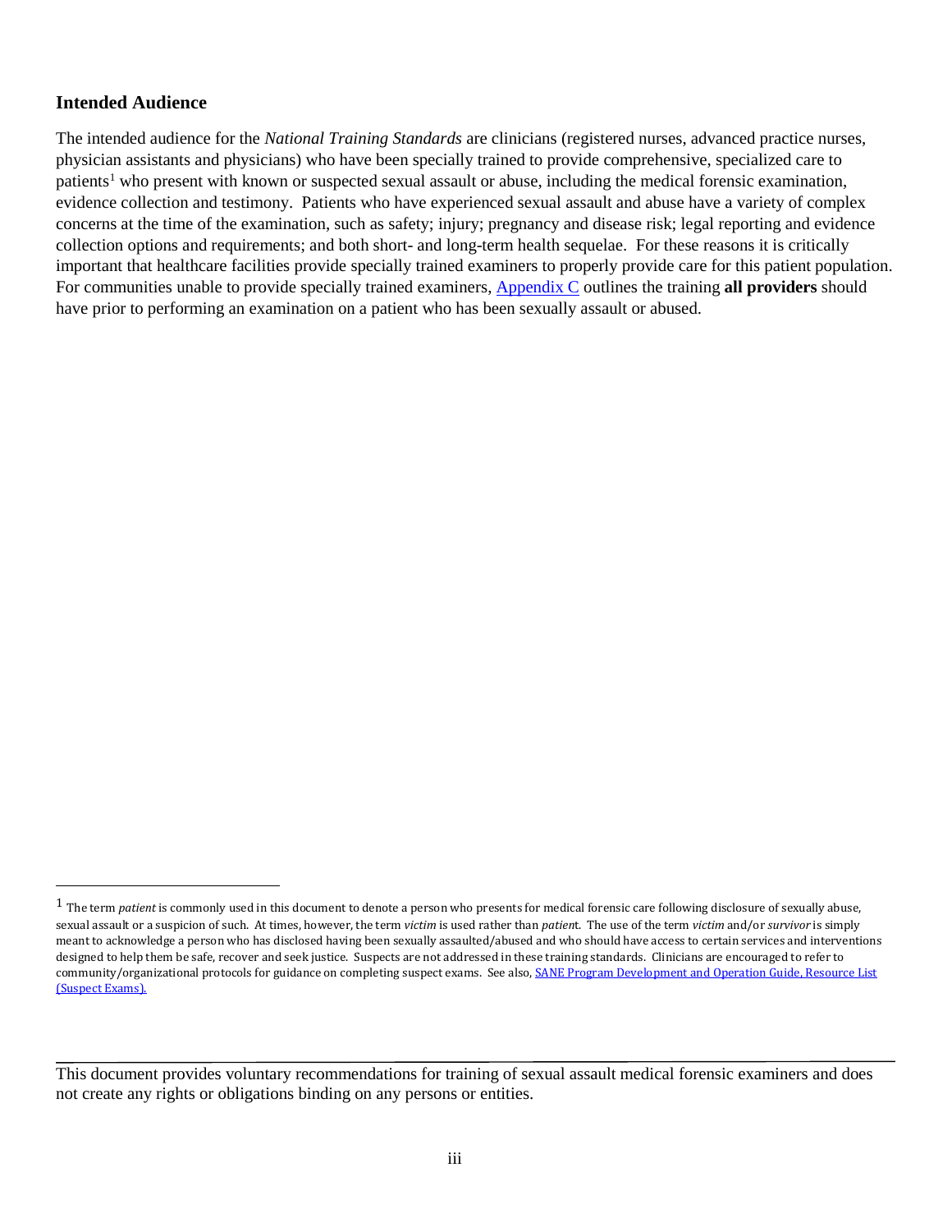## Intended Audience

The intended audience for the *National Training Standards* are clinicians (registered nurses, advanced practice nurses, physician assistants and physicians) who have been specially trained to provide comprehensive, specialized care to patients[1] who present with known or suspected sexual assault or abuse, including the medical forensic examination, evidence collection and testimony. Patients who have experienced sexual assault and abuse have a variety of complex concerns at the time of the examination, such as safety; injury; pregnancy and disease risk; legal reporting and evidence collection options and requirements; and both short- and long-term health sequelae. For these reasons it is critically important that healthcare facilities provide specially trained examiners to properly provide care for this patient population. For communities unable to provide specially trained examiners, Appendix C outlines the training **all providers** should have prior to performing an examination on a patient who has been sexually assault or abused.

---

[1] The term *patient* is commonly used in this document to denote a person who presents for medical forensic care following disclosure of sexually abuse, sexual assault or a suspicion of such. At times, however, the term *victim* is used rather than *patient*. The use of the term *victim* and/or *survivor* is simply meant to acknowledge a person who has disclosed having been sexually assaulted/abused and who should have access to certain services and interventions designed to help them be safe, recover and seek justice. Suspects are not addressed in these training standards. Clinicians are encouraged to refer to community/organizational protocols for guidance on completing suspect exams. See also, SANE Program Development and Operation Guide, Resource List (Suspect Exams).

---

This document provides voluntary recommendations for training of sexual assault medical forensic examiners and does not create any rights or obligations binding on any persons or entities.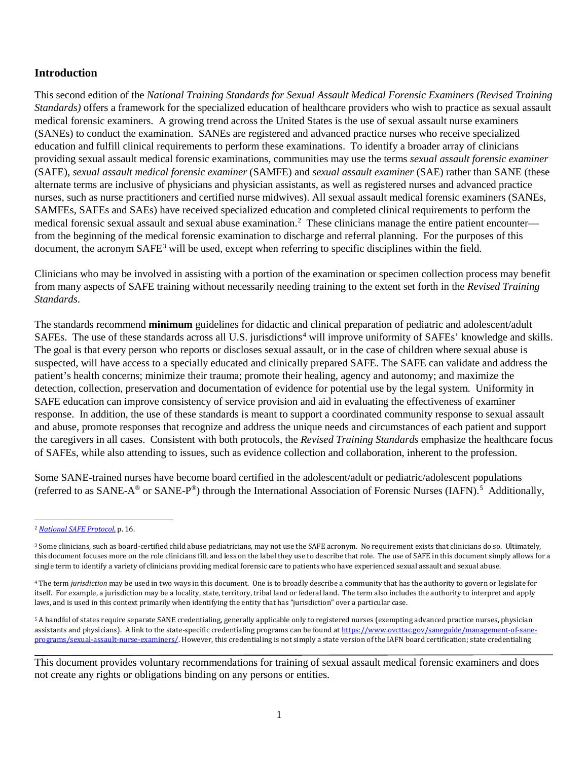## Introduction

This second edition of the *National Training Standards for Sexual Assault Medical Forensic Examiners (Revised Training Standards)* offers a framework for the specialized education of healthcare providers who wish to practice as sexual assault medical forensic examiners. A growing trend across the United States is the use of sexual assault nurse examiners (SANEs) to conduct the examination. SANEs are registered and advanced practice nurses who receive specialized education and fulfill clinical requirements to perform these examinations. To identify a broader array of clinicians providing sexual assault medical forensic examinations, communities may use the terms *sexual assault forensic examiner* (SAFE), *sexual assault medical forensic examiner* (SAMFE) and *sexual assault examiner* (SAE) rather than SANE (these alternate terms are inclusive of physicians and physician assistants, as well as registered nurses and advanced practice nurses, such as nurse practitioners and certified nurse midwives). All sexual assault medical forensic examiners (SANEs, SAMFEs, SAFEs and SAEs) have received specialized education and completed clinical requirements to perform the medical forensic sexual assault and sexual abuse examination.[2] These clinicians manage the entire patient encounter—from the beginning of the medical forensic examination to discharge and referral planning. For the purposes of this document, the acronym SAFE[3] will be used, except when referring to specific disciplines within the field.

Clinicians who may be involved in assisting with a portion of the examination or specimen collection process may benefit from many aspects of SAFE training without necessarily needing training to the extent set forth in the *Revised Training Standards*.

The standards recommend **minimum** guidelines for didactic and clinical preparation of pediatric and adolescent/adult SAFEs. The use of these standards across all U.S. jurisdictions[4] will improve uniformity of SAFEs' knowledge and skills. The goal is that every person who reports or discloses sexual assault, or in the case of children where sexual abuse is suspected, will have access to a specially educated and clinically prepared SAFE. The SAFE can validate and address the patient's health concerns; minimize their trauma; promote their healing, agency and autonomy; and maximize the detection, collection, preservation and documentation of evidence for potential use by the legal system. Uniformity in SAFE education can improve consistency of service provision and aid in evaluating the effectiveness of examiner response. In addition, the use of these standards is meant to support a coordinated community response to sexual assault and abuse, promote responses that recognize and address the unique needs and circumstances of each patient and support the caregivers in all cases. Consistent with both protocols, the *Revised Training Standards* emphasize the healthcare focus of SAFEs, while also attending to issues, such as evidence collection and collaboration, inherent to the profession.

Some SANE-trained nurses have become board certified in the adolescent/adult or pediatric/adolescent populations (referred to as SANE-A® or SANE-P®) through the International Association of Forensic Nurses (IAFN).[5] Additionally,

---

[2] *National SAFE Protocol*, p. 16.

[3] Some clinicians, such as board-certified child abuse pediatricians, may not use the SAFE acronym. No requirement exists that clinicians do so. Ultimately, this document focuses more on the role clinicians fill, and less on the label they use to describe that role. The use of SAFE in this document simply allows for a single term to identify a variety of clinicians providing medical forensic care to patients who have experienced sexual assault and sexual abuse.

[4] The term *jurisdiction* may be used in two ways in this document. One is to broadly describe a community that has the authority to govern or legislate for itself. For example, a jurisdiction may be a locality, state, territory, tribal land or federal land. The term also includes the authority to interpret and apply laws, and is used in this context primarily when identifying the entity that has "jurisdiction" over a particular case.

[5] A handful of states require separate SANE credentialing, generally applicable only to registered nurses (exempting advanced practice nurses, physician assistants and physicians). A link to the state-specific credentialing programs can be found at https://www.ovcttac.gov/saneguide/management-of-sane-programs/sexual-assault-nurse-examiners/. However, this credentialing is not simply a state version of the IAFN board certification; state credentialing

This document provides voluntary recommendations for training of sexual assault medical forensic examiners and does not create any rights or obligations binding on any persons or entities.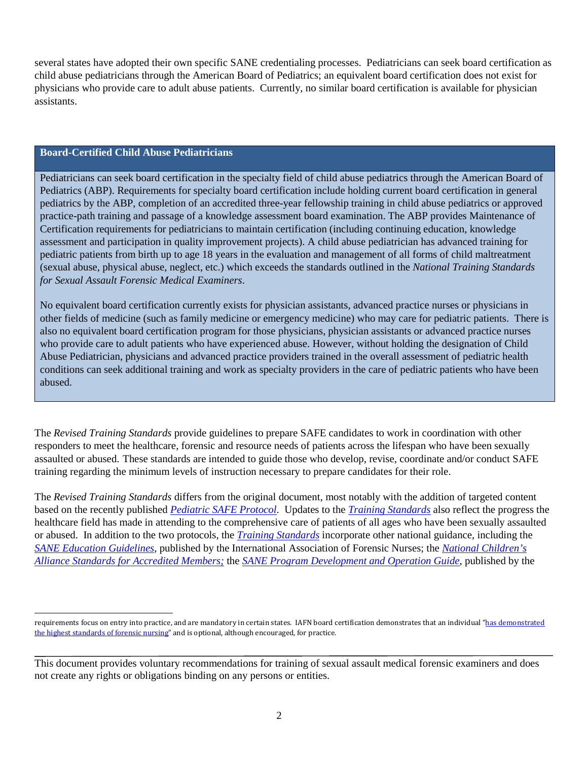several states have adopted their own specific SANE credentialing processes. Pediatricians can seek board certification as child abuse pediatricians through the American Board of Pediatrics; an equivalent board certification does not exist for physicians who provide care to adult abuse patients. Currently, no similar board certification is available for physician assistants.

### Board-Certified Child Abuse Pediatricians

Pediatricians can seek board certification in the specialty field of child abuse pediatrics through the American Board of Pediatrics (ABP). Requirements for specialty board certification include holding current board certification in general pediatrics by the ABP, completion of an accredited three-year fellowship training in child abuse pediatrics or approved practice-path training and passage of a knowledge assessment board examination. The ABP provides Maintenance of Certification requirements for pediatricians to maintain certification (including continuing education, knowledge assessment and participation in quality improvement projects). A child abuse pediatrician has advanced training for pediatric patients from birth up to age 18 years in the evaluation and management of all forms of child maltreatment (sexual abuse, physical abuse, neglect, etc.) which exceeds the standards outlined in the *National Training Standards for Sexual Assault Forensic Medical Examiners*.

No equivalent board certification currently exists for physician assistants, advanced practice nurses or physicians in other fields of medicine (such as family medicine or emergency medicine) who may care for pediatric patients. There is also no equivalent board certification program for those physicians, physician assistants or advanced practice nurses who provide care to adult patients who have experienced abuse. However, without holding the designation of Child Abuse Pediatrician, physicians and advanced practice providers trained in the overall assessment of pediatric health conditions can seek additional training and work as specialty providers in the care of pediatric patients who have been abused.

The *Revised Training Standards* provide guidelines to prepare SAFE candidates to work in coordination with other responders to meet the healthcare, forensic and resource needs of patients across the lifespan who have been sexually assaulted or abused. These standards are intended to guide those who develop, revise, coordinate and/or conduct SAFE training regarding the minimum levels of instruction necessary to prepare candidates for their role.

The *Revised Training Standards* differs from the original document, most notably with the addition of targeted content based on the recently published *Pediatric SAFE Protocol*. Updates to the *Training Standards* also reflect the progress the healthcare field has made in attending to the comprehensive care of patients of all ages who have been sexually assaulted or abused. In addition to the two protocols, the *Training Standards* incorporate other national guidance, including the *SANE Education Guidelines*, published by the International Association of Forensic Nurses; the *National Children's Alliance Standards for Accredited Members;* the *SANE Program Development and Operation Guide*, published by the

---

requirements focus on entry into practice, and are mandatory in certain states. IAFN board certification demonstrates that an individual "has demonstrated the highest standards of forensic nursing" and is optional, although encouraged, for practice.

This document provides voluntary recommendations for training of sexual assault medical forensic examiners and does not create any rights or obligations binding on any persons or entities.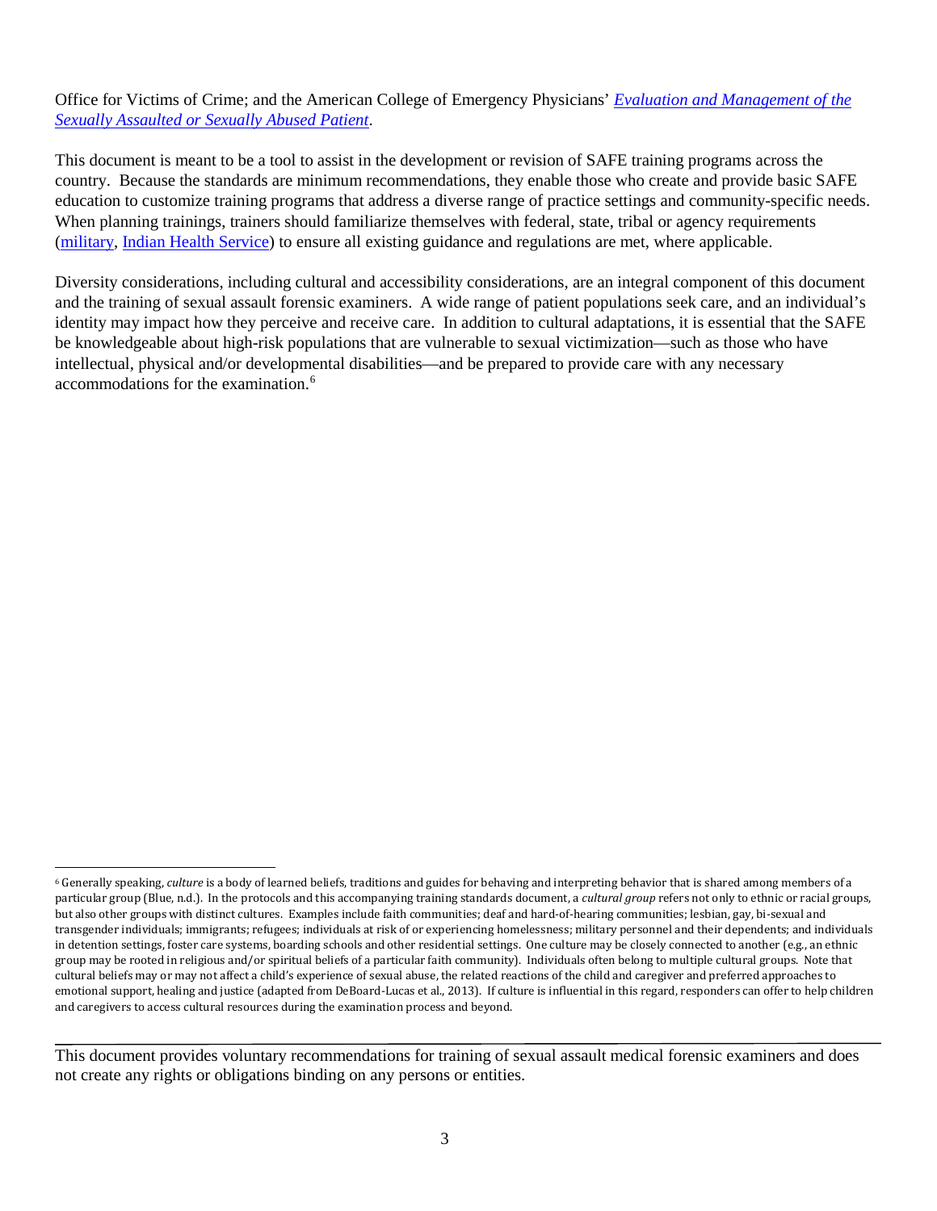Office for Victims of Crime; and the American College of Emergency Physicians' *Evaluation and Management of the Sexually Assaulted or Sexually Abused Patient*.

This document is meant to be a tool to assist in the development or revision of SAFE training programs across the country. Because the standards are minimum recommendations, they enable those who create and provide basic SAFE education to customize training programs that address a diverse range of practice settings and community-specific needs. When planning trainings, trainers should familiarize themselves with federal, state, tribal or agency requirements (military, Indian Health Service) to ensure all existing guidance and regulations are met, where applicable.

Diversity considerations, including cultural and accessibility considerations, are an integral component of this document and the training of sexual assault forensic examiners. A wide range of patient populations seek care, and an individual's identity may impact how they perceive and receive care. In addition to cultural adaptations, it is essential that the SAFE be knowledgeable about high-risk populations that are vulnerable to sexual victimization—such as those who have intellectual, physical and/or developmental disabilities—and be prepared to provide care with any necessary accommodations for the examination.[6]

---

[6] Generally speaking, *culture* is a body of learned beliefs, traditions and guides for behaving and interpreting behavior that is shared among members of a particular group (Blue, n.d.). In the protocols and this accompanying training standards document, a *cultural group* refers not only to ethnic or racial groups, but also other groups with distinct cultures. Examples include faith communities; deaf and hard-of-hearing communities; lesbian, gay, bi-sexual and transgender individuals; immigrants; refugees; individuals at risk of or experiencing homelessness; military personnel and their dependents; and individuals in detention settings, foster care systems, boarding schools and other residential settings. One culture may be closely connected to another (e.g., an ethnic group may be rooted in religious and/or spiritual beliefs of a particular faith community). Individuals often belong to multiple cultural groups. Note that cultural beliefs may or may not affect a child's experience of sexual abuse, the related reactions of the child and caregiver and preferred approaches to emotional support, healing and justice (adapted from DeBoard-Lucas et al., 2013). If culture is influential in this regard, responders can offer to help children and caregivers to access cultural resources during the examination process and beyond.

This document provides voluntary recommendations for training of sexual assault medical forensic examiners and does not create any rights or obligations binding on any persons or entities.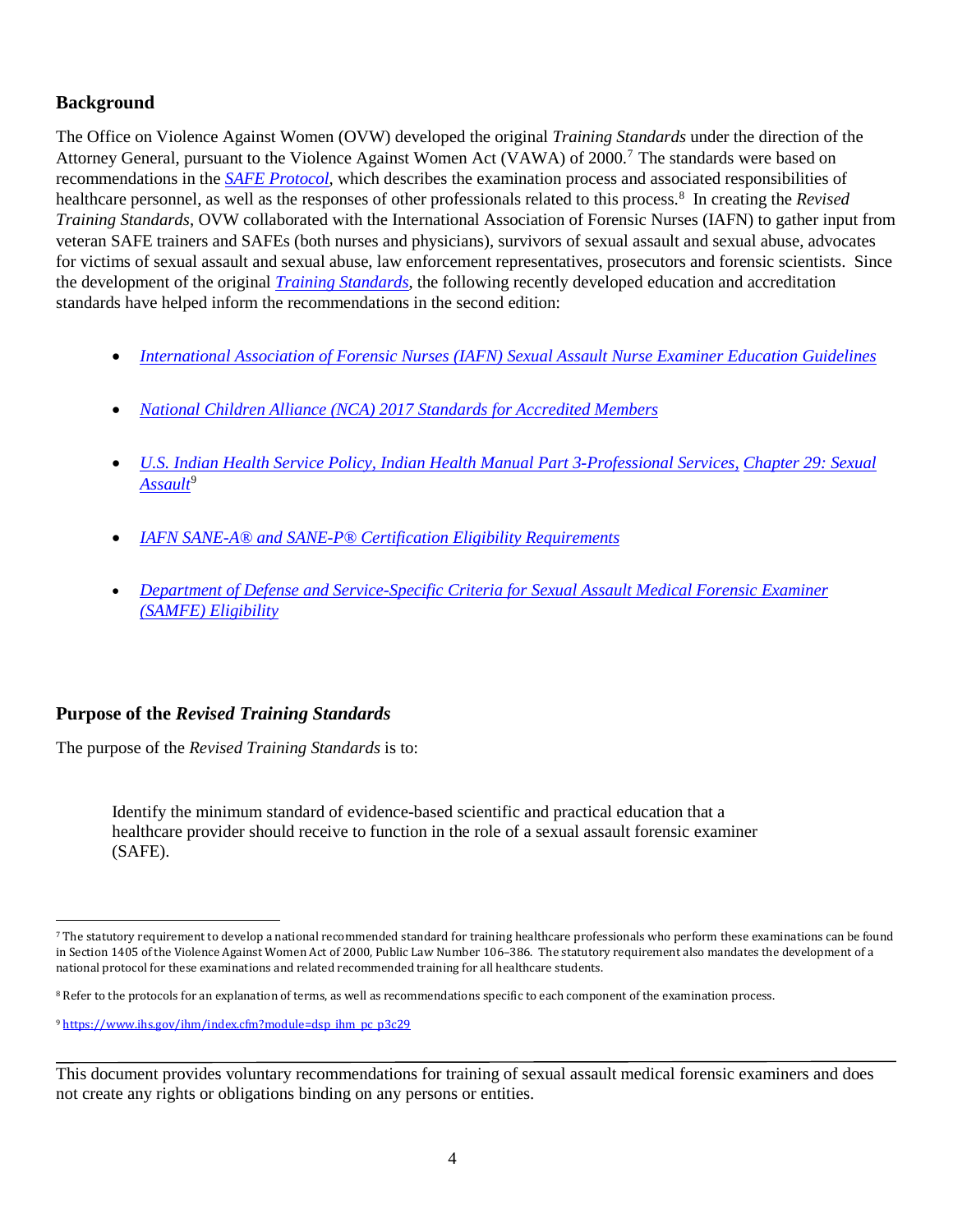## Background

The Office on Violence Against Women (OVW) developed the original *Training Standards* under the direction of the Attorney General, pursuant to the Violence Against Women Act (VAWA) of 2000.[7] The standards were based on recommendations in the *SAFE Protocol*, which describes the examination process and associated responsibilities of healthcare personnel, as well as the responses of other professionals related to this process.[8] In creating the *Revised Training Standards*, OVW collaborated with the International Association of Forensic Nurses (IAFN) to gather input from veteran SAFE trainers and SAFEs (both nurses and physicians), survivors of sexual assault and sexual abuse, advocates for victims of sexual assault and sexual abuse, law enforcement representatives, prosecutors and forensic scientists. Since the development of the original *Training Standards*, the following recently developed education and accreditation standards have helped inform the recommendations in the second edition:

- *International Association of Forensic Nurses (IAFN) Sexual Assault Nurse Examiner Education Guidelines*
- *National Children Alliance (NCA) 2017 Standards for Accredited Members*
- *U.S. Indian Health Service Policy, Indian Health Manual Part 3-Professional Services, Chapter 29: Sexual Assault*[9]
- *IAFN SANE-A® and SANE-P® Certification Eligibility Requirements*
- *Department of Defense and Service-Specific Criteria for Sexual Assault Medical Forensic Examiner (SAMFE) Eligibility*

## Purpose of the *Revised Training Standards*

The purpose of the *Revised Training Standards* is to:

> Identify the minimum standard of evidence-based scientific and practical education that a healthcare provider should receive to function in the role of a sexual assault forensic examiner (SAFE).

---

[7] The statutory requirement to develop a national recommended standard for training healthcare professionals who perform these examinations can be found in Section 1405 of the Violence Against Women Act of 2000, Public Law Number 106–386. The statutory requirement also mandates the development of a national protocol for these examinations and related recommended training for all healthcare students.

[8] Refer to the protocols for an explanation of terms, as well as recommendations specific to each component of the examination process.

[9] https://www.ihs.gov/ihm/index.cfm?module=dsp_ihm_pc_p3c29

This document provides voluntary recommendations for training of sexual assault medical forensic examiners and does not create any rights or obligations binding on any persons or entities.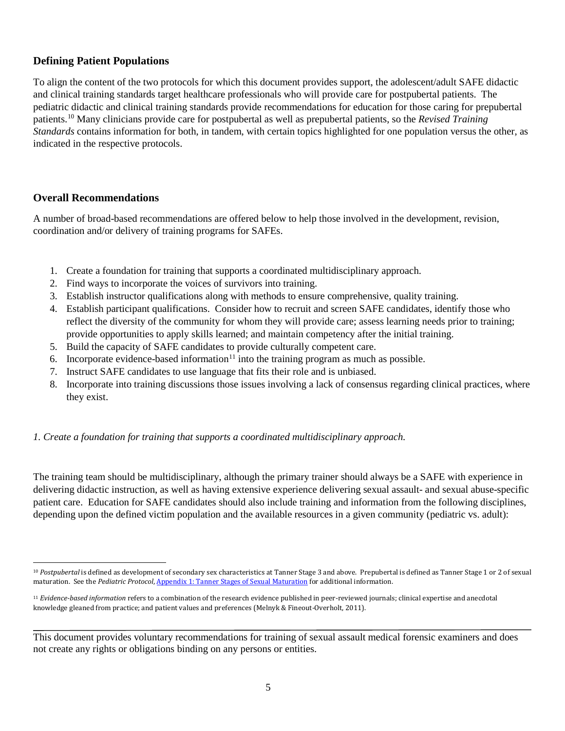## Defining Patient Populations

To align the content of the two protocols for which this document provides support, the adolescent/adult SAFE didactic and clinical training standards target healthcare professionals who will provide care for postpubertal patients. The pediatric didactic and clinical training standards provide recommendations for education for those caring for prepubertal patients.[10] Many clinicians provide care for postpubertal as well as prepubertal patients, so the *Revised Training Standards* contains information for both, in tandem, with certain topics highlighted for one population versus the other, as indicated in the respective protocols.

## Overall Recommendations

A number of broad-based recommendations are offered below to help those involved in the development, revision, coordination and/or delivery of training programs for SAFEs.

1. Create a foundation for training that supports a coordinated multidisciplinary approach.
2. Find ways to incorporate the voices of survivors into training.
3. Establish instructor qualifications along with methods to ensure comprehensive, quality training.
4. Establish participant qualifications. Consider how to recruit and screen SAFE candidates, identify those who reflect the diversity of the community for whom they will provide care; assess learning needs prior to training; provide opportunities to apply skills learned; and maintain competency after the initial training.
5. Build the capacity of SAFE candidates to provide culturally competent care.
6. Incorporate evidence-based information[11] into the training program as much as possible.
7. Instruct SAFE candidates to use language that fits their role and is unbiased.
8. Incorporate into training discussions those issues involving a lack of consensus regarding clinical practices, where they exist.

*1. Create a foundation for training that supports a coordinated multidisciplinary approach.*

The training team should be multidisciplinary, although the primary trainer should always be a SAFE with experience in delivering didactic instruction, as well as having extensive experience delivering sexual assault- and sexual abuse-specific patient care. Education for SAFE candidates should also include training and information from the following disciplines, depending upon the defined victim population and the available resources in a given community (pediatric vs. adult):

---

[10] *Postpubertal* is defined as development of secondary sex characteristics at Tanner Stage 3 and above. Prepubertal is defined as Tanner Stage 1 or 2 of sexual maturation. See the *Pediatric Protocol*, Appendix 1: Tanner Stages of Sexual Maturation for additional information.

[11] *Evidence-based information* refers to a combination of the research evidence published in peer-reviewed journals; clinical expertise and anecdotal knowledge gleaned from practice; and patient values and preferences (Melnyk & Fineout-Overholt, 2011).

This document provides voluntary recommendations for training of sexual assault medical forensic examiners and does not create any rights or obligations binding on any persons or entities.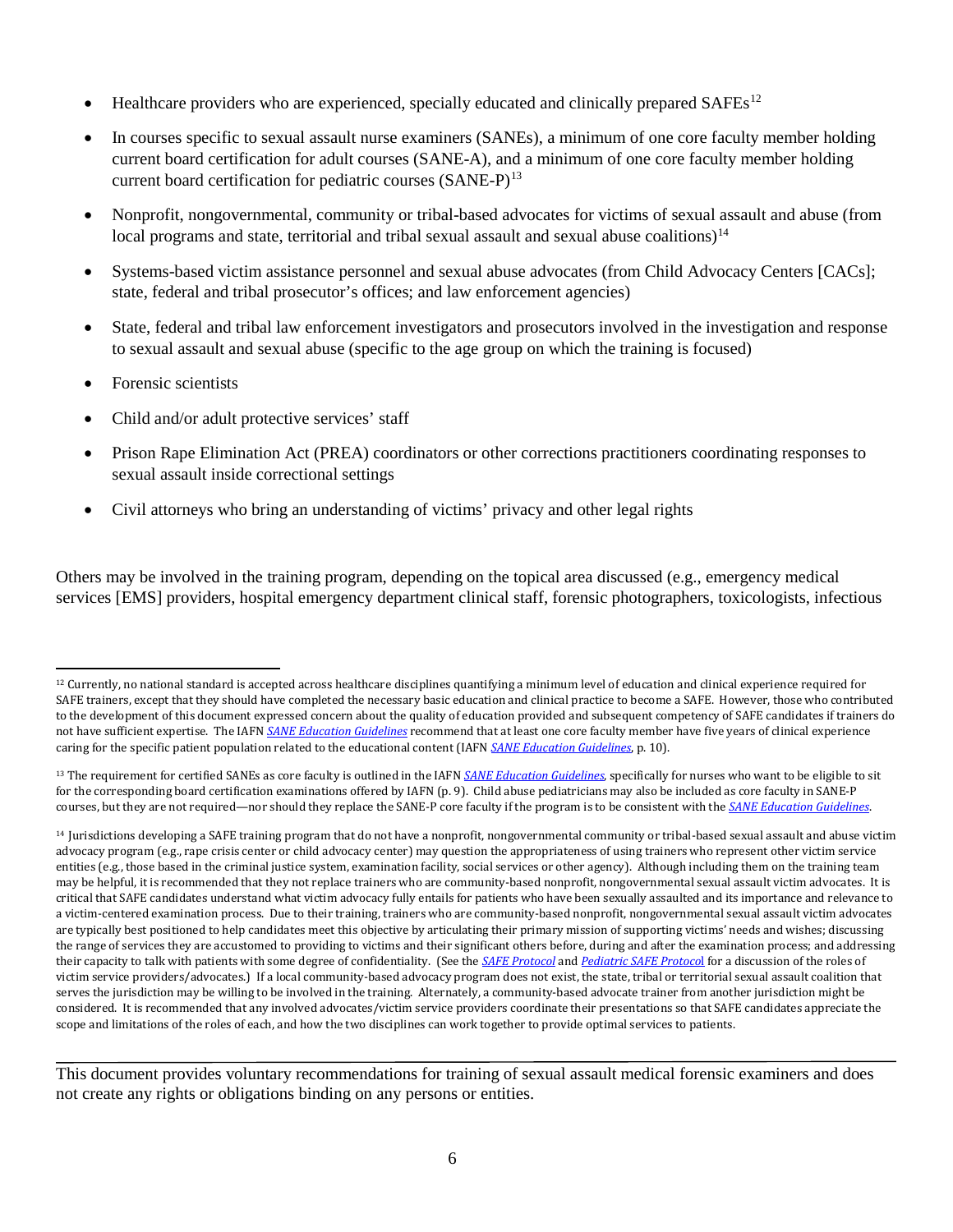- Healthcare providers who are experienced, specially educated and clinically prepared SAFEs[12]
- In courses specific to sexual assault nurse examiners (SANEs), a minimum of one core faculty member holding current board certification for adult courses (SANE-A), and a minimum of one core faculty member holding current board certification for pediatric courses (SANE-P)[13]
- Nonprofit, nongovernmental, community or tribal-based advocates for victims of sexual assault and abuse (from local programs and state, territorial and tribal sexual assault and sexual abuse coalitions)[14]
- Systems-based victim assistance personnel and sexual abuse advocates (from Child Advocacy Centers [CACs]; state, federal and tribal prosecutor's offices; and law enforcement agencies)
- State, federal and tribal law enforcement investigators and prosecutors involved in the investigation and response to sexual assault and sexual abuse (specific to the age group on which the training is focused)
- Forensic scientists
- Child and/or adult protective services' staff
- Prison Rape Elimination Act (PREA) coordinators or other corrections practitioners coordinating responses to sexual assault inside correctional settings
- Civil attorneys who bring an understanding of victims' privacy and other legal rights

Others may be involved in the training program, depending on the topical area discussed (e.g., emergency medical services [EMS] providers, hospital emergency department clinical staff, forensic photographers, toxicologists, infectious

---

[12] Currently, no national standard is accepted across healthcare disciplines quantifying a minimum level of education and clinical experience required for SAFE trainers, except that they should have completed the necessary basic education and clinical practice to become a SAFE. However, those who contributed to the development of this document expressed concern about the quality of education provided and subsequent competency of SAFE candidates if trainers do not have sufficient expertise. The IAFN *SANE Education Guidelines* recommend that at least one core faculty member have five years of clinical experience caring for the specific patient population related to the educational content (IAFN *SANE Education Guidelines*, p. 10).

[13] The requirement for certified SANEs as core faculty is outlined in the IAFN *SANE Education Guidelines*, specifically for nurses who want to be eligible to sit for the corresponding board certification examinations offered by IAFN (p. 9). Child abuse pediatricians may also be included as core faculty in SANE-P courses, but they are not required—nor should they replace the SANE-P core faculty if the program is to be consistent with the *SANE Education Guidelines*.

[14] Jurisdictions developing a SAFE training program that do not have a nonprofit, nongovernmental community or tribal-based sexual assault and abuse victim advocacy program (e.g., rape crisis center or child advocacy center) may question the appropriateness of using trainers who represent other victim service entities (e.g., those based in the criminal justice system, examination facility, social services or other agency). Although including them on the training team may be helpful, it is recommended that they not replace trainers who are community-based nonprofit, nongovernmental sexual assault victim advocates. It is critical that SAFE candidates understand what victim advocacy fully entails for patients who have been sexually assaulted and its importance and relevance to a victim-centered examination process. Due to their training, trainers who are community-based nonprofit, nongovernmental sexual assault victim advocates are typically best positioned to help candidates meet this objective by articulating their primary mission of supporting victims' needs and wishes; discussing the range of services they are accustomed to providing to victims and their significant others before, during and after the examination process; and addressing their capacity to talk with patients with some degree of confidentiality. (See the *SAFE Protocol* and *Pediatric SAFE Protocol* for a discussion of the roles of victim service providers/advocates.) If a local community-based advocacy program does not exist, the state, tribal or territorial sexual assault coalition that serves the jurisdiction may be willing to be involved in the training. Alternately, a community-based advocate trainer from another jurisdiction might be considered. It is recommended that any involved advocates/victim service providers coordinate their presentations so that SAFE candidates appreciate the scope and limitations of the roles of each, and how the two disciplines can work together to provide optimal services to patients.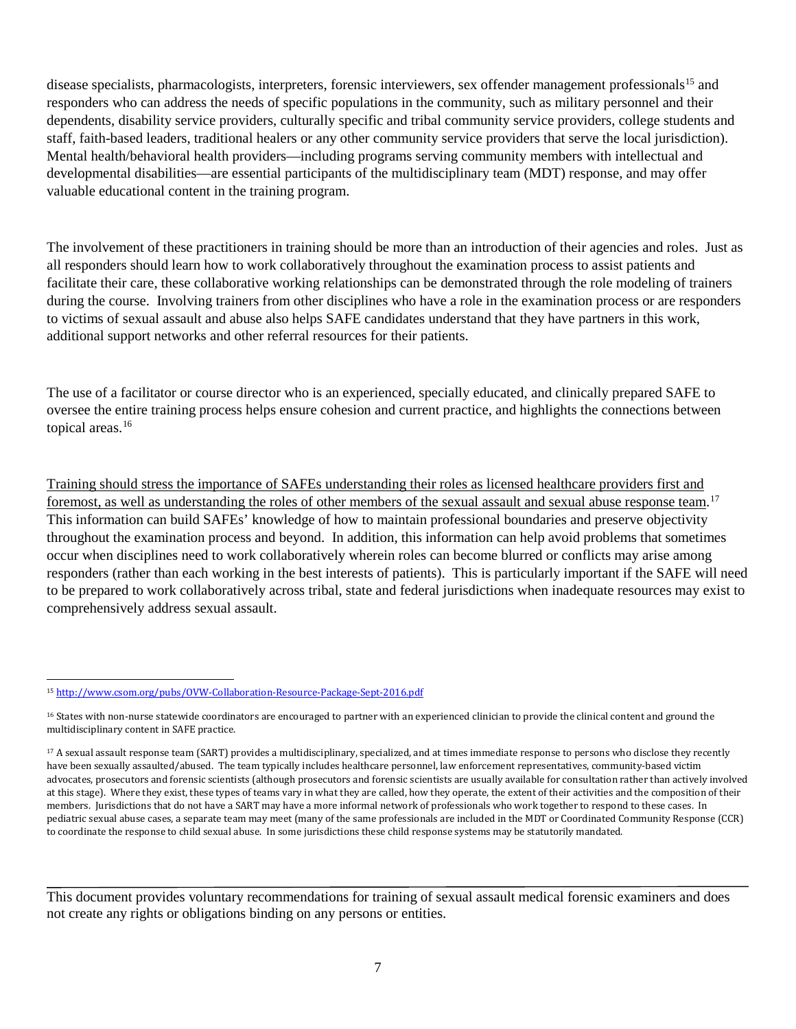disease specialists, pharmacologists, interpreters, forensic interviewers, sex offender management professionals[15] and responders who can address the needs of specific populations in the community, such as military personnel and their dependents, disability service providers, culturally specific and tribal community service providers, college students and staff, faith-based leaders, traditional healers or any other community service providers that serve the local jurisdiction). Mental health/behavioral health providers—including programs serving community members with intellectual and developmental disabilities—are essential participants of the multidisciplinary team (MDT) response, and may offer valuable educational content in the training program.

The involvement of these practitioners in training should be more than an introduction of their agencies and roles. Just as all responders should learn how to work collaboratively throughout the examination process to assist patients and facilitate their care, these collaborative working relationships can be demonstrated through the role modeling of trainers during the course. Involving trainers from other disciplines who have a role in the examination process or are responders to victims of sexual assault and abuse also helps SAFE candidates understand that they have partners in this work, additional support networks and other referral resources for their patients.

The use of a facilitator or course director who is an experienced, specially educated, and clinically prepared SAFE to oversee the entire training process helps ensure cohesion and current practice, and highlights the connections between topical areas.[16]

<u>Training should stress the importance of SAFEs understanding their roles as licensed healthcare providers first and foremost, as well as understanding the roles of other members of the sexual assault and sexual abuse response team.</u>[17] This information can build SAFEs' knowledge of how to maintain professional boundaries and preserve objectivity throughout the examination process and beyond. In addition, this information can help avoid problems that sometimes occur when disciplines need to work collaboratively wherein roles can become blurred or conflicts may arise among responders (rather than each working in the best interests of patients). This is particularly important if the SAFE will need to be prepared to work collaboratively across tribal, state and federal jurisdictions when inadequate resources may exist to comprehensively address sexual assault.

---

[15] http://www.csom.org/pubs/OVW-Collaboration-Resource-Package-Sept-2016.pdf

[16] States with non-nurse statewide coordinators are encouraged to partner with an experienced clinician to provide the clinical content and ground the multidisciplinary content in SAFE practice.

[17] A sexual assault response team (SART) provides a multidisciplinary, specialized, and at times immediate response to persons who disclose they recently have been sexually assaulted/abused. The team typically includes healthcare personnel, law enforcement representatives, community-based victim advocates, prosecutors and forensic scientists (although prosecutors and forensic scientists are usually available for consultation rather than actively involved at this stage). Where they exist, these types of teams vary in what they are called, how they operate, the extent of their activities and the composition of their members. Jurisdictions that do not have a SART may have a more informal network of professionals who work together to respond to these cases. In pediatric sexual abuse cases, a separate team may meet (many of the same professionals are included in the MDT or Coordinated Community Response (CCR) to coordinate the response to child sexual abuse. In some jurisdictions these child response systems may be statutorily mandated.

This document provides voluntary recommendations for training of sexual assault medical forensic examiners and does not create any rights or obligations binding on any persons or entities.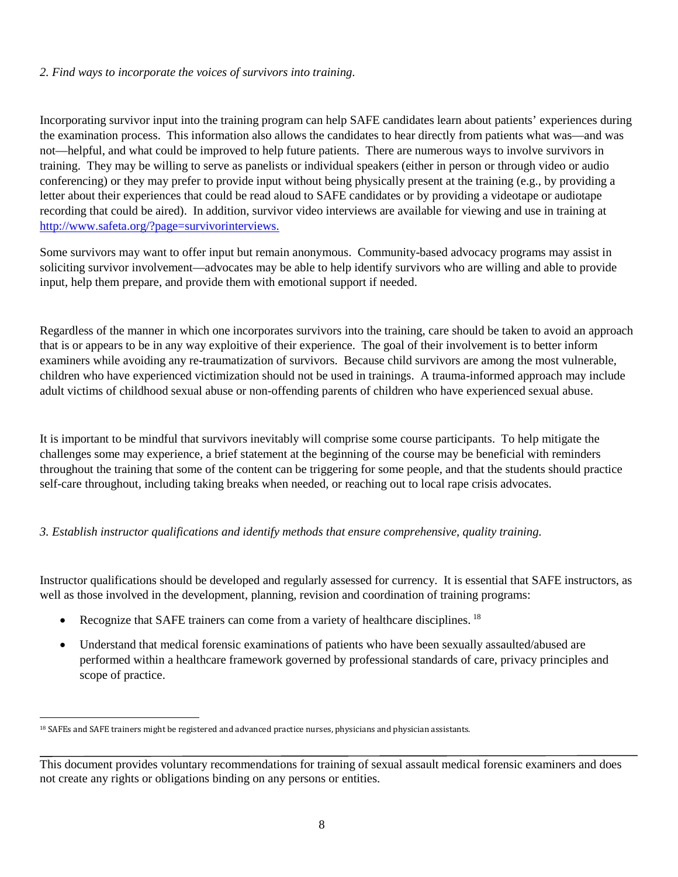*2. Find ways to incorporate the voices of survivors into training.*

Incorporating survivor input into the training program can help SAFE candidates learn about patients' experiences during the examination process. This information also allows the candidates to hear directly from patients what was—and was not—helpful, and what could be improved to help future patients. There are numerous ways to involve survivors in training. They may be willing to serve as panelists or individual speakers (either in person or through video or audio conferencing) or they may prefer to provide input without being physically present at the training (e.g., by providing a letter about their experiences that could be read aloud to SAFE candidates or by providing a videotape or audiotape recording that could be aired). In addition, survivor video interviews are available for viewing and use in training at [http://www.safeta.org/?page=survivorinterviews.](http://www.safeta.org/?page=survivorinterviews)

Some survivors may want to offer input but remain anonymous. Community-based advocacy programs may assist in soliciting survivor involvement—advocates may be able to help identify survivors who are willing and able to provide input, help them prepare, and provide them with emotional support if needed.

Regardless of the manner in which one incorporates survivors into the training, care should be taken to avoid an approach that is or appears to be in any way exploitive of their experience. The goal of their involvement is to better inform examiners while avoiding any re-traumatization of survivors. Because child survivors are among the most vulnerable, children who have experienced victimization should not be used in trainings. A trauma-informed approach may include adult victims of childhood sexual abuse or non-offending parents of children who have experienced sexual abuse.

It is important to be mindful that survivors inevitably will comprise some course participants. To help mitigate the challenges some may experience, a brief statement at the beginning of the course may be beneficial with reminders throughout the training that some of the content can be triggering for some people, and that the students should practice self-care throughout, including taking breaks when needed, or reaching out to local rape crisis advocates.

*3. Establish instructor qualifications and identify methods that ensure comprehensive, quality training.*

Instructor qualifications should be developed and regularly assessed for currency. It is essential that SAFE instructors, as well as those involved in the development, planning, revision and coordination of training programs:

- Recognize that SAFE trainers can come from a variety of healthcare disciplines. [18]
- Understand that medical forensic examinations of patients who have been sexually assaulted/abused are performed within a healthcare framework governed by professional standards of care, privacy principles and scope of practice.

[18] SAFEs and SAFE trainers might be registered and advanced practice nurses, physicians and physician assistants.

This document provides voluntary recommendations for training of sexual assault medical forensic examiners and does not create any rights or obligations binding on any persons or entities.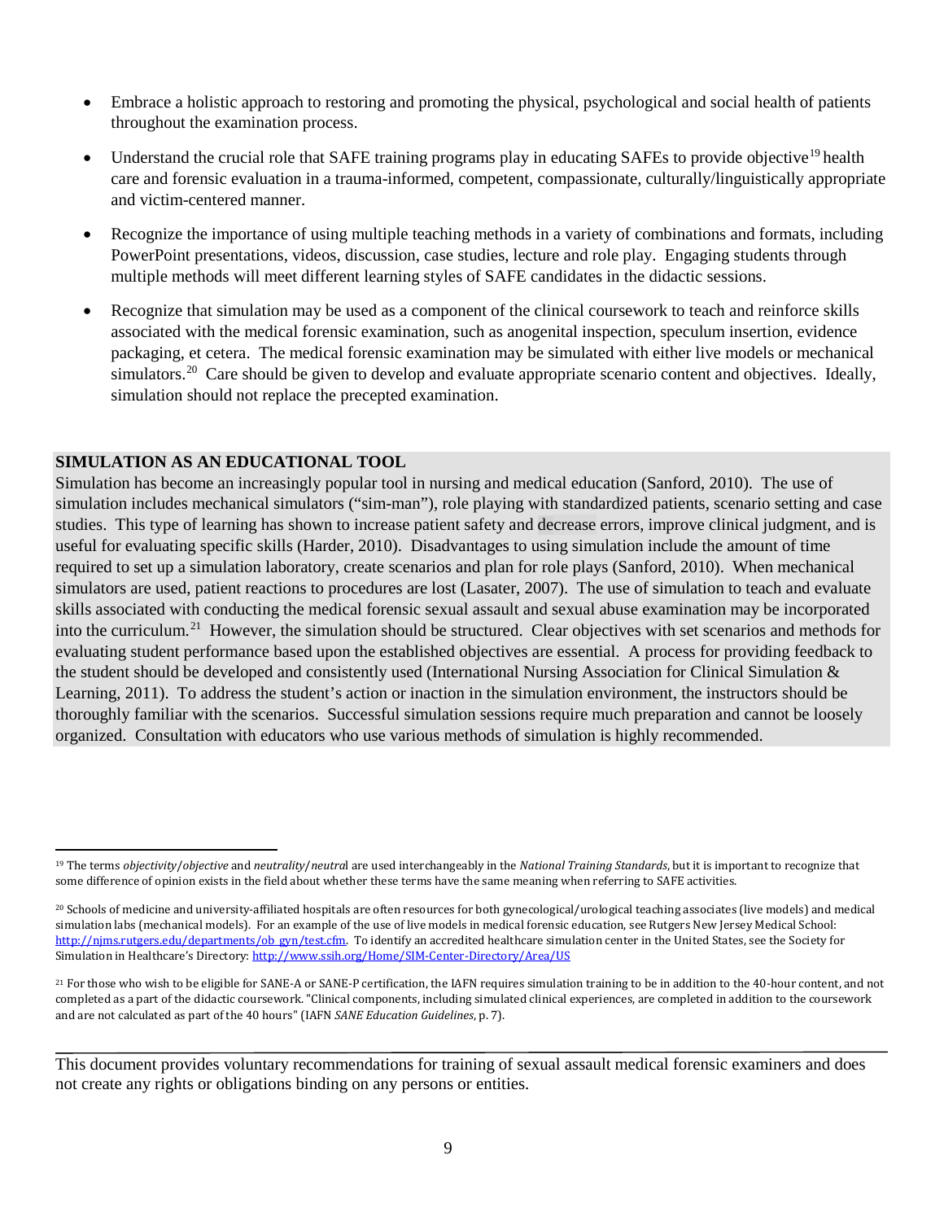- Embrace a holistic approach to restoring and promoting the physical, psychological and social health of patients throughout the examination process.

- Understand the crucial role that SAFE training programs play in educating SAFEs to provide objective[19] health care and forensic evaluation in a trauma-informed, competent, compassionate, culturally/linguistically appropriate and victim-centered manner.

- Recognize the importance of using multiple teaching methods in a variety of combinations and formats, including PowerPoint presentations, videos, discussion, case studies, lecture and role play. Engaging students through multiple methods will meet different learning styles of SAFE candidates in the didactic sessions.

- Recognize that simulation may be used as a component of the clinical coursework to teach and reinforce skills associated with the medical forensic examination, such as anogenital inspection, speculum insertion, evidence packaging, et cetera. The medical forensic examination may be simulated with either live models or mechanical simulators.[20] Care should be given to develop and evaluate appropriate scenario content and objectives. Ideally, simulation should not replace the precepted examination.

**SIMULATION AS AN EDUCATIONAL TOOL**

Simulation has become an increasingly popular tool in nursing and medical education (Sanford, 2010). The use of simulation includes mechanical simulators ("sim-man"), role playing with standardized patients, scenario setting and case studies. This type of learning has shown to increase patient safety and decrease errors, improve clinical judgment, and is useful for evaluating specific skills (Harder, 2010). Disadvantages to using simulation include the amount of time required to set up a simulation laboratory, create scenarios and plan for role plays (Sanford, 2010). When mechanical simulators are used, patient reactions to procedures are lost (Lasater, 2007). The use of simulation to teach and evaluate skills associated with conducting the medical forensic sexual assault and sexual abuse examination may be incorporated into the curriculum.[21] However, the simulation should be structured. Clear objectives with set scenarios and methods for evaluating student performance based upon the established objectives are essential. A process for providing feedback to the student should be developed and consistently used (International Nursing Association for Clinical Simulation & Learning, 2011). To address the student's action or inaction in the simulation environment, the instructors should be thoroughly familiar with the scenarios. Successful simulation sessions require much preparation and cannot be loosely organized. Consultation with educators who use various methods of simulation is highly recommended.

---

[19] The terms *objectivity*/*objective* and *neutrality*/*neutral* are used interchangeably in the *National Training Standards*, but it is important to recognize that some difference of opinion exists in the field about whether these terms have the same meaning when referring to SAFE activities.

[20] Schools of medicine and university-affiliated hospitals are often resources for both gynecological/urological teaching associates (live models) and medical simulation labs (mechanical models). For an example of the use of live models in medical forensic education, see Rutgers New Jersey Medical School: http://njms.rutgers.edu/departments/ob_gyn/test.cfm. To identify an accredited healthcare simulation center in the United States, see the Society for Simulation in Healthcare's Directory: http://www.ssih.org/Home/SIM-Center-Directory/Area/US

[21] For those who wish to be eligible for SANE-A or SANE-P certification, the IAFN requires simulation training to be in addition to the 40-hour content, and not completed as a part of the didactic coursework. "Clinical components, including simulated clinical experiences, are completed in addition to the coursework and are not calculated as part of the 40 hours" (IAFN *SANE Education Guidelines*, p. 7).

This document provides voluntary recommendations for training of sexual assault medical forensic examiners and does not create any rights or obligations binding on any persons or entities.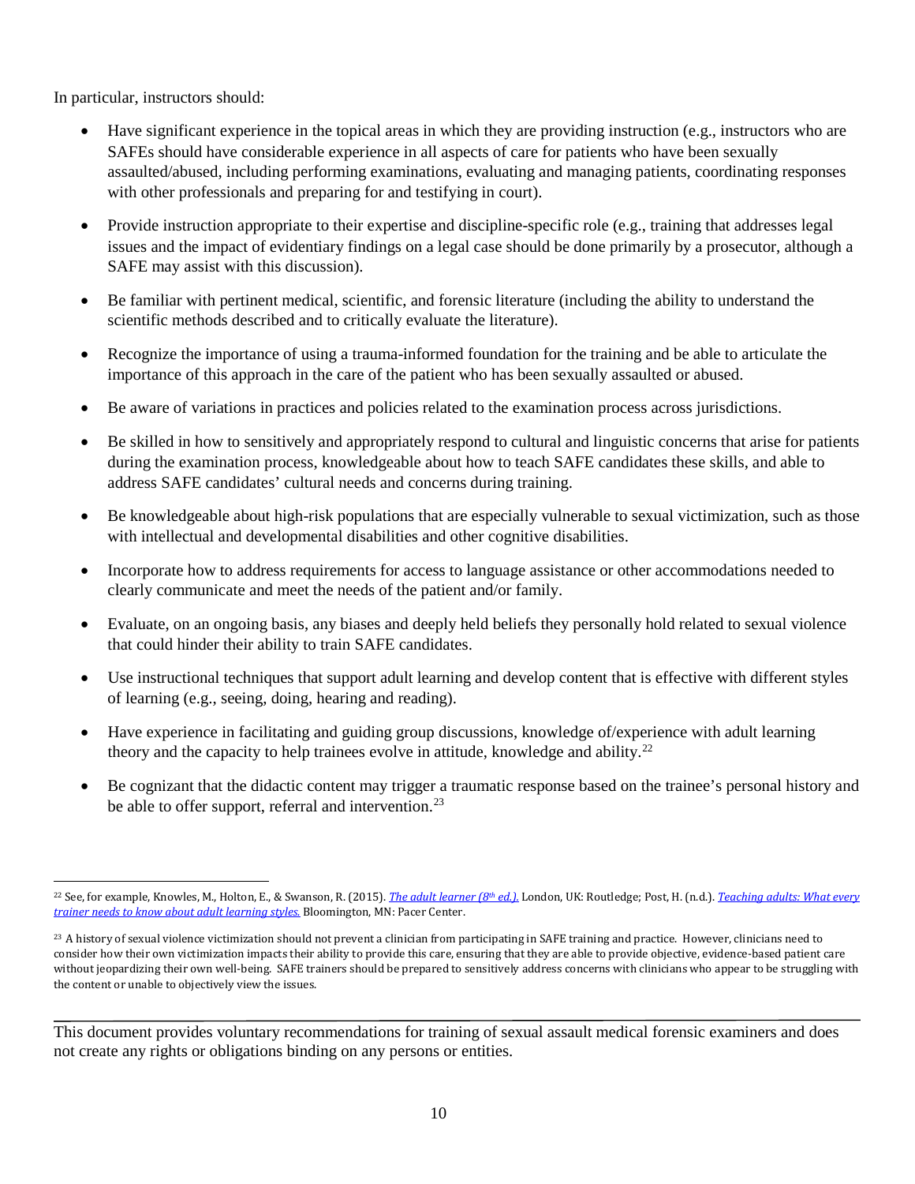In particular, instructors should:

- Have significant experience in the topical areas in which they are providing instruction (e.g., instructors who are SAFEs should have considerable experience in all aspects of care for patients who have been sexually assaulted/abused, including performing examinations, evaluating and managing patients, coordinating responses with other professionals and preparing for and testifying in court).
- Provide instruction appropriate to their expertise and discipline-specific role (e.g., training that addresses legal issues and the impact of evidentiary findings on a legal case should be done primarily by a prosecutor, although a SAFE may assist with this discussion).
- Be familiar with pertinent medical, scientific, and forensic literature (including the ability to understand the scientific methods described and to critically evaluate the literature).
- Recognize the importance of using a trauma-informed foundation for the training and be able to articulate the importance of this approach in the care of the patient who has been sexually assaulted or abused.
- Be aware of variations in practices and policies related to the examination process across jurisdictions.
- Be skilled in how to sensitively and appropriately respond to cultural and linguistic concerns that arise for patients during the examination process, knowledgeable about how to teach SAFE candidates these skills, and able to address SAFE candidates' cultural needs and concerns during training.
- Be knowledgeable about high-risk populations that are especially vulnerable to sexual victimization, such as those with intellectual and developmental disabilities and other cognitive disabilities.
- Incorporate how to address requirements for access to language assistance or other accommodations needed to clearly communicate and meet the needs of the patient and/or family.
- Evaluate, on an ongoing basis, any biases and deeply held beliefs they personally hold related to sexual violence that could hinder their ability to train SAFE candidates.
- Use instructional techniques that support adult learning and develop content that is effective with different styles of learning (e.g., seeing, doing, hearing and reading).
- Have experience in facilitating and guiding group discussions, knowledge of/experience with adult learning theory and the capacity to help trainees evolve in attitude, knowledge and ability.[22]
- Be cognizant that the didactic content may trigger a traumatic response based on the trainee's personal history and be able to offer support, referral and intervention.[23]

---

[22] See, for example, Knowles, M., Holton, E., & Swanson, R. (2015). *The adult learner (8th ed.).* London, UK: Routledge; Post, H. (n.d.). *Teaching adults: What every trainer needs to know about adult learning styles.* Bloomington, MN: Pacer Center.

[23] A history of sexual violence victimization should not prevent a clinician from participating in SAFE training and practice. However, clinicians need to consider how their own victimization impacts their ability to provide this care, ensuring that they are able to provide objective, evidence-based patient care without jeopardizing their own well-being. SAFE trainers should be prepared to sensitively address concerns with clinicians who appear to be struggling with the content or unable to objectively view the issues.

This document provides voluntary recommendations for training of sexual assault medical forensic examiners and does not create any rights or obligations binding on any persons or entities.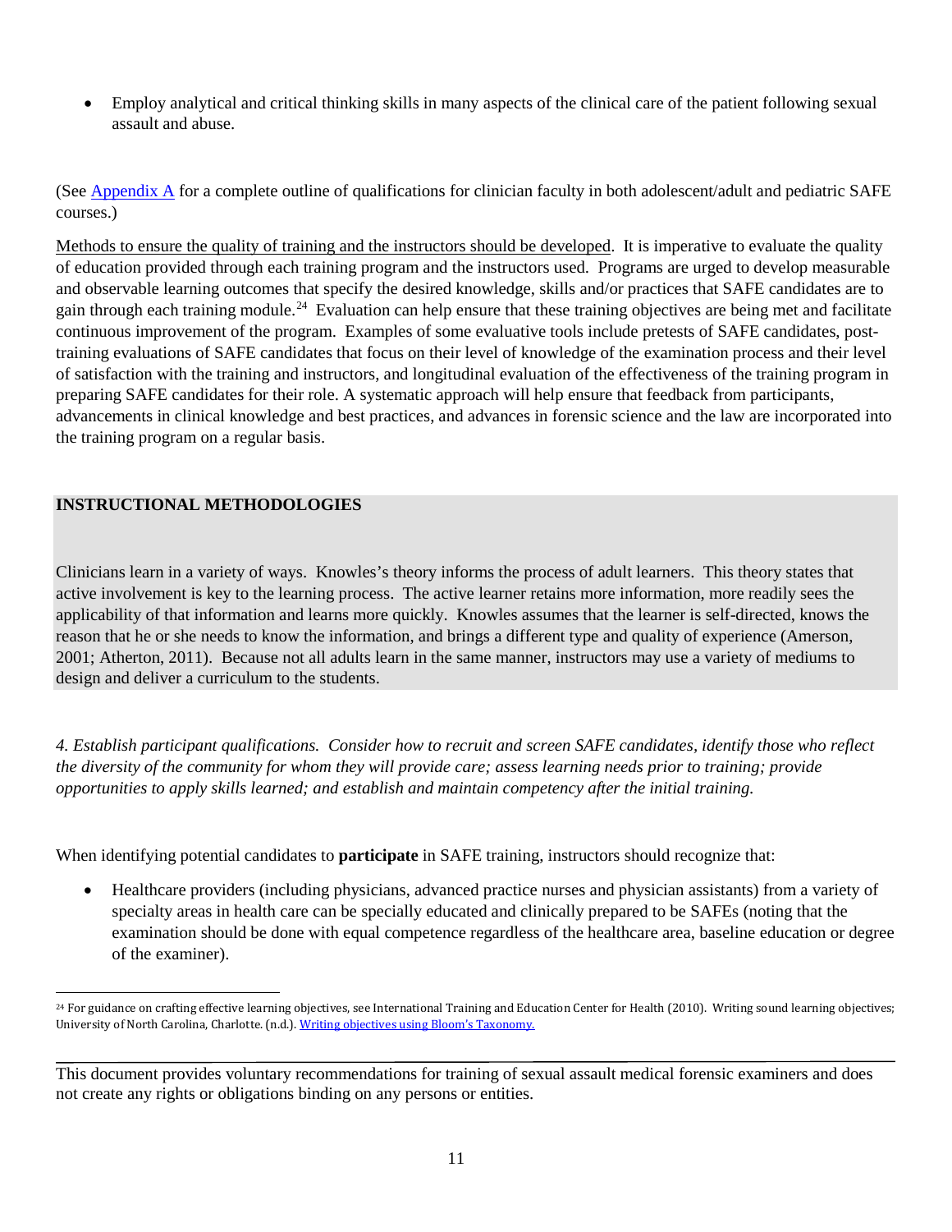- Employ analytical and critical thinking skills in many aspects of the clinical care of the patient following sexual assault and abuse.

(See Appendix A for a complete outline of qualifications for clinician faculty in both adolescent/adult and pediatric SAFE courses.)

Methods to ensure the quality of training and the instructors should be developed. It is imperative to evaluate the quality of education provided through each training program and the instructors used. Programs are urged to develop measurable and observable learning outcomes that specify the desired knowledge, skills and/or practices that SAFE candidates are to gain through each training module.[24] Evaluation can help ensure that these training objectives are being met and facilitate continuous improvement of the program. Examples of some evaluative tools include pretests of SAFE candidates, post-training evaluations of SAFE candidates that focus on their level of knowledge of the examination process and their level of satisfaction with the training and instructors, and longitudinal evaluation of the effectiveness of the training program in preparing SAFE candidates for their role. A systematic approach will help ensure that feedback from participants, advancements in clinical knowledge and best practices, and advances in forensic science and the law are incorporated into the training program on a regular basis.

**INSTRUCTIONAL METHODOLOGIES**

Clinicians learn in a variety of ways. Knowles's theory informs the process of adult learners. This theory states that active involvement is key to the learning process. The active learner retains more information, more readily sees the applicability of that information and learns more quickly. Knowles assumes that the learner is self-directed, knows the reason that he or she needs to know the information, and brings a different type and quality of experience (Amerson, 2001; Atherton, 2011). Because not all adults learn in the same manner, instructors may use a variety of mediums to design and deliver a curriculum to the students.

*4. Establish participant qualifications. Consider how to recruit and screen SAFE candidates, identify those who reflect the diversity of the community for whom they will provide care; assess learning needs prior to training; provide opportunities to apply skills learned; and establish and maintain competency after the initial training.*

When identifying potential candidates to **participate** in SAFE training, instructors should recognize that:

- Healthcare providers (including physicians, advanced practice nurses and physician assistants) from a variety of specialty areas in health care can be specially educated and clinically prepared to be SAFEs (noting that the examination should be done with equal competence regardless of the healthcare area, baseline education or degree of the examiner).

---

[24] For guidance on crafting effective learning objectives, see International Training and Education Center for Health (2010). Writing sound learning objectives; University of North Carolina, Charlotte. (n.d.). Writing objectives using Bloom's Taxonomy.

This document provides voluntary recommendations for training of sexual assault medical forensic examiners and does not create any rights or obligations binding on any persons or entities.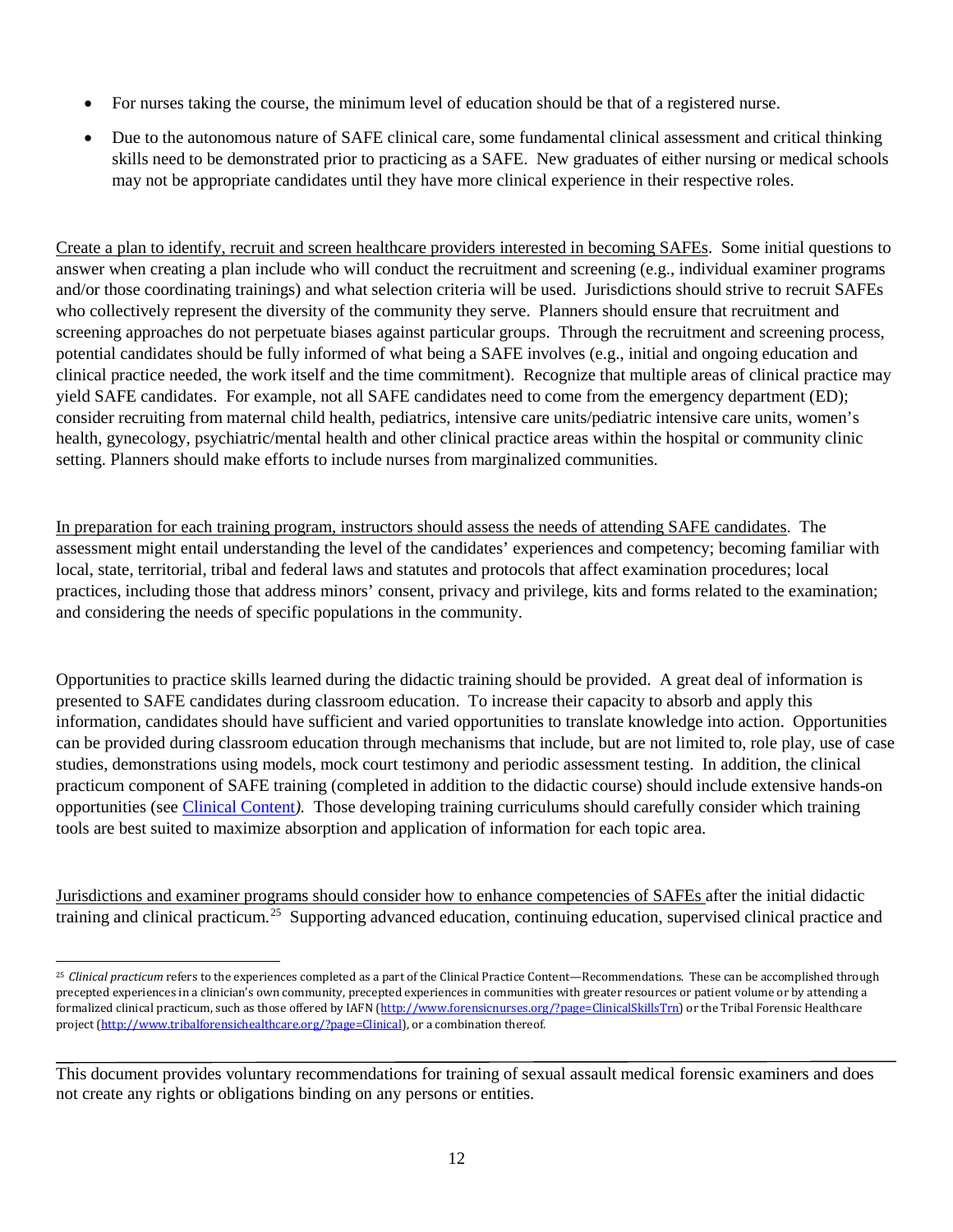- For nurses taking the course, the minimum level of education should be that of a registered nurse.
- Due to the autonomous nature of SAFE clinical care, some fundamental clinical assessment and critical thinking skills need to be demonstrated prior to practicing as a SAFE. New graduates of either nursing or medical schools may not be appropriate candidates until they have more clinical experience in their respective roles.

<u>Create a plan to identify, recruit and screen healthcare providers interested in becoming SAFEs</u>. Some initial questions to answer when creating a plan include who will conduct the recruitment and screening (e.g., individual examiner programs and/or those coordinating trainings) and what selection criteria will be used. Jurisdictions should strive to recruit SAFEs who collectively represent the diversity of the community they serve. Planners should ensure that recruitment and screening approaches do not perpetuate biases against particular groups. Through the recruitment and screening process, potential candidates should be fully informed of what being a SAFE involves (e.g., initial and ongoing education and clinical practice needed, the work itself and the time commitment). Recognize that multiple areas of clinical practice may yield SAFE candidates. For example, not all SAFE candidates need to come from the emergency department (ED); consider recruiting from maternal child health, pediatrics, intensive care units/pediatric intensive care units, women's health, gynecology, psychiatric/mental health and other clinical practice areas within the hospital or community clinic setting. Planners should make efforts to include nurses from marginalized communities.

<u>In preparation for each training program, instructors should assess the needs of attending SAFE candidates</u>. The assessment might entail understanding the level of the candidates' experiences and competency; becoming familiar with local, state, territorial, tribal and federal laws and statutes and protocols that affect examination procedures; local practices, including those that address minors' consent, privacy and privilege, kits and forms related to the examination; and considering the needs of specific populations in the community.

Opportunities to practice skills learned during the didactic training should be provided. A great deal of information is presented to SAFE candidates during classroom education. To increase their capacity to absorb and apply this information, candidates should have sufficient and varied opportunities to translate knowledge into action. Opportunities can be provided during classroom education through mechanisms that include, but are not limited to, role play, use of case studies, demonstrations using models, mock court testimony and periodic assessment testing. In addition, the clinical practicum component of SAFE training (completed in addition to the didactic course) should include extensive hands-on opportunities (see Clinical Content*).* Those developing training curriculums should carefully consider which training tools are best suited to maximize absorption and application of information for each topic area.

<u>Jurisdictions and examiner programs should consider how to enhance competencies of SAFEs</u> after the initial didactic training and clinical practicum.[25] Supporting advanced education, continuing education, supervised clinical practice and

[25] *Clinical practicum* refers to the experiences completed as a part of the Clinical Practice Content—Recommendations. These can be accomplished through precepted experiences in a clinician's own community, precepted experiences in communities with greater resources or patient volume or by attending a formalized clinical practicum, such as those offered by IAFN (http://www.forensicnurses.org/?page=ClinicalSkillsTrn) or the Tribal Forensic Healthcare project (http://www.tribalforensichealthcare.org/?page=Clinical), or a combination thereof.

This document provides voluntary recommendations for training of sexual assault medical forensic examiners and does not create any rights or obligations binding on any persons or entities.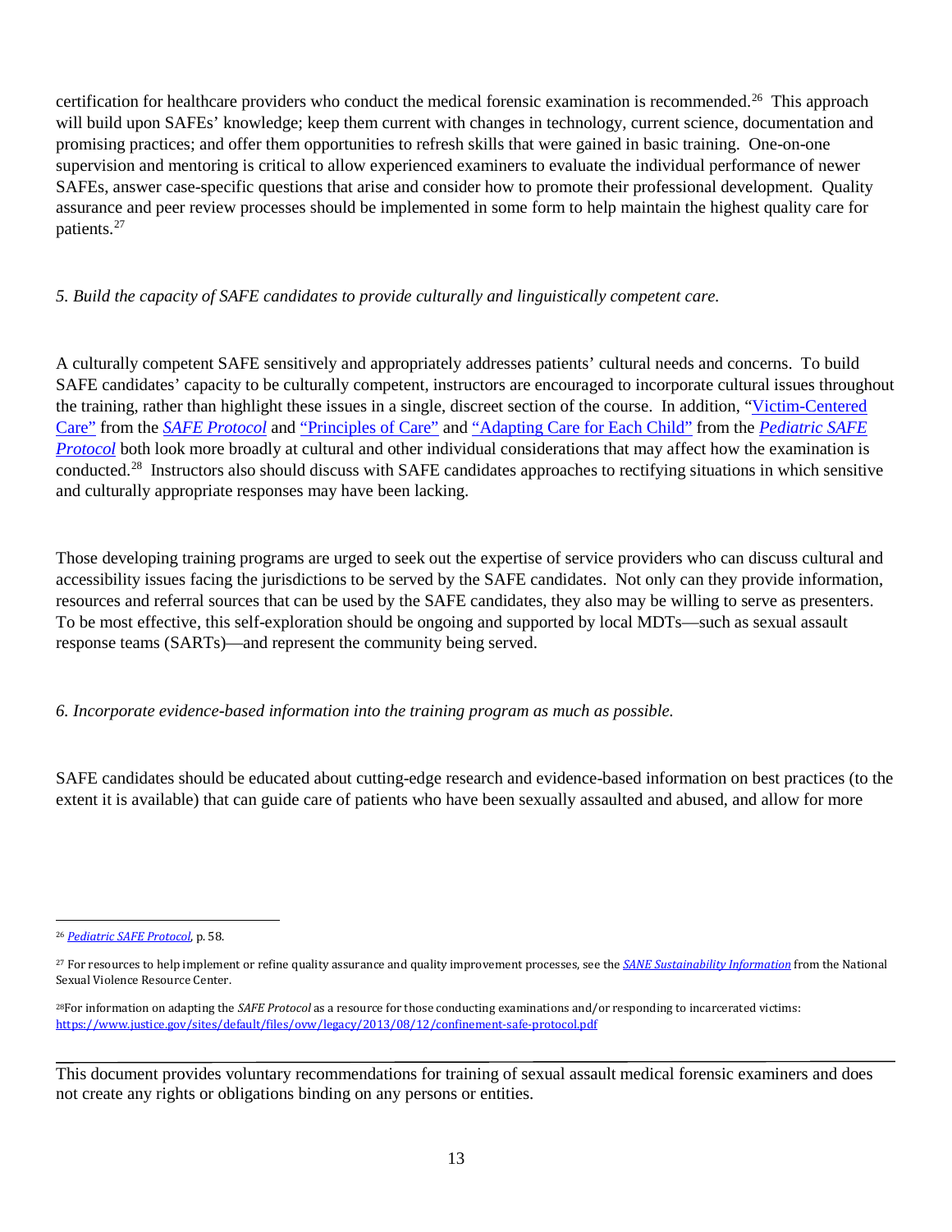certification for healthcare providers who conduct the medical forensic examination is recommended.[26] This approach will build upon SAFEs' knowledge; keep them current with changes in technology, current science, documentation and promising practices; and offer them opportunities to refresh skills that were gained in basic training. One-on-one supervision and mentoring is critical to allow experienced examiners to evaluate the individual performance of newer SAFEs, answer case-specific questions that arise and consider how to promote their professional development. Quality assurance and peer review processes should be implemented in some form to help maintain the highest quality care for patients.[27]

*5. Build the capacity of SAFE candidates to provide culturally and linguistically competent care.*

A culturally competent SAFE sensitively and appropriately addresses patients' cultural needs and concerns. To build SAFE candidates' capacity to be culturally competent, instructors are encouraged to incorporate cultural issues throughout the training, rather than highlight these issues in a single, discreet section of the course. In addition, "Victim-Centered Care" from the *SAFE Protocol* and "Principles of Care" and "Adapting Care for Each Child" from the *Pediatric SAFE Protocol* both look more broadly at cultural and other individual considerations that may affect how the examination is conducted.[28] Instructors also should discuss with SAFE candidates approaches to rectifying situations in which sensitive and culturally appropriate responses may have been lacking.

Those developing training programs are urged to seek out the expertise of service providers who can discuss cultural and accessibility issues facing the jurisdictions to be served by the SAFE candidates. Not only can they provide information, resources and referral sources that can be used by the SAFE candidates, they also may be willing to serve as presenters. To be most effective, this self-exploration should be ongoing and supported by local MDTs—such as sexual assault response teams (SARTs)—and represent the community being served.

*6. Incorporate evidence-based information into the training program as much as possible.*

SAFE candidates should be educated about cutting-edge research and evidence-based information on best practices (to the extent it is available) that can guide care of patients who have been sexually assaulted and abused, and allow for more

---

[26] *Pediatric SAFE Protocol*, p. 58.

[27] For resources to help implement or refine quality assurance and quality improvement processes, see the *SANE Sustainability Information* from the National Sexual Violence Resource Center.

[28] For information on adapting the *SAFE Protocol* as a resource for those conducting examinations and/or responding to incarcerated victims: https://www.justice.gov/sites/default/files/ovw/legacy/2013/08/12/confinement-safe-protocol.pdf

This document provides voluntary recommendations for training of sexual assault medical forensic examiners and does not create any rights or obligations binding on any persons or entities.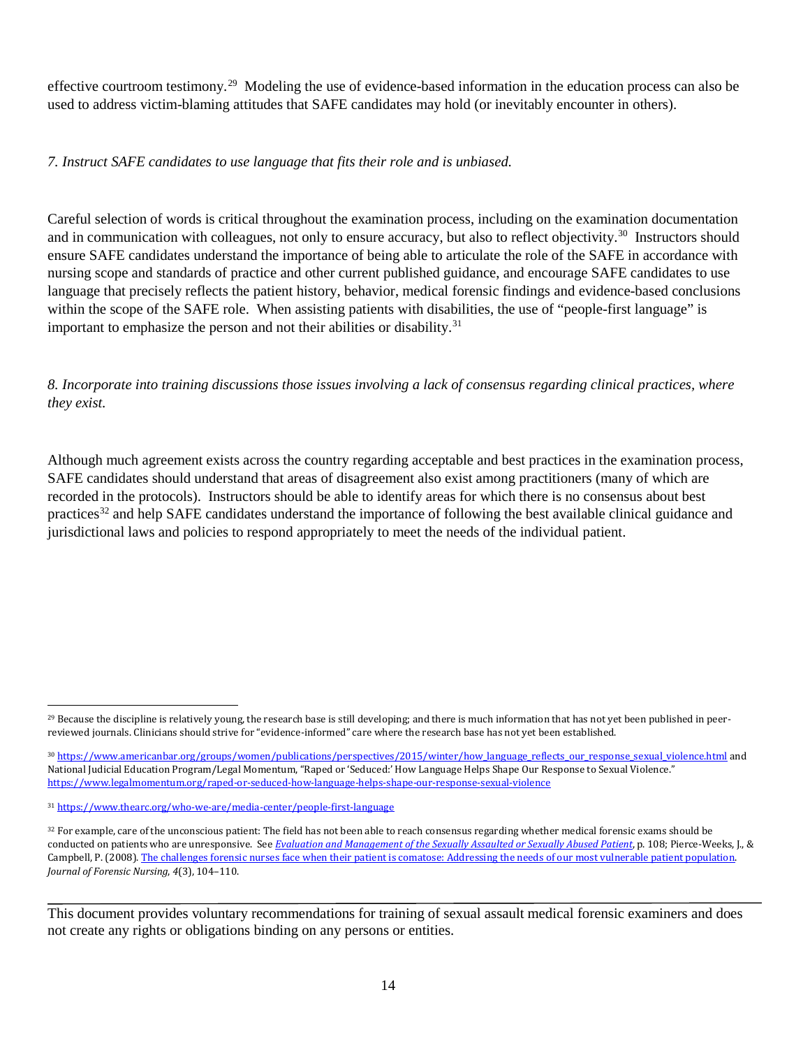effective courtroom testimony.[29] Modeling the use of evidence-based information in the education process can also be used to address victim-blaming attitudes that SAFE candidates may hold (or inevitably encounter in others).

*7. Instruct SAFE candidates to use language that fits their role and is unbiased.*

Careful selection of words is critical throughout the examination process, including on the examination documentation and in communication with colleagues, not only to ensure accuracy, but also to reflect objectivity.[30] Instructors should ensure SAFE candidates understand the importance of being able to articulate the role of the SAFE in accordance with nursing scope and standards of practice and other current published guidance, and encourage SAFE candidates to use language that precisely reflects the patient history, behavior, medical forensic findings and evidence-based conclusions within the scope of the SAFE role. When assisting patients with disabilities, the use of "people-first language" is important to emphasize the person and not their abilities or disability.[31]

*8. Incorporate into training discussions those issues involving a lack of consensus regarding clinical practices, where they exist.*

Although much agreement exists across the country regarding acceptable and best practices in the examination process, SAFE candidates should understand that areas of disagreement also exist among practitioners (many of which are recorded in the protocols). Instructors should be able to identify areas for which there is no consensus about best practices[32] and help SAFE candidates understand the importance of following the best available clinical guidance and jurisdictional laws and policies to respond appropriately to meet the needs of the individual patient.

---

[29] Because the discipline is relatively young, the research base is still developing; and there is much information that has not yet been published in peer-reviewed journals. Clinicians should strive for "evidence-informed" care where the research base has not yet been established.

[30] https://www.americanbar.org/groups/women/publications/perspectives/2015/winter/how_language_reflects_our_response_sexual_violence.html and National Judicial Education Program/Legal Momentum, "Raped or 'Seduced:' How Language Helps Shape Our Response to Sexual Violence." https://www.legalmomentum.org/raped-or-seduced-how-language-helps-shape-our-response-sexual-violence

[31] https://www.thearc.org/who-we-are/media-center/people-first-language

[32] For example, care of the unconscious patient: The field has not been able to reach consensus regarding whether medical forensic exams should be conducted on patients who are unresponsive. See *Evaluation and Management of the Sexually Assaulted or Sexually Abused Patient*, p. 108; Pierce-Weeks, J., & Campbell, P. (2008). The challenges forensic nurses face when their patient is comatose: Addressing the needs of our most vulnerable patient population. *Journal of Forensic Nursing*, *4*(3), 104–110.

This document provides voluntary recommendations for training of sexual assault medical forensic examiners and does not create any rights or obligations binding on any persons or entities.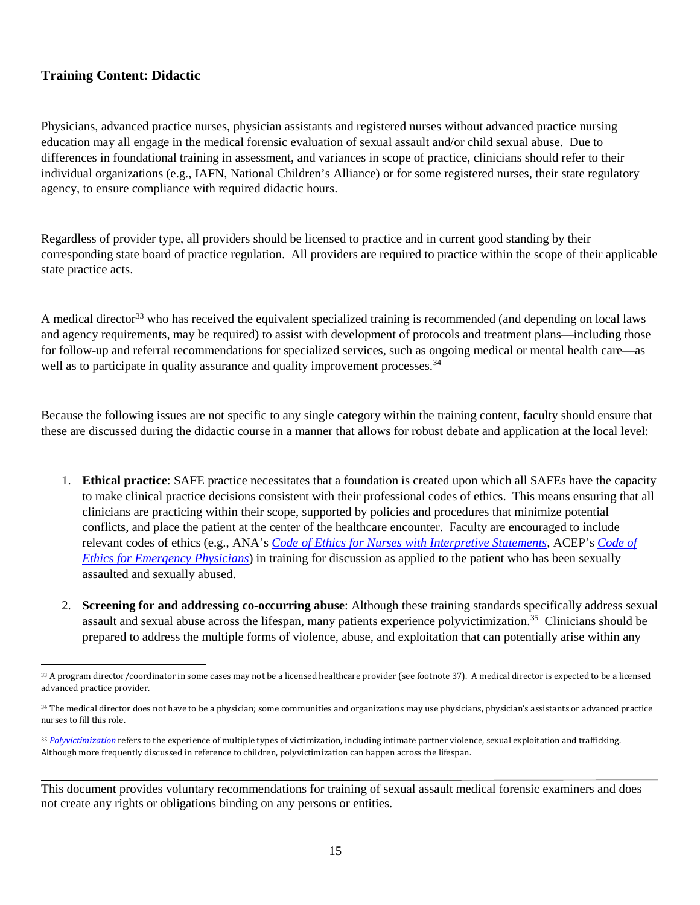### Training Content: Didactic

Physicians, advanced practice nurses, physician assistants and registered nurses without advanced practice nursing education may all engage in the medical forensic evaluation of sexual assault and/or child sexual abuse. Due to differences in foundational training in assessment, and variances in scope of practice, clinicians should refer to their individual organizations (e.g., IAFN, National Children's Alliance) or for some registered nurses, their state regulatory agency, to ensure compliance with required didactic hours.

Regardless of provider type, all providers should be licensed to practice and in current good standing by their corresponding state board of practice regulation. All providers are required to practice within the scope of their applicable state practice acts.

A medical director[33] who has received the equivalent specialized training is recommended (and depending on local laws and agency requirements, may be required) to assist with development of protocols and treatment plans—including those for follow-up and referral recommendations for specialized services, such as ongoing medical or mental health care—as well as to participate in quality assurance and quality improvement processes.[34]

Because the following issues are not specific to any single category within the training content, faculty should ensure that these are discussed during the didactic course in a manner that allows for robust debate and application at the local level:

1. **Ethical practice**: SAFE practice necessitates that a foundation is created upon which all SAFEs have the capacity to make clinical practice decisions consistent with their professional codes of ethics. This means ensuring that all clinicians are practicing within their scope, supported by policies and procedures that minimize potential conflicts, and place the patient at the center of the healthcare encounter. Faculty are encouraged to include relevant codes of ethics (e.g., ANA's *Code of Ethics for Nurses with Interpretive Statements*, ACEP's *Code of Ethics for Emergency Physicians*) in training for discussion as applied to the patient who has been sexually assaulted and sexually abused.

2. **Screening for and addressing co-occurring abuse**: Although these training standards specifically address sexual assault and sexual abuse across the lifespan, many patients experience polyvictimization.[35] Clinicians should be prepared to address the multiple forms of violence, abuse, and exploitation that can potentially arise within any

---

[33] A program director/coordinator in some cases may not be a licensed healthcare provider (see footnote 37). A medical director is expected to be a licensed advanced practice provider.

[34] The medical director does not have to be a physician; some communities and organizations may use physicians, physician's assistants or advanced practice nurses to fill this role.

[35] *Polyvictimization* refers to the experience of multiple types of victimization, including intimate partner violence, sexual exploitation and trafficking. Although more frequently discussed in reference to children, polyvictimization can happen across the lifespan.

This document provides voluntary recommendations for training of sexual assault medical forensic examiners and does not create any rights or obligations binding on any persons or entities.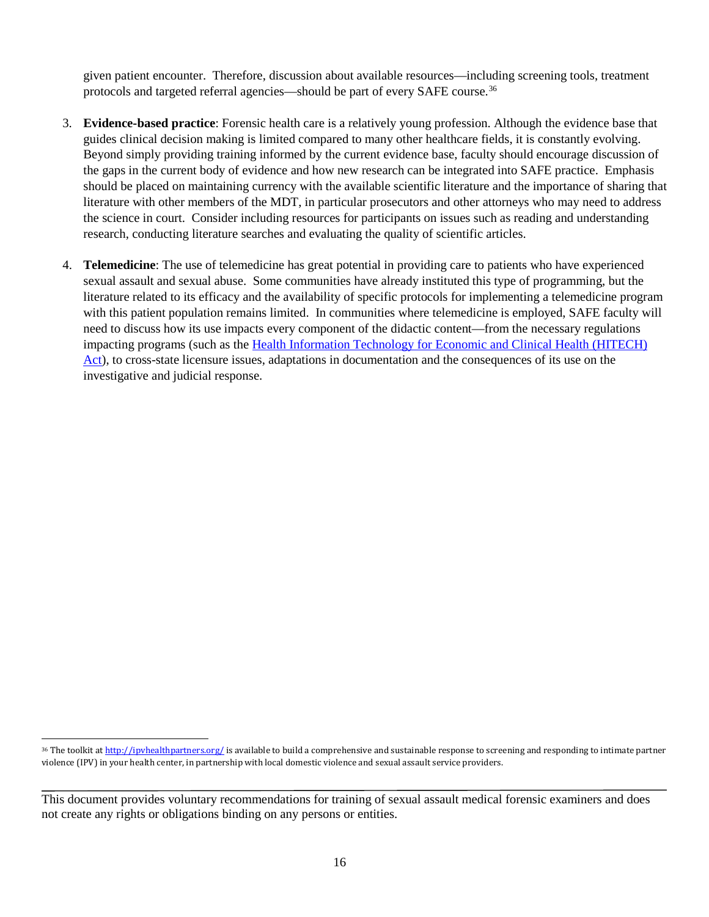given patient encounter. Therefore, discussion about available resources—including screening tools, treatment protocols and targeted referral agencies—should be part of every SAFE course.[36]

3. **Evidence-based practice**: Forensic health care is a relatively young profession. Although the evidence base that guides clinical decision making is limited compared to many other healthcare fields, it is constantly evolving. Beyond simply providing training informed by the current evidence base, faculty should encourage discussion of the gaps in the current body of evidence and how new research can be integrated into SAFE practice. Emphasis should be placed on maintaining currency with the available scientific literature and the importance of sharing that literature with other members of the MDT, in particular prosecutors and other attorneys who may need to address the science in court. Consider including resources for participants on issues such as reading and understanding research, conducting literature searches and evaluating the quality of scientific articles.

4. **Telemedicine**: The use of telemedicine has great potential in providing care to patients who have experienced sexual assault and sexual abuse. Some communities have already instituted this type of programming, but the literature related to its efficacy and the availability of specific protocols for implementing a telemedicine program with this patient population remains limited. In communities where telemedicine is employed, SAFE faculty will need to discuss how its use impacts every component of the didactic content—from the necessary regulations impacting programs (such as the Health Information Technology for Economic and Clinical Health (HITECH) Act), to cross-state licensure issues, adaptations in documentation and the consequences of its use on the investigative and judicial response.

---

[36] The toolkit at http://ipvhealthpartners.org/ is available to build a comprehensive and sustainable response to screening and responding to intimate partner violence (IPV) in your health center, in partnership with local domestic violence and sexual assault service providers.

This document provides voluntary recommendations for training of sexual assault medical forensic examiners and does not create any rights or obligations binding on any persons or entities.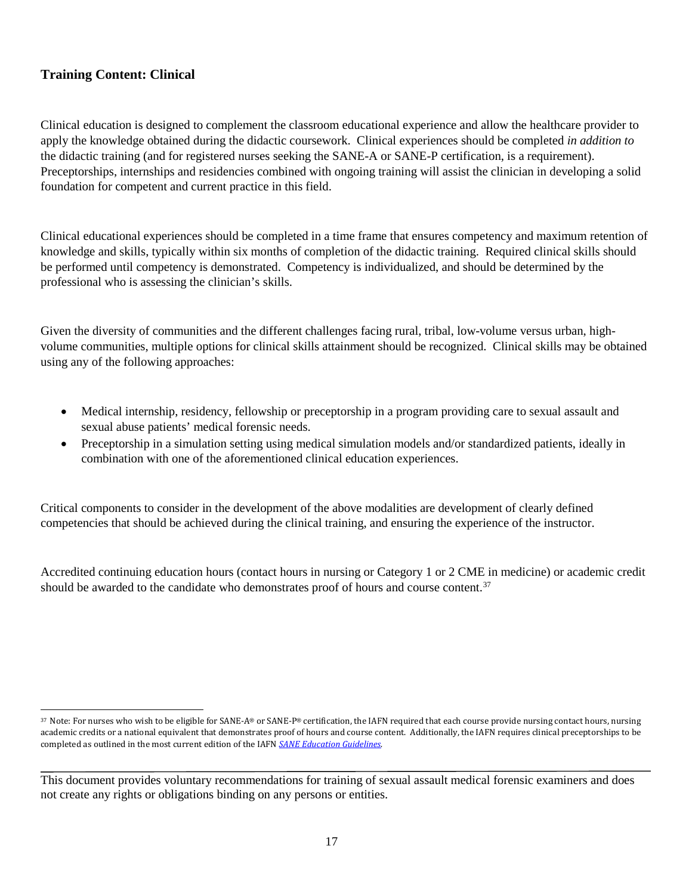## Training Content: Clinical

Clinical education is designed to complement the classroom educational experience and allow the healthcare provider to apply the knowledge obtained during the didactic coursework. Clinical experiences should be completed *in addition to* the didactic training (and for registered nurses seeking the SANE-A or SANE-P certification, is a requirement). Preceptorships, internships and residencies combined with ongoing training will assist the clinician in developing a solid foundation for competent and current practice in this field.

Clinical educational experiences should be completed in a time frame that ensures competency and maximum retention of knowledge and skills, typically within six months of completion of the didactic training. Required clinical skills should be performed until competency is demonstrated. Competency is individualized, and should be determined by the professional who is assessing the clinician's skills.

Given the diversity of communities and the different challenges facing rural, tribal, low-volume versus urban, high-volume communities, multiple options for clinical skills attainment should be recognized. Clinical skills may be obtained using any of the following approaches:

- Medical internship, residency, fellowship or preceptorship in a program providing care to sexual assault and sexual abuse patients' medical forensic needs.
- Preceptorship in a simulation setting using medical simulation models and/or standardized patients, ideally in combination with one of the aforementioned clinical education experiences.

Critical components to consider in the development of the above modalities are development of clearly defined competencies that should be achieved during the clinical training, and ensuring the experience of the instructor.

Accredited continuing education hours (contact hours in nursing or Category 1 or 2 CME in medicine) or academic credit should be awarded to the candidate who demonstrates proof of hours and course content.[37]

[37] Note: For nurses who wish to be eligible for SANE-A® or SANE-P® certification, the IAFN required that each course provide nursing contact hours, nursing academic credits or a national equivalent that demonstrates proof of hours and course content. Additionally, the IAFN requires clinical preceptorships to be completed as outlined in the most current edition of the IAFN *SANE Education Guidelines*.

This document provides voluntary recommendations for training of sexual assault medical forensic examiners and does not create any rights or obligations binding on any persons or entities.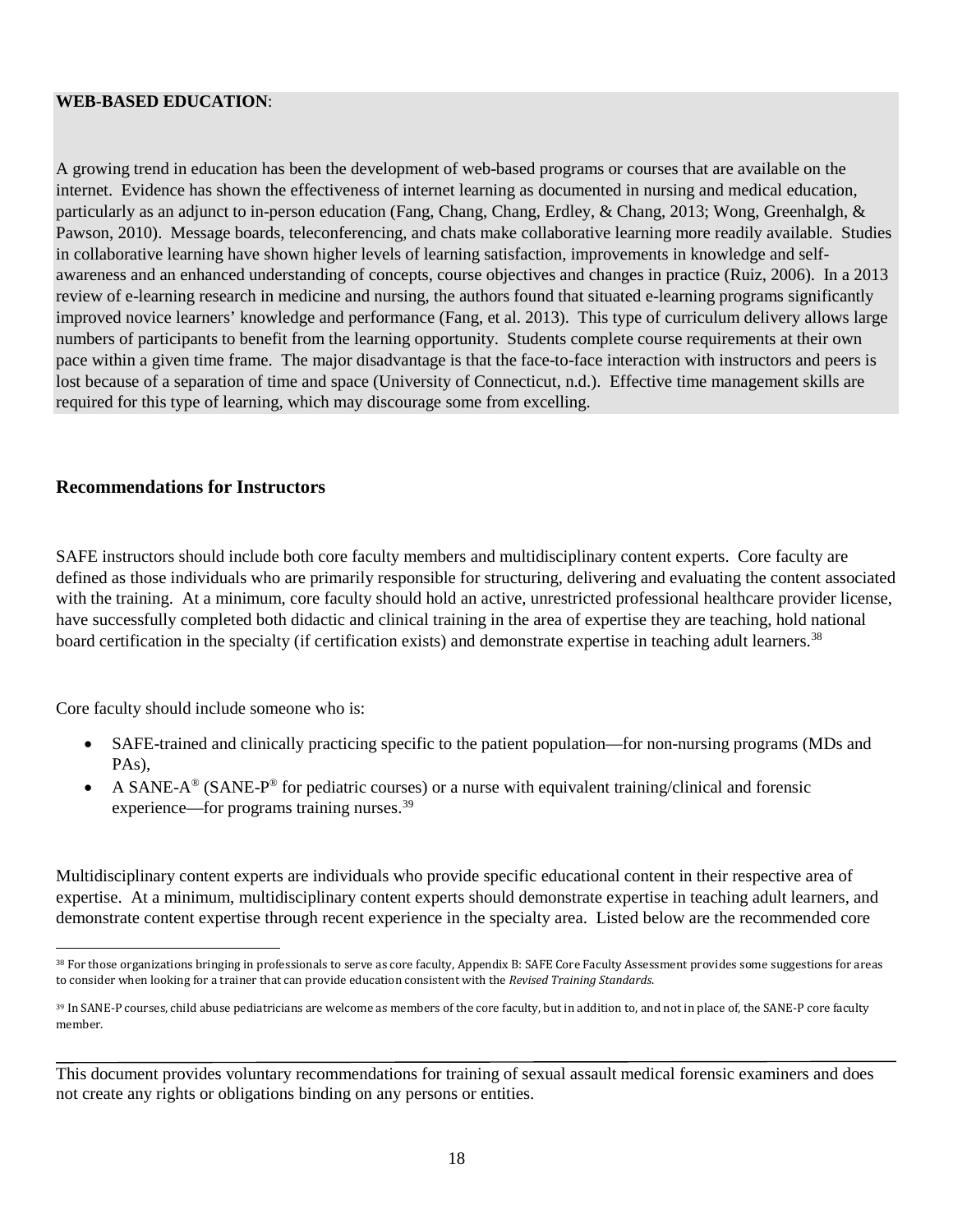**WEB-BASED EDUCATION**:

A growing trend in education has been the development of web-based programs or courses that are available on the internet. Evidence has shown the effectiveness of internet learning as documented in nursing and medical education, particularly as an adjunct to in-person education (Fang, Chang, Chang, Erdley, & Chang, 2013; Wong, Greenhalgh, & Pawson, 2010). Message boards, teleconferencing, and chats make collaborative learning more readily available. Studies in collaborative learning have shown higher levels of learning satisfaction, improvements in knowledge and self-awareness and an enhanced understanding of concepts, course objectives and changes in practice (Ruiz, 2006). In a 2013 review of e-learning research in medicine and nursing, the authors found that situated e-learning programs significantly improved novice learners' knowledge and performance (Fang, et al. 2013). This type of curriculum delivery allows large numbers of participants to benefit from the learning opportunity. Students complete course requirements at their own pace within a given time frame. The major disadvantage is that the face-to-face interaction with instructors and peers is lost because of a separation of time and space (University of Connecticut, n.d.). Effective time management skills are required for this type of learning, which may discourage some from excelling.

## Recommendations for Instructors

SAFE instructors should include both core faculty members and multidisciplinary content experts. Core faculty are defined as those individuals who are primarily responsible for structuring, delivering and evaluating the content associated with the training. At a minimum, core faculty should hold an active, unrestricted professional healthcare provider license, have successfully completed both didactic and clinical training in the area of expertise they are teaching, hold national board certification in the specialty (if certification exists) and demonstrate expertise in teaching adult learners.[38]

Core faculty should include someone who is:

- SAFE-trained and clinically practicing specific to the patient population—for non-nursing programs (MDs and PAs),
- A SANE-A® (SANE-P® for pediatric courses) or a nurse with equivalent training/clinical and forensic experience—for programs training nurses.[39]

Multidisciplinary content experts are individuals who provide specific educational content in their respective area of expertise. At a minimum, multidisciplinary content experts should demonstrate expertise in teaching adult learners, and demonstrate content expertise through recent experience in the specialty area. Listed below are the recommended core

[38] For those organizations bringing in professionals to serve as core faculty, Appendix B: SAFE Core Faculty Assessment provides some suggestions for areas to consider when looking for a trainer that can provide education consistent with the *Revised Training Standards*.

[39] In SANE-P courses, child abuse pediatricians are welcome as members of the core faculty, but in addition to, and not in place of, the SANE-P core faculty member.

This document provides voluntary recommendations for training of sexual assault medical forensic examiners and does not create any rights or obligations binding on any persons or entities.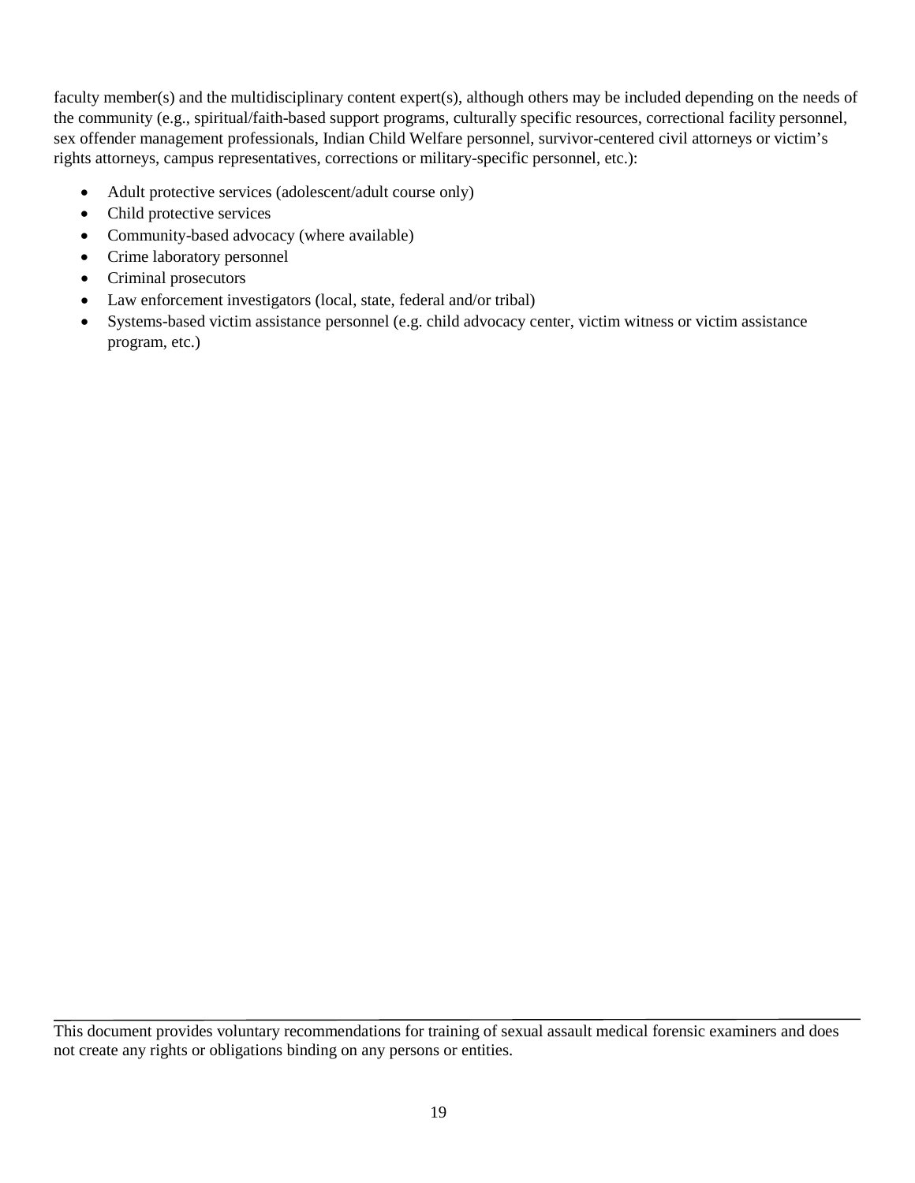faculty member(s) and the multidisciplinary content expert(s), although others may be included depending on the needs of the community (e.g., spiritual/faith-based support programs, culturally specific resources, correctional facility personnel, sex offender management professionals, Indian Child Welfare personnel, survivor-centered civil attorneys or victim's rights attorneys, campus representatives, corrections or military-specific personnel, etc.):

- Adult protective services (adolescent/adult course only)
- Child protective services
- Community-based advocacy (where available)
- Crime laboratory personnel
- Criminal prosecutors
- Law enforcement investigators (local, state, federal and/or tribal)
- Systems-based victim assistance personnel (e.g. child advocacy center, victim witness or victim assistance program, etc.)

This document provides voluntary recommendations for training of sexual assault medical forensic examiners and does not create any rights or obligations binding on any persons or entities.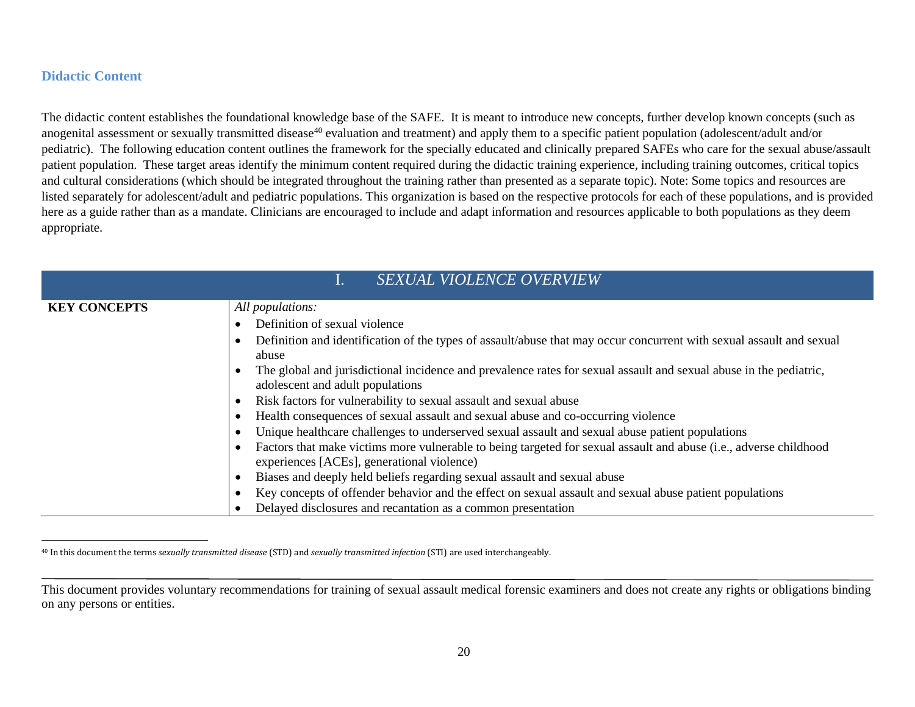## Didactic Content

The didactic content establishes the foundational knowledge base of the SAFE. It is meant to introduce new concepts, further develop known concepts (such as anogenital assessment or sexually transmitted disease[40] evaluation and treatment) and apply them to a specific patient population (adolescent/adult and/or pediatric). The following education content outlines the framework for the specially educated and clinically prepared SAFEs who care for the sexual abuse/assault patient population. These target areas identify the minimum content required during the didactic training experience, including training outcomes, critical topics and cultural considerations (which should be integrated throughout the training rather than presented as a separate topic). Note: Some topics and resources are listed separately for adolescent/adult and pediatric populations. This organization is based on the respective protocols for each of these populations, and is provided here as a guide rather than as a mandate. Clinicians are encouraged to include and adapt information and resources applicable to both populations as they deem appropriate.

| I. *SEXUAL VIOLENCE OVERVIEW* | |
|---|---|
| **KEY CONCEPTS** | *All populations:*<br>• Definition of sexual violence<br>• Definition and identification of the types of assault/abuse that may occur concurrent with sexual assault and sexual abuse<br>• The global and jurisdictional incidence and prevalence rates for sexual assault and sexual abuse in the pediatric, adolescent and adult populations<br>• Risk factors for vulnerability to sexual assault and sexual abuse<br>• Health consequences of sexual assault and sexual abuse and co-occurring violence<br>• Unique healthcare challenges to underserved sexual assault and sexual abuse patient populations<br>• Factors that make victims more vulnerable to being targeted for sexual assault and abuse (i.e., adverse childhood experiences [ACEs], generational violence)<br>• Biases and deeply held beliefs regarding sexual assault and sexual abuse<br>• Key concepts of offender behavior and the effect on sexual assault and sexual abuse patient populations<br>• Delayed disclosures and recantation as a common presentation |

[40] In this document the terms *sexually transmitted disease* (STD) and *sexually transmitted infection* (STI) are used interchangeably.

This document provides voluntary recommendations for training of sexual assault medical forensic examiners and does not create any rights or obligations binding on any persons or entities.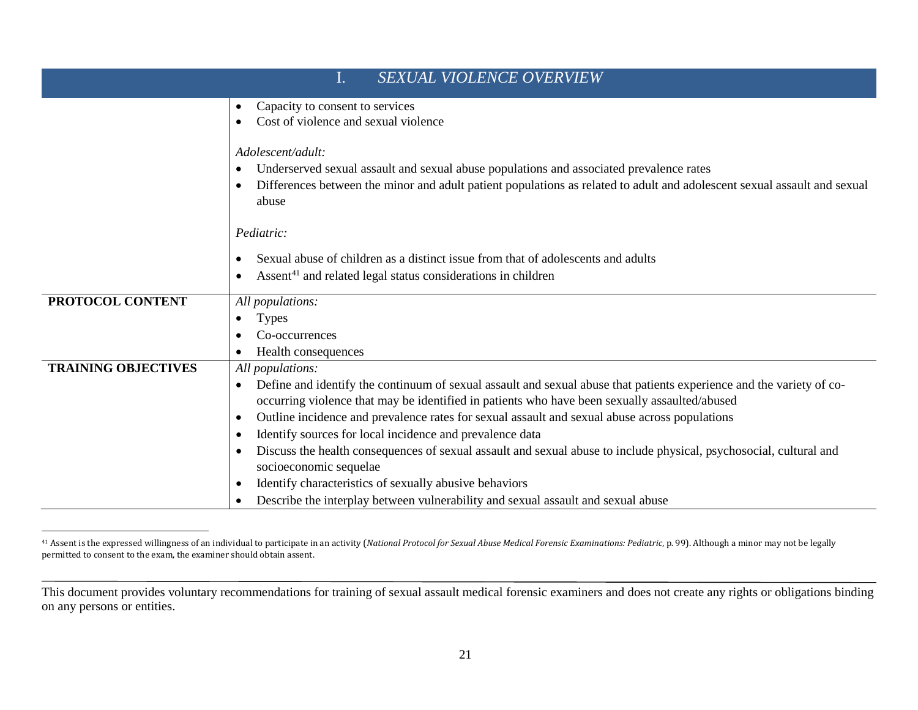| I. *SEXUAL VIOLENCE OVERVIEW* | |
|---|---|
| | • Capacity to consent to services<br>• Cost of violence and sexual violence<br><br>*Adolescent/adult:*<br>• Underserved sexual assault and sexual abuse populations and associated prevalence rates<br>• Differences between the minor and adult patient populations as related to adult and adolescent sexual assault and sexual abuse<br><br>*Pediatric:*<br>• Sexual abuse of children as a distinct issue from that of adolescents and adults<br>• Assent[41] and related legal status considerations in children |
| **PROTOCOL CONTENT** | *All populations:*<br>• Types<br>• Co-occurrences<br>• Health consequences |
| **TRAINING OBJECTIVES** | *All populations:*<br>• Define and identify the continuum of sexual assault and sexual abuse that patients experience and the variety of co-occurring violence that may be identified in patients who have been sexually assaulted/abused<br>• Outline incidence and prevalence rates for sexual assault and sexual abuse across populations<br>• Identify sources for local incidence and prevalence data<br>• Discuss the health consequences of sexual assault and sexual abuse to include physical, psychosocial, cultural and socioeconomic sequelae<br>• Identify characteristics of sexually abusive behaviors<br>• Describe the interplay between vulnerability and sexual assault and sexual abuse |

[41] Assent is the expressed willingness of an individual to participate in an activity (*National Protocol for Sexual Abuse Medical Forensic Examinations: Pediatric*, p. 99). Although a minor may not be legally permitted to consent to the exam, the examiner should obtain assent.

This document provides voluntary recommendations for training of sexual assault medical forensic examiners and does not create any rights or obligations binding on any persons or entities.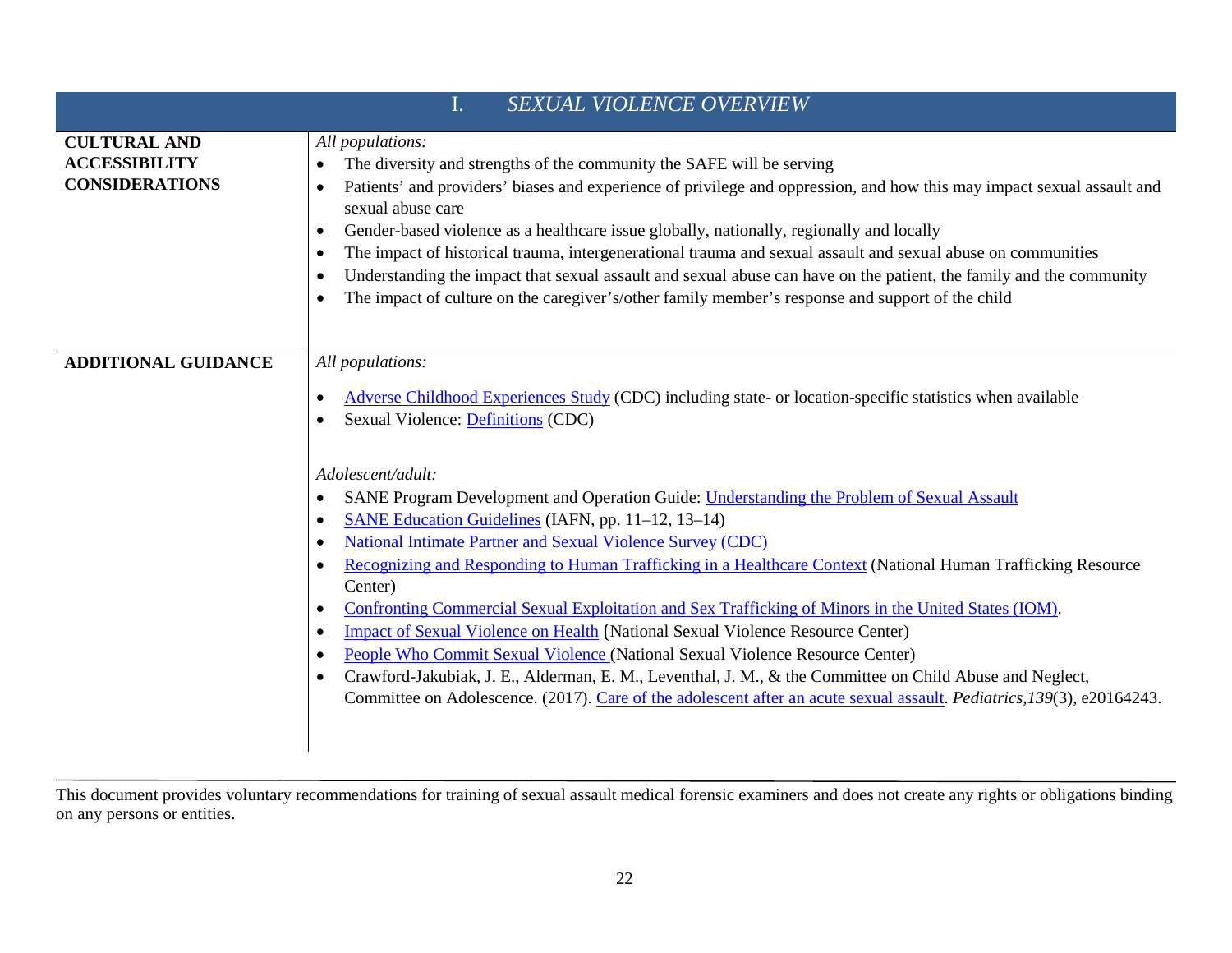| I. *SEXUAL VIOLENCE OVERVIEW* | |
|---|---|
| **CULTURAL AND ACCESSIBILITY CONSIDERATIONS** | *All populations:*<br>• The diversity and strengths of the community the SAFE will be serving<br>• Patients' and providers' biases and experience of privilege and oppression, and how this may impact sexual assault and sexual abuse care<br>• Gender-based violence as a healthcare issue globally, nationally, regionally and locally<br>• The impact of historical trauma, intergenerational trauma and sexual assault and sexual abuse on communities<br>• Understanding the impact that sexual assault and sexual abuse can have on the patient, the family and the community<br>• The impact of culture on the caregiver's/other family member's response and support of the child |
| **ADDITIONAL GUIDANCE** | *All populations:*<br>• Adverse Childhood Experiences Study (CDC) including state- or location-specific statistics when available<br>• Sexual Violence: Definitions (CDC)<br><br>*Adolescent/adult:*<br>• SANE Program Development and Operation Guide: Understanding the Problem of Sexual Assault<br>• SANE Education Guidelines (IAFN, pp. 11–12, 13–14)<br>• National Intimate Partner and Sexual Violence Survey (CDC)<br>• Recognizing and Responding to Human Trafficking in a Healthcare Context (National Human Trafficking Resource Center)<br>• Confronting Commercial Sexual Exploitation and Sex Trafficking of Minors in the United States (IOM).<br>• Impact of Sexual Violence on Health (National Sexual Violence Resource Center)<br>• People Who Commit Sexual Violence (National Sexual Violence Resource Center)<br>• Crawford-Jakubiak, J. E., Alderman, E. M., Leventhal, J. M., & the Committee on Child Abuse and Neglect, Committee on Adolescence. (2017). Care of the adolescent after an acute sexual assault. *Pediatrics,139*(3), e20164243. |

This document provides voluntary recommendations for training of sexual assault medical forensic examiners and does not create any rights or obligations binding on any persons or entities.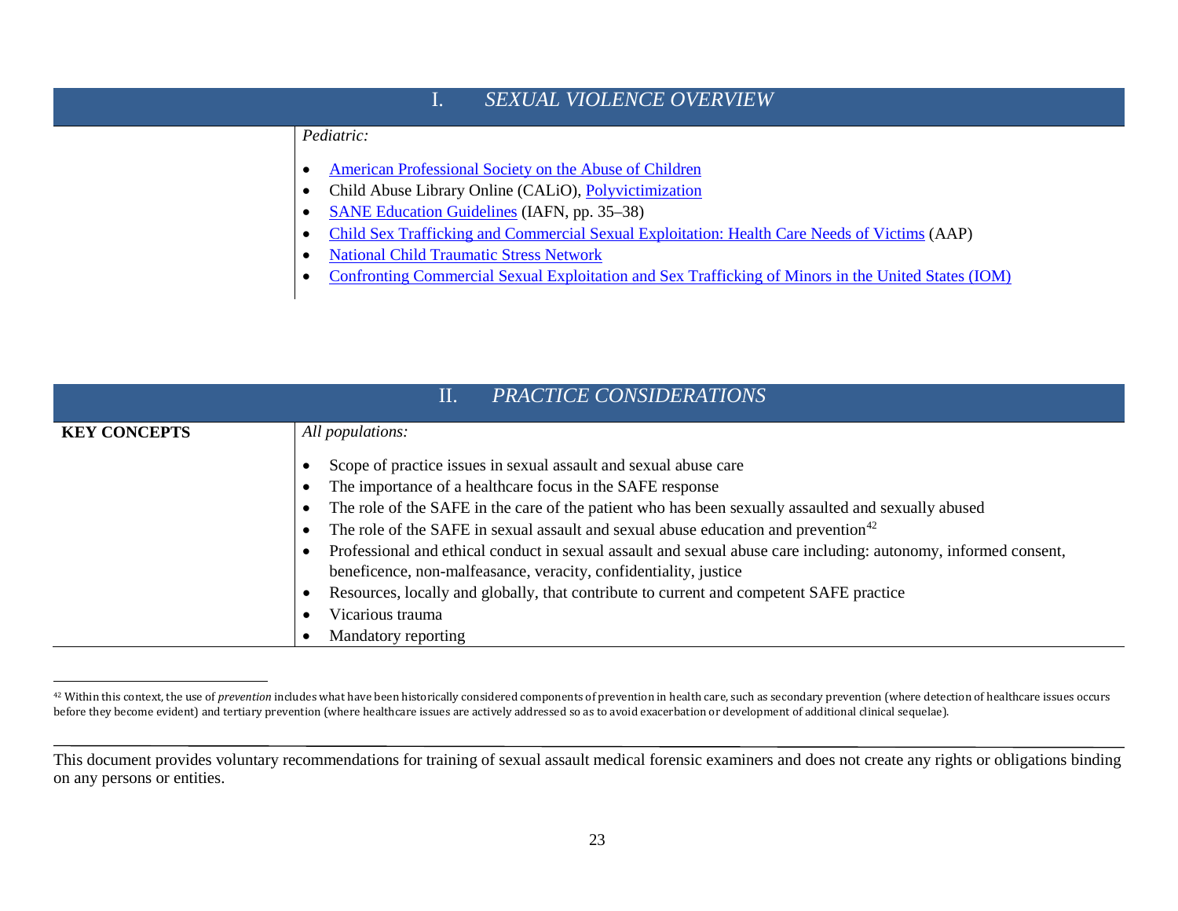## I. *SEXUAL VIOLENCE OVERVIEW*

| | |
|---|---|
| | *Pediatric:*<br><br>• American Professional Society on the Abuse of Children<br>• Child Abuse Library Online (CALiO), Polyvictimization<br>• SANE Education Guidelines (IAFN, pp. 35–38)<br>• Child Sex Trafficking and Commercial Sexual Exploitation: Health Care Needs of Victims (AAP)<br>• National Child Traumatic Stress Network<br>• Confronting Commercial Sexual Exploitation and Sex Trafficking of Minors in the United States (IOM) |

## II. *PRACTICE CONSIDERATIONS*

| | |
|---|---|
| **KEY CONCEPTS** | *All populations:*<br><br>• Scope of practice issues in sexual assault and sexual abuse care<br>• The importance of a healthcare focus in the SAFE response<br>• The role of the SAFE in the care of the patient who has been sexually assaulted and sexually abused<br>• The role of the SAFE in sexual assault and sexual abuse education and prevention[42]<br>• Professional and ethical conduct in sexual assault and sexual abuse care including: autonomy, informed consent, beneficence, non-malfeasance, veracity, confidentiality, justice<br>• Resources, locally and globally, that contribute to current and competent SAFE practice<br>• Vicarious trauma<br>• Mandatory reporting |

[42] Within this context, the use of *prevention* includes what have been historically considered components of prevention in health care, such as secondary prevention (where detection of healthcare issues occurs before they become evident) and tertiary prevention (where healthcare issues are actively addressed so as to avoid exacerbation or development of additional clinical sequelae).

This document provides voluntary recommendations for training of sexual assault medical forensic examiners and does not create any rights or obligations binding on any persons or entities.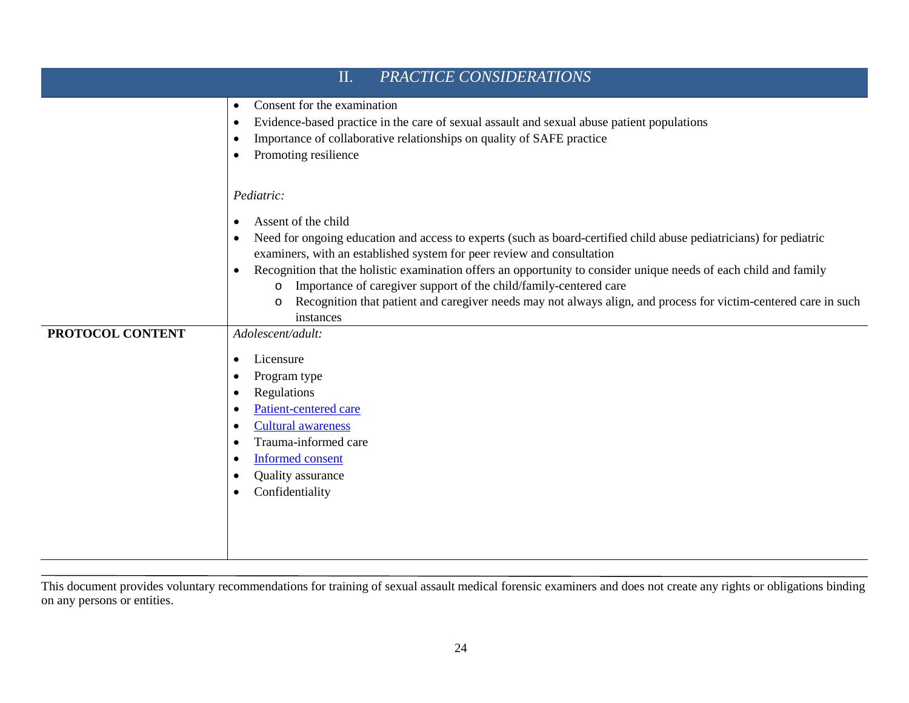| II. *PRACTICE CONSIDERATIONS* | |
|---|---|
| | • Consent for the examination<br>• Evidence-based practice in the care of sexual assault and sexual abuse patient populations<br>• Importance of collaborative relationships on quality of SAFE practice<br>• Promoting resilience<br><br>*Pediatric:*<br><br>• Assent of the child<br>• Need for ongoing education and access to experts (such as board-certified child abuse pediatricians) for pediatric examiners, with an established system for peer review and consultation<br>• Recognition that the holistic examination offers an opportunity to consider unique needs of each child and family<br>  o Importance of caregiver support of the child/family-centered care<br>  o Recognition that patient and caregiver needs may not always align, and process for victim-centered care in such instances |
| **PROTOCOL CONTENT** | *Adolescent/adult:*<br><br>• Licensure<br>• Program type<br>• Regulations<br>• Patient-centered care<br>• Cultural awareness<br>• Trauma-informed care<br>• Informed consent<br>• Quality assurance<br>• Confidentiality |

This document provides voluntary recommendations for training of sexual assault medical forensic examiners and does not create any rights or obligations binding on any persons or entities.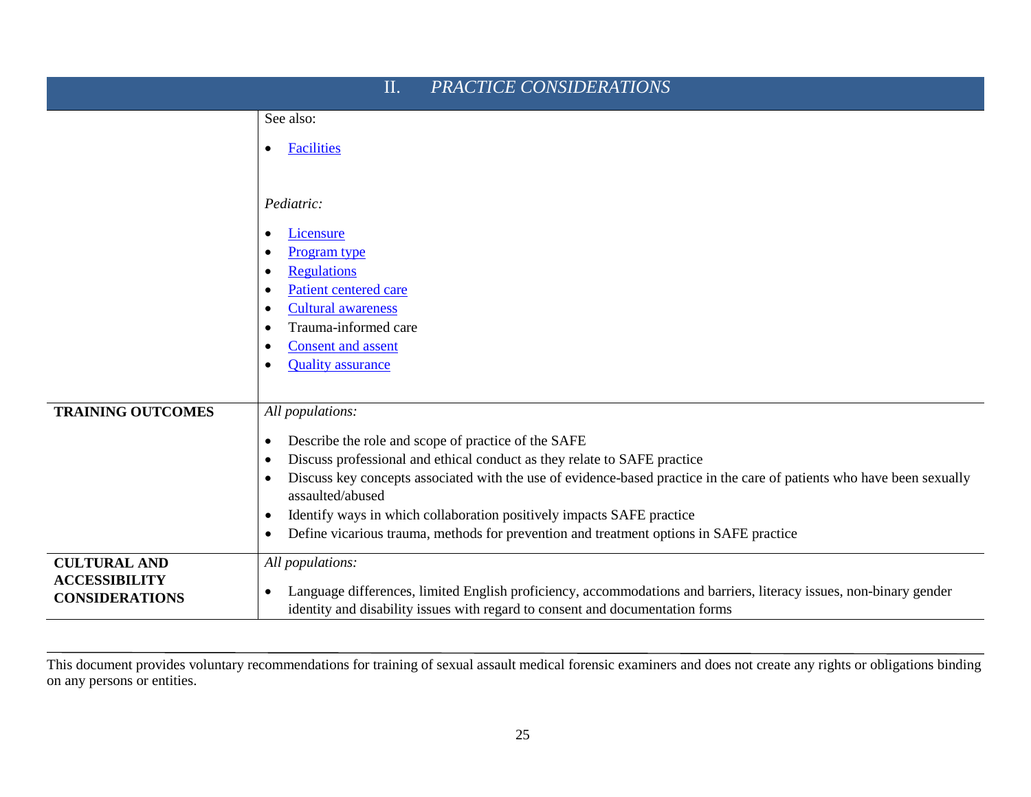| II. *PRACTICE CONSIDERATIONS* | |
|---|---|
| | See also:<br><br>• Facilities<br><br>*Pediatric:*<br><br>• Licensure<br>• Program type<br>• Regulations<br>• Patient centered care<br>• Cultural awareness<br>• Trauma-informed care<br>• Consent and assent<br>• Quality assurance |
| **TRAINING OUTCOMES** | *All populations:*<br><br>• Describe the role and scope of practice of the SAFE<br>• Discuss professional and ethical conduct as they relate to SAFE practice<br>• Discuss key concepts associated with the use of evidence-based practice in the care of patients who have been sexually assaulted/abused<br>• Identify ways in which collaboration positively impacts SAFE practice<br>• Define vicarious trauma, methods for prevention and treatment options in SAFE practice |
| **CULTURAL AND ACCESSIBILITY CONSIDERATIONS** | *All populations:*<br><br>• Language differences, limited English proficiency, accommodations and barriers, literacy issues, non-binary gender identity and disability issues with regard to consent and documentation forms |

This document provides voluntary recommendations for training of sexual assault medical forensic examiners and does not create any rights or obligations binding on any persons or entities.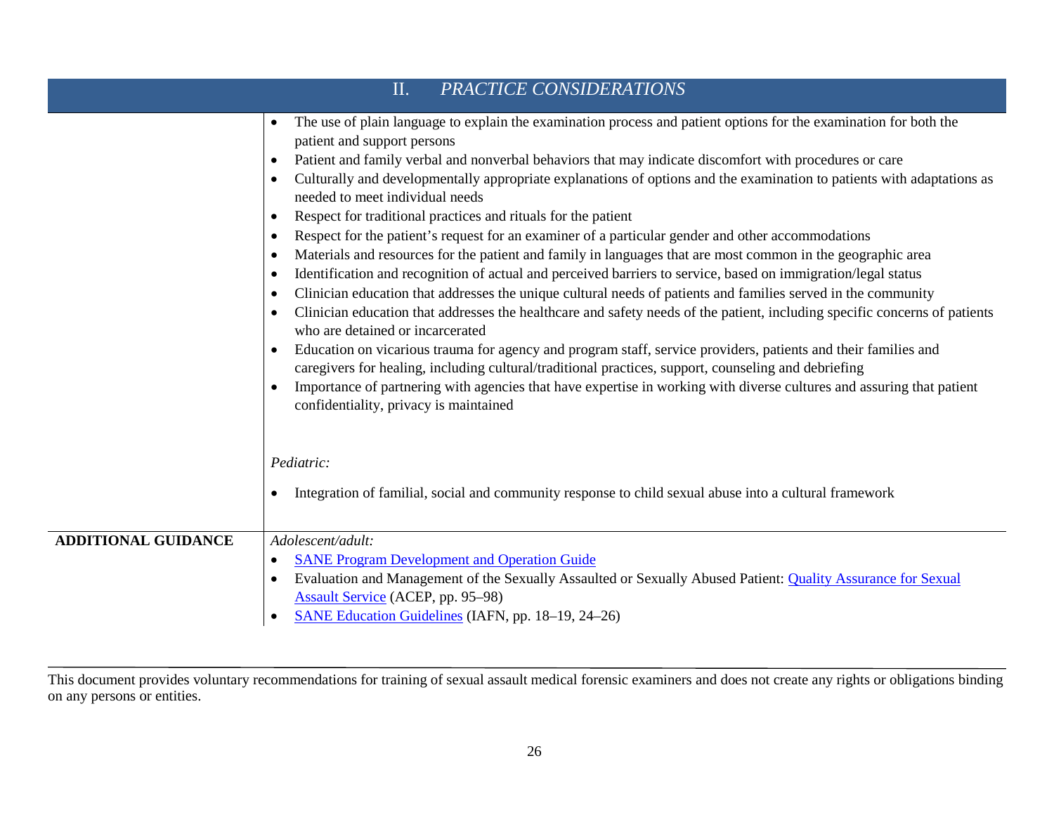## II. *PRACTICE CONSIDERATIONS*

| | |
|---|---|
| | • The use of plain language to explain the examination process and patient options for the examination for both the patient and support persons<br>• Patient and family verbal and nonverbal behaviors that may indicate discomfort with procedures or care<br>• Culturally and developmentally appropriate explanations of options and the examination to patients with adaptations as needed to meet individual needs<br>• Respect for traditional practices and rituals for the patient<br>• Respect for the patient's request for an examiner of a particular gender and other accommodations<br>• Materials and resources for the patient and family in languages that are most common in the geographic area<br>• Identification and recognition of actual and perceived barriers to service, based on immigration/legal status<br>• Clinician education that addresses the unique cultural needs of patients and families served in the community<br>• Clinician education that addresses the healthcare and safety needs of the patient, including specific concerns of patients who are detained or incarcerated<br>• Education on vicarious trauma for agency and program staff, service providers, patients and their families and caregivers for healing, including cultural/traditional practices, support, counseling and debriefing<br>• Importance of partnering with agencies that have expertise in working with diverse cultures and assuring that patient confidentiality, privacy is maintained<br><br>*Pediatric:*<br><br>• Integration of familial, social and community response to child sexual abuse into a cultural framework |
| **ADDITIONAL GUIDANCE** | *Adolescent/adult:*<br>• SANE Program Development and Operation Guide<br>• Evaluation and Management of the Sexually Assaulted or Sexually Abused Patient: Quality Assurance for Sexual Assault Service (ACEP, pp. 95–98)<br>• SANE Education Guidelines (IAFN, pp. 18–19, 24–26) |

This document provides voluntary recommendations for training of sexual assault medical forensic examiners and does not create any rights or obligations binding on any persons or entities.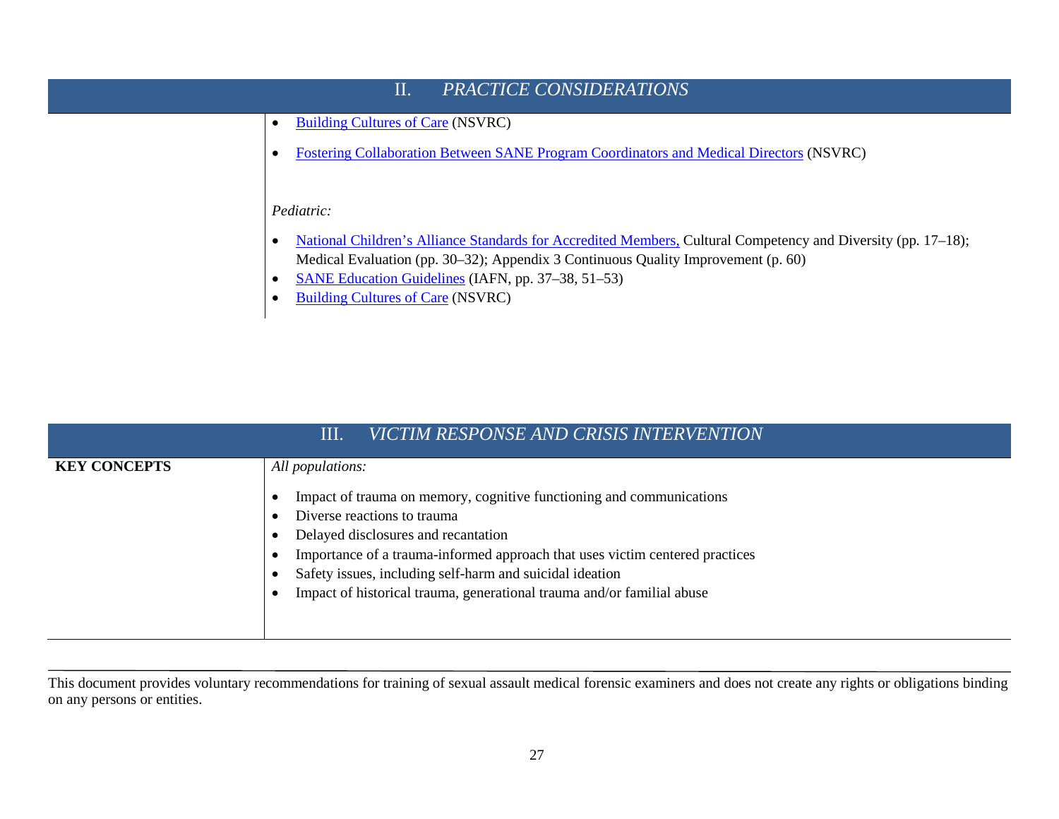## II. *PRACTICE CONSIDERATIONS*

| | |
|---|---|
| | • Building Cultures of Care (NSVRC)<br>• Fostering Collaboration Between SANE Program Coordinators and Medical Directors (NSVRC)<br><br>*Pediatric:*<br><br>• National Children's Alliance Standards for Accredited Members, Cultural Competency and Diversity (pp. 17–18); Medical Evaluation (pp. 30–32); Appendix 3 Continuous Quality Improvement (p. 60)<br>• SANE Education Guidelines (IAFN, pp. 37–38, 51–53)<br>• Building Cultures of Care (NSVRC) |

## III. *VICTIM RESPONSE AND CRISIS INTERVENTION*

| | |
|---|---|
| **KEY CONCEPTS** | *All populations:*<br><br>• Impact of trauma on memory, cognitive functioning and communications<br>• Diverse reactions to trauma<br>• Delayed disclosures and recantation<br>• Importance of a trauma-informed approach that uses victim centered practices<br>• Safety issues, including self-harm and suicidal ideation<br>• Impact of historical trauma, generational trauma and/or familial abuse |

This document provides voluntary recommendations for training of sexual assault medical forensic examiners and does not create any rights or obligations binding on any persons or entities.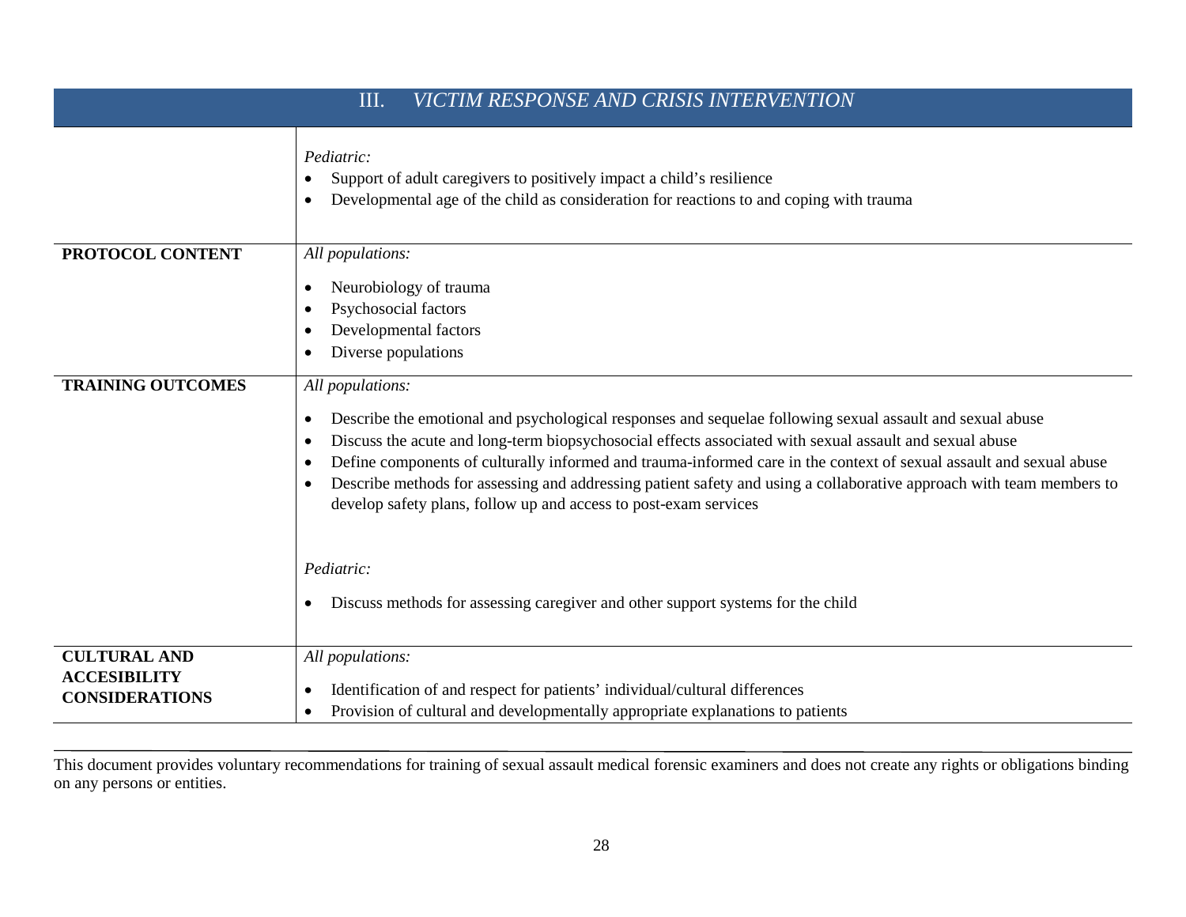| III. *VICTIM RESPONSE AND CRISIS INTERVENTION* | |
|---|---|
| | *Pediatric:*<br>• Support of adult caregivers to positively impact a child's resilience<br>• Developmental age of the child as consideration for reactions to and coping with trauma |
| **PROTOCOL CONTENT** | *All populations:*<br>• Neurobiology of trauma<br>• Psychosocial factors<br>• Developmental factors<br>• Diverse populations |
| **TRAINING OUTCOMES** | *All populations:*<br>• Describe the emotional and psychological responses and sequelae following sexual assault and sexual abuse<br>• Discuss the acute and long-term biopsychosocial effects associated with sexual assault and sexual abuse<br>• Define components of culturally informed and trauma-informed care in the context of sexual assault and sexual abuse<br>• Describe methods for assessing and addressing patient safety and using a collaborative approach with team members to develop safety plans, follow up and access to post-exam services<br><br>*Pediatric:*<br>• Discuss methods for assessing caregiver and other support systems for the child |
| **CULTURAL AND ACCESIBILITY CONSIDERATIONS** | *All populations:*<br>• Identification of and respect for patients' individual/cultural differences<br>• Provision of cultural and developmentally appropriate explanations to patients |

This document provides voluntary recommendations for training of sexual assault medical forensic examiners and does not create any rights or obligations binding on any persons or entities.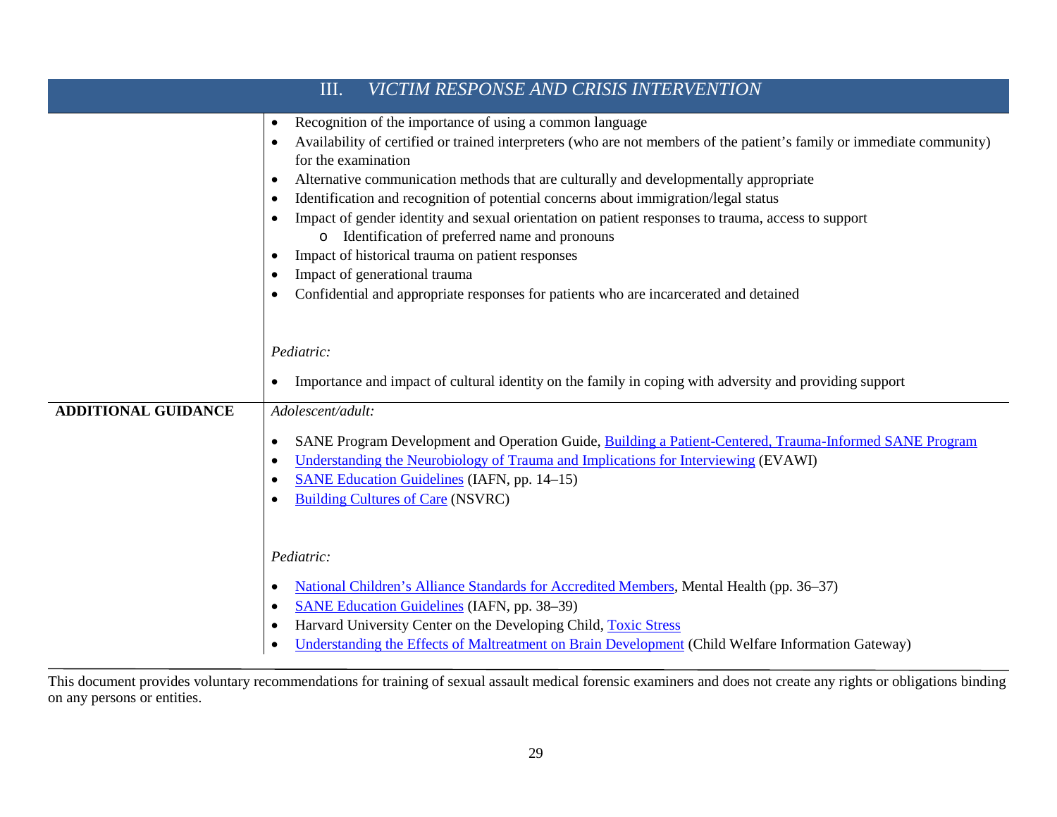## III. *VICTIM RESPONSE AND CRISIS INTERVENTION*

| | |
|---|---|
| | • Recognition of the importance of using a common language<br>• Availability of certified or trained interpreters (who are not members of the patient's family or immediate community) for the examination<br>• Alternative communication methods that are culturally and developmentally appropriate<br>• Identification and recognition of potential concerns about immigration/legal status<br>• Impact of gender identity and sexual orientation on patient responses to trauma, access to support<br>&nbsp;&nbsp;&nbsp;&nbsp;o Identification of preferred name and pronouns<br>• Impact of historical trauma on patient responses<br>• Impact of generational trauma<br>• Confidential and appropriate responses for patients who are incarcerated and detained<br><br>*Pediatric:*<br><br>• Importance and impact of cultural identity on the family in coping with adversity and providing support |
| **ADDITIONAL GUIDANCE** | *Adolescent/adult:*<br><br>• SANE Program Development and Operation Guide, Building a Patient-Centered, Trauma-Informed SANE Program<br>• Understanding the Neurobiology of Trauma and Implications for Interviewing (EVAWI)<br>• SANE Education Guidelines (IAFN, pp. 14–15)<br>• Building Cultures of Care (NSVRC)<br><br>*Pediatric:*<br><br>• National Children's Alliance Standards for Accredited Members, Mental Health (pp. 36–37)<br>• SANE Education Guidelines (IAFN, pp. 38–39)<br>• Harvard University Center on the Developing Child, Toxic Stress<br>• Understanding the Effects of Maltreatment on Brain Development (Child Welfare Information Gateway) |

This document provides voluntary recommendations for training of sexual assault medical forensic examiners and does not create any rights or obligations binding on any persons or entities.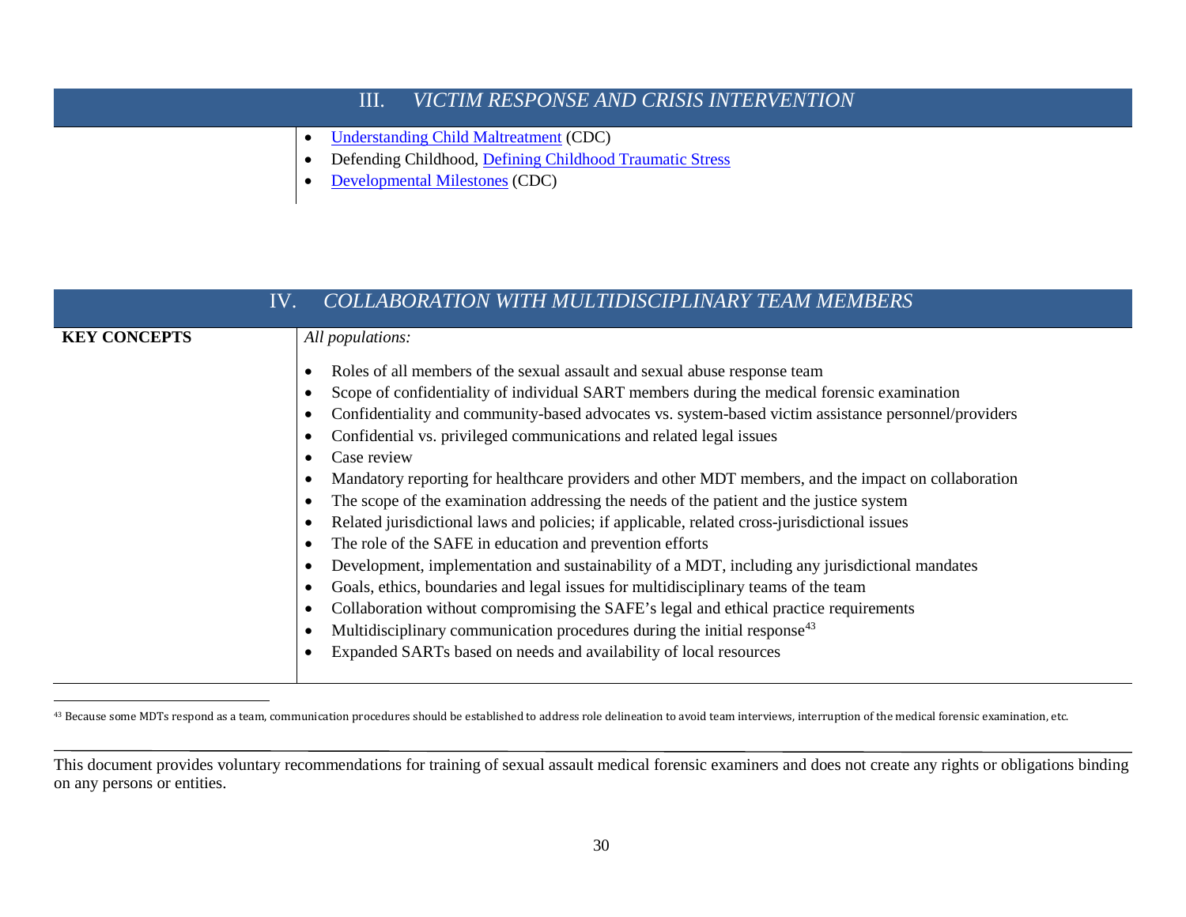## III. *VICTIM RESPONSE AND CRISIS INTERVENTION*

| | |
|---|---|
| | • Understanding Child Maltreatment (CDC)<br>• Defending Childhood, Defining Childhood Traumatic Stress<br>• Developmental Milestones (CDC) |

## IV. *COLLABORATION WITH MULTIDISCIPLINARY TEAM MEMBERS*

| | |
|---|---|
| **KEY CONCEPTS** | *All populations:*<br><br>• Roles of all members of the sexual assault and sexual abuse response team<br>• Scope of confidentiality of individual SART members during the medical forensic examination<br>• Confidentiality and community-based advocates vs. system-based victim assistance personnel/providers<br>• Confidential vs. privileged communications and related legal issues<br>• Case review<br>• Mandatory reporting for healthcare providers and other MDT members, and the impact on collaboration<br>• The scope of the examination addressing the needs of the patient and the justice system<br>• Related jurisdictional laws and policies; if applicable, related cross-jurisdictional issues<br>• The role of the SAFE in education and prevention efforts<br>• Development, implementation and sustainability of a MDT, including any jurisdictional mandates<br>• Goals, ethics, boundaries and legal issues for multidisciplinary teams of the team<br>• Collaboration without compromising the SAFE's legal and ethical practice requirements<br>• Multidisciplinary communication procedures during the initial response[43]<br>• Expanded SARTs based on needs and availability of local resources |

[43] Because some MDTs respond as a team, communication procedures should be established to address role delineation to avoid team interviews, interruption of the medical forensic examination, etc.

This document provides voluntary recommendations for training of sexual assault medical forensic examiners and does not create any rights or obligations binding on any persons or entities.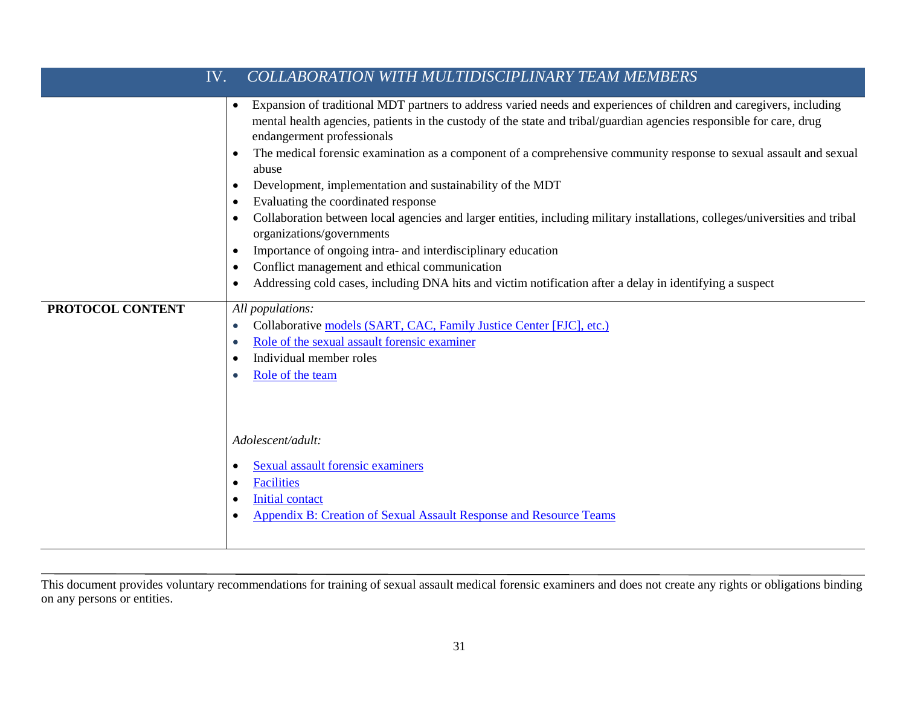| IV. COLLABORATION WITH MULTIDISCIPLINARY TEAM MEMBERS | |
|---|---|
| | • Expansion of traditional MDT partners to address varied needs and experiences of children and caregivers, including mental health agencies, patients in the custody of the state and tribal/guardian agencies responsible for care, drug endangerment professionals<br>• The medical forensic examination as a component of a comprehensive community response to sexual assault and sexual abuse<br>• Development, implementation and sustainability of the MDT<br>• Evaluating the coordinated response<br>• Collaboration between local agencies and larger entities, including military installations, colleges/universities and tribal organizations/governments<br>• Importance of ongoing intra- and interdisciplinary education<br>• Conflict management and ethical communication<br>• Addressing cold cases, including DNA hits and victim notification after a delay in identifying a suspect |
| **PROTOCOL CONTENT** | *All populations:*<br>• Collaborative models (SART, CAC, Family Justice Center [FJC], etc.)<br>• Role of the sexual assault forensic examiner<br>• Individual member roles<br>• Role of the team<br><br>*Adolescent/adult:*<br>• Sexual assault forensic examiners<br>• Facilities<br>• Initial contact<br>• Appendix B: Creation of Sexual Assault Response and Resource Teams |

This document provides voluntary recommendations for training of sexual assault medical forensic examiners and does not create any rights or obligations binding on any persons or entities.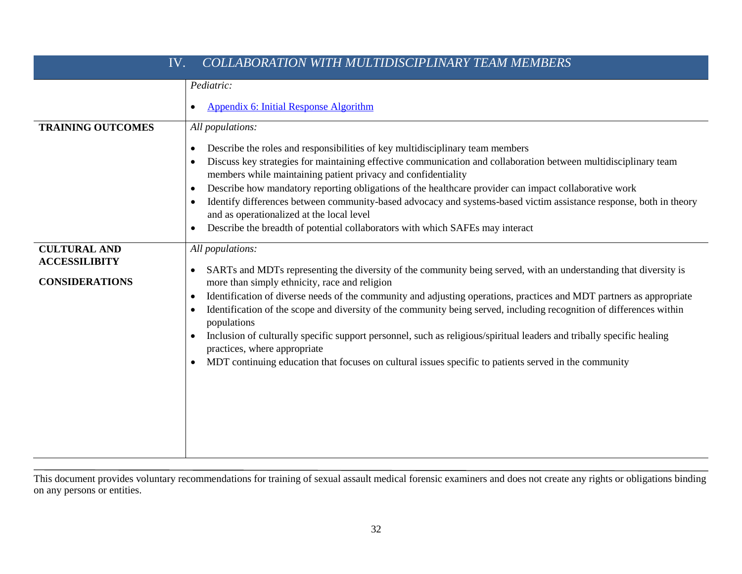| IV. *COLLABORATION WITH MULTIDISCIPLINARY TEAM MEMBERS* | |
|---|---|
| | *Pediatric:*<br><br>• Appendix 6: Initial Response Algorithm |
| **TRAINING OUTCOMES** | *All populations:*<br><br>• Describe the roles and responsibilities of key multidisciplinary team members<br>• Discuss key strategies for maintaining effective communication and collaboration between multidisciplinary team members while maintaining patient privacy and confidentiality<br>• Describe how mandatory reporting obligations of the healthcare provider can impact collaborative work<br>• Identify differences between community-based advocacy and systems-based victim assistance response, both in theory and as operationalized at the local level<br>• Describe the breadth of potential collaborators with which SAFEs may interact |
| **CULTURAL AND ACCESSILIBITY CONSIDERATIONS** | *All populations:*<br><br>• SARTs and MDTs representing the diversity of the community being served, with an understanding that diversity is more than simply ethnicity, race and religion<br>• Identification of diverse needs of the community and adjusting operations, practices and MDT partners as appropriate<br>• Identification of the scope and diversity of the community being served, including recognition of differences within populations<br>• Inclusion of culturally specific support personnel, such as religious/spiritual leaders and tribally specific healing practices, where appropriate<br>• MDT continuing education that focuses on cultural issues specific to patients served in the community |

This document provides voluntary recommendations for training of sexual assault medical forensic examiners and does not create any rights or obligations binding on any persons or entities.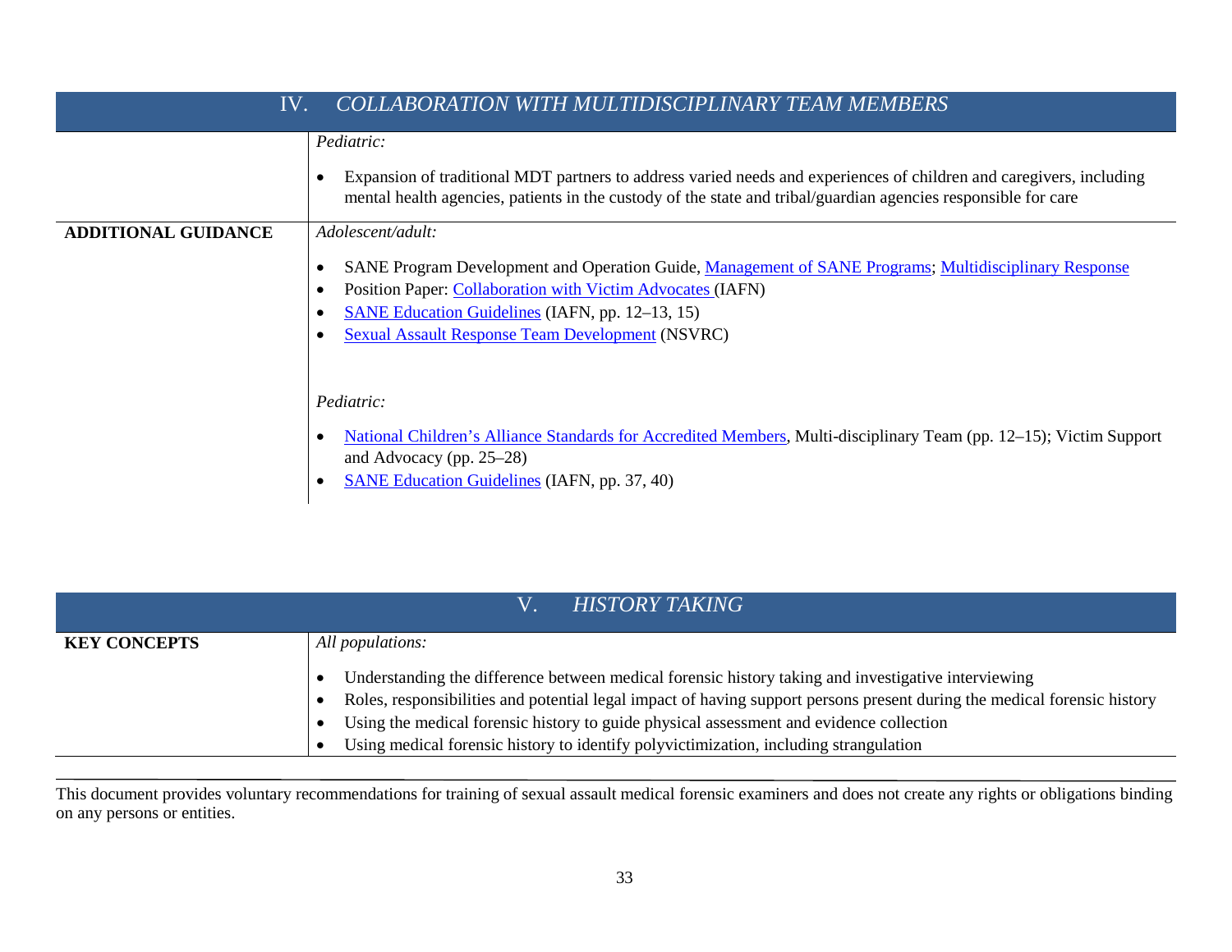## IV. *COLLABORATION WITH MULTIDISCIPLINARY TEAM MEMBERS*

| | |
|---|---|
| | *Pediatric:*<br><br>• Expansion of traditional MDT partners to address varied needs and experiences of children and caregivers, including mental health agencies, patients in the custody of the state and tribal/guardian agencies responsible for care |
| **ADDITIONAL GUIDANCE** | *Adolescent/adult:*<br><br>• SANE Program Development and Operation Guide, Management of SANE Programs; Multidisciplinary Response<br>• Position Paper: Collaboration with Victim Advocates (IAFN)<br>• SANE Education Guidelines (IAFN, pp. 12–13, 15)<br>• Sexual Assault Response Team Development (NSVRC)<br><br>*Pediatric:*<br><br>• National Children's Alliance Standards for Accredited Members, Multi-disciplinary Team (pp. 12–15); Victim Support and Advocacy (pp. 25–28)<br>• SANE Education Guidelines (IAFN, pp. 37, 40) |

## V. *HISTORY TAKING*

| | |
|---|---|
| **KEY CONCEPTS** | *All populations:*<br><br>• Understanding the difference between medical forensic history taking and investigative interviewing<br>• Roles, responsibilities and potential legal impact of having support persons present during the medical forensic history<br>• Using the medical forensic history to guide physical assessment and evidence collection<br>• Using medical forensic history to identify polyvictimization, including strangulation |

This document provides voluntary recommendations for training of sexual assault medical forensic examiners and does not create any rights or obligations binding on any persons or entities.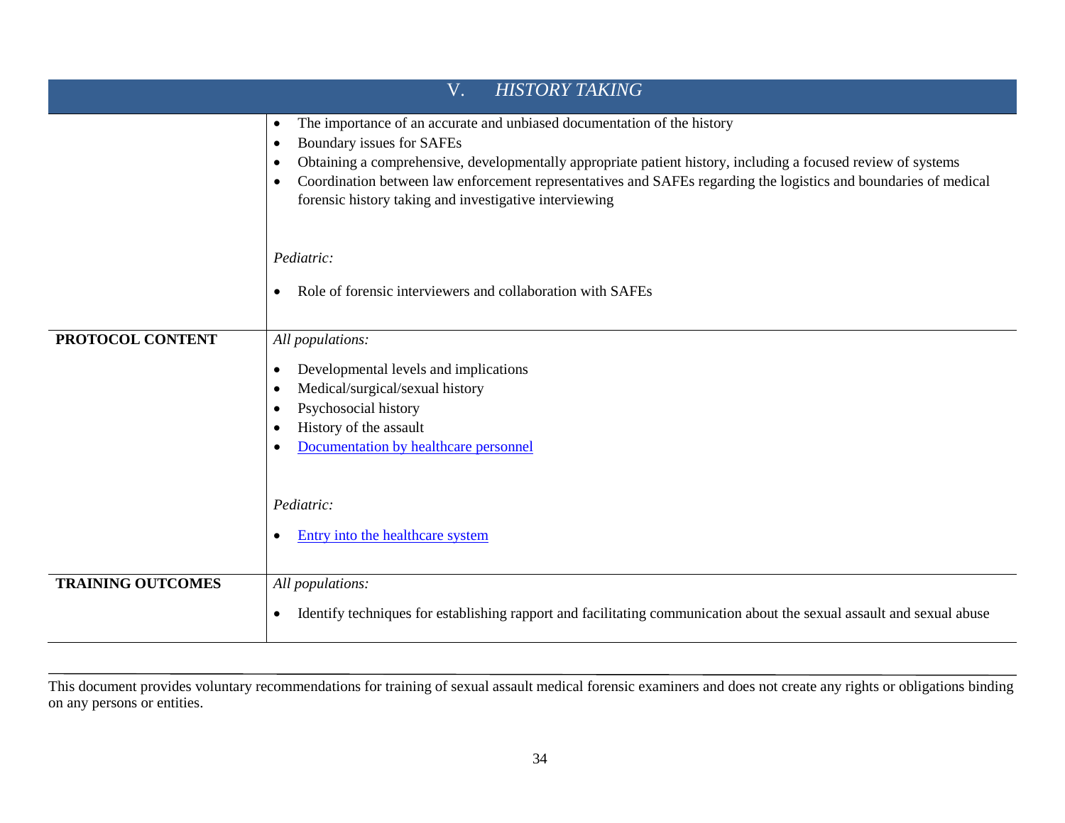| V. *HISTORY TAKING* | |
|---|---|
| | • The importance of an accurate and unbiased documentation of the history<br>• Boundary issues for SAFEs<br>• Obtaining a comprehensive, developmentally appropriate patient history, including a focused review of systems<br>• Coordination between law enforcement representatives and SAFEs regarding the logistics and boundaries of medical forensic history taking and investigative interviewing<br><br>*Pediatric:*<br><br>• Role of forensic interviewers and collaboration with SAFEs |
| **PROTOCOL CONTENT** | *All populations:*<br><br>• Developmental levels and implications<br>• Medical/surgical/sexual history<br>• Psychosocial history<br>• History of the assault<br>• Documentation by healthcare personnel<br><br>*Pediatric:*<br><br>• Entry into the healthcare system |
| **TRAINING OUTCOMES** | *All populations:*<br><br>• Identify techniques for establishing rapport and facilitating communication about the sexual assault and sexual abuse |

This document provides voluntary recommendations for training of sexual assault medical forensic examiners and does not create any rights or obligations binding on any persons or entities.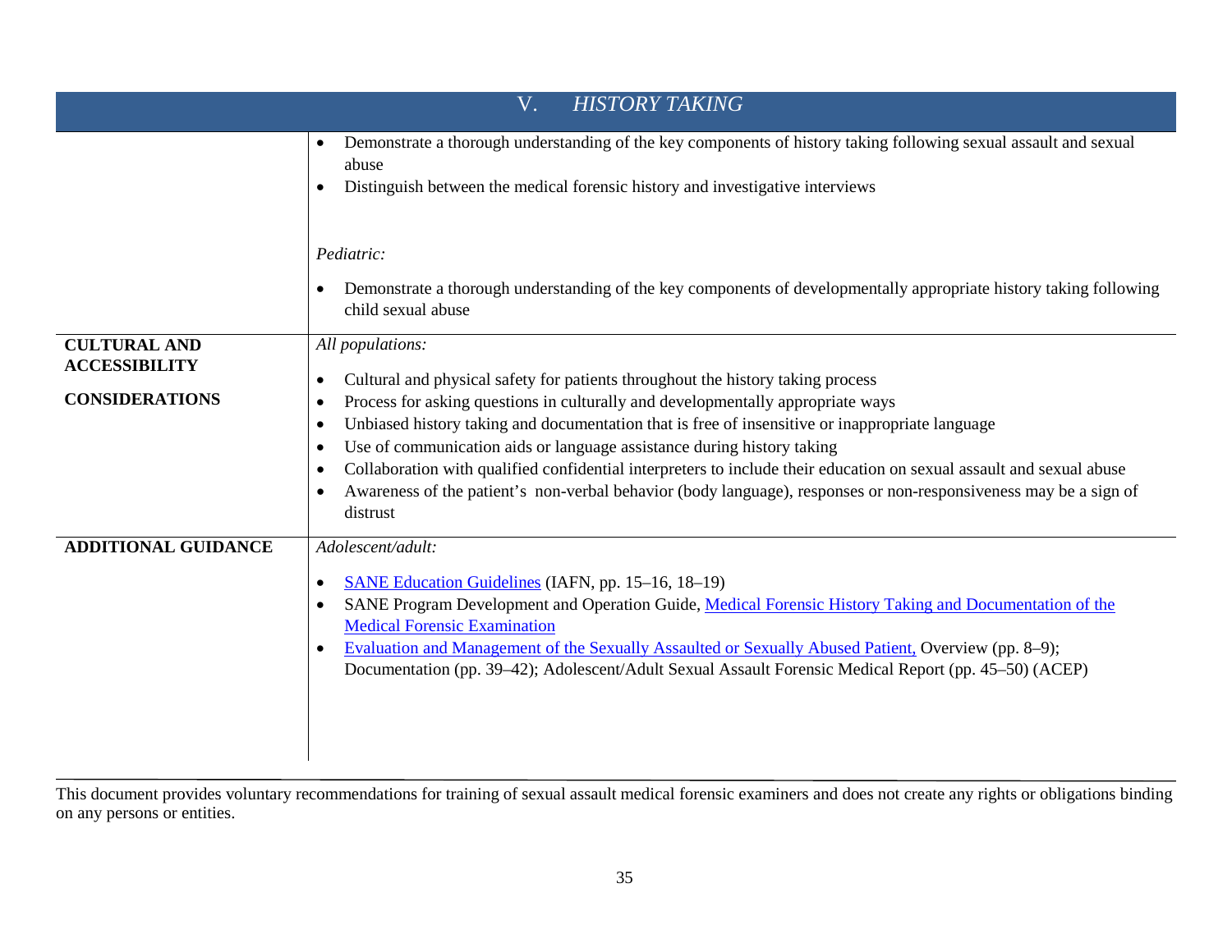| V. *HISTORY TAKING* | |
|---|---|
| | • Demonstrate a thorough understanding of the key components of history taking following sexual assault and sexual abuse<br>• Distinguish between the medical forensic history and investigative interviews<br><br>*Pediatric:*<br><br>• Demonstrate a thorough understanding of the key components of developmentally appropriate history taking following child sexual abuse |
| **CULTURAL AND ACCESSIBILITY CONSIDERATIONS** | *All populations:*<br><br>• Cultural and physical safety for patients throughout the history taking process<br>• Process for asking questions in culturally and developmentally appropriate ways<br>• Unbiased history taking and documentation that is free of insensitive or inappropriate language<br>• Use of communication aids or language assistance during history taking<br>• Collaboration with qualified confidential interpreters to include their education on sexual assault and sexual abuse<br>• Awareness of the patient's non-verbal behavior (body language), responses or non-responsiveness may be a sign of distrust |
| **ADDITIONAL GUIDANCE** | *Adolescent/adult:*<br><br>• SANE Education Guidelines (IAFN, pp. 15–16, 18–19)<br>• SANE Program Development and Operation Guide, Medical Forensic History Taking and Documentation of the Medical Forensic Examination<br>• Evaluation and Management of the Sexually Assaulted or Sexually Abused Patient, Overview (pp. 8–9); Documentation (pp. 39–42); Adolescent/Adult Sexual Assault Forensic Medical Report (pp. 45–50) (ACEP) |

This document provides voluntary recommendations for training of sexual assault medical forensic examiners and does not create any rights or obligations binding on any persons or entities.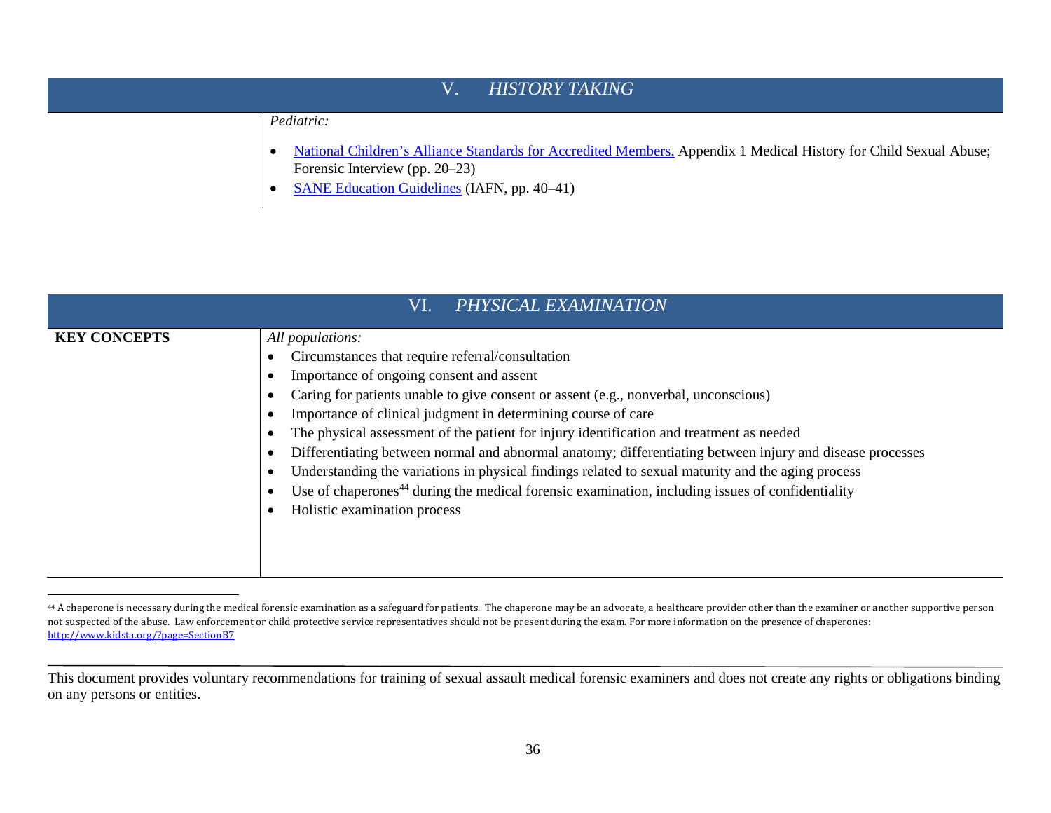## V. *HISTORY TAKING*

| | |
|---|---|
| | *Pediatric:*<br>• National Children's Alliance Standards for Accredited Members, Appendix 1 Medical History for Child Sexual Abuse; Forensic Interview (pp. 20–23)<br>• SANE Education Guidelines (IAFN, pp. 40–41) |

## VI. *PHYSICAL EXAMINATION*

| | |
|---|---|
| **KEY CONCEPTS** | *All populations:*<br>• Circumstances that require referral/consultation<br>• Importance of ongoing consent and assent<br>• Caring for patients unable to give consent or assent (e.g., nonverbal, unconscious)<br>• Importance of clinical judgment in determining course of care<br>• The physical assessment of the patient for injury identification and treatment as needed<br>• Differentiating between normal and abnormal anatomy; differentiating between injury and disease processes<br>• Understanding the variations in physical findings related to sexual maturity and the aging process<br>• Use of chaperones[44] during the medical forensic examination, including issues of confidentiality<br>• Holistic examination process |

[44] A chaperone is necessary during the medical forensic examination as a safeguard for patients. The chaperone may be an advocate, a healthcare provider other than the examiner or another supportive person not suspected of the abuse. Law enforcement or child protective service representatives should not be present during the exam. For more information on the presence of chaperones: http://www.kidsta.org/?page=SectionB7

This document provides voluntary recommendations for training of sexual assault medical forensic examiners and does not create any rights or obligations binding on any persons or entities.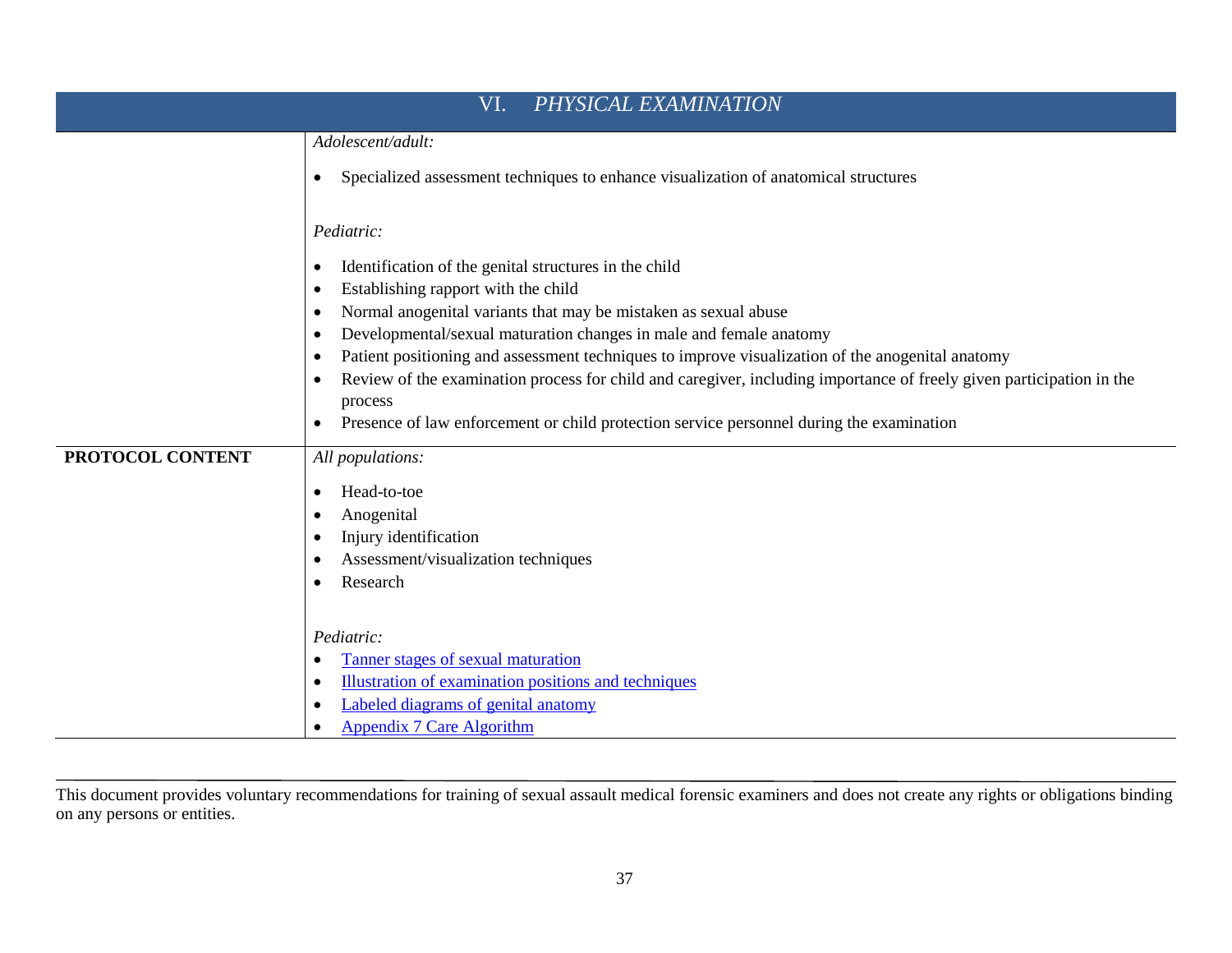| VI. *PHYSICAL EXAMINATION* | |
|---|---|
| | *Adolescent/adult:*<br><br>• Specialized assessment techniques to enhance visualization of anatomical structures<br><br>*Pediatric:*<br><br>• Identification of the genital structures in the child<br>• Establishing rapport with the child<br>• Normal anogenital variants that may be mistaken as sexual abuse<br>• Developmental/sexual maturation changes in male and female anatomy<br>• Patient positioning and assessment techniques to improve visualization of the anogenital anatomy<br>• Review of the examination process for child and caregiver, including importance of freely given participation in the process<br>• Presence of law enforcement or child protection service personnel during the examination |
| **PROTOCOL CONTENT** | *All populations:*<br><br>• Head-to-toe<br>• Anogenital<br>• Injury identification<br>• Assessment/visualization techniques<br>• Research<br><br>*Pediatric:*<br>• Tanner stages of sexual maturation<br>• Illustration of examination positions and techniques<br>• Labeled diagrams of genital anatomy<br>• Appendix 7 Care Algorithm |

This document provides voluntary recommendations for training of sexual assault medical forensic examiners and does not create any rights or obligations binding on any persons or entities.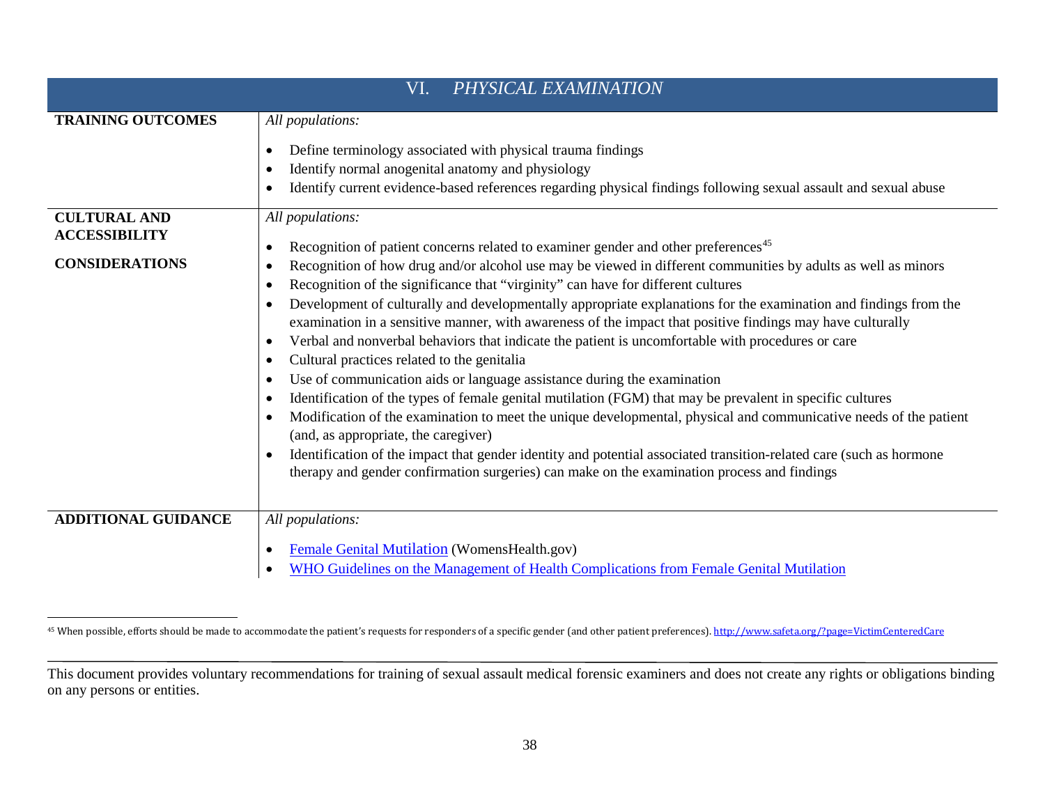## VI. *PHYSICAL EXAMINATION*

| | |
|---|---|
| **TRAINING OUTCOMES** | *All populations:*<br>• Define terminology associated with physical trauma findings<br>• Identify normal anogenital anatomy and physiology<br>• Identify current evidence-based references regarding physical findings following sexual assault and sexual abuse |
| **CULTURAL AND ACCESSIBILITY CONSIDERATIONS** | *All populations:*<br>• Recognition of patient concerns related to examiner gender and other preferences[45]<br>• Recognition of how drug and/or alcohol use may be viewed in different communities by adults as well as minors<br>• Recognition of the significance that "virginity" can have for different cultures<br>• Development of culturally and developmentally appropriate explanations for the examination and findings from the examination in a sensitive manner, with awareness of the impact that positive findings may have culturally<br>• Verbal and nonverbal behaviors that indicate the patient is uncomfortable with procedures or care<br>• Cultural practices related to the genitalia<br>• Use of communication aids or language assistance during the examination<br>• Identification of the types of female genital mutilation (FGM) that may be prevalent in specific cultures<br>• Modification of the examination to meet the unique developmental, physical and communicative needs of the patient (and, as appropriate, the caregiver)<br>• Identification of the impact that gender identity and potential associated transition-related care (such as hormone therapy and gender confirmation surgeries) can make on the examination process and findings |
| **ADDITIONAL GUIDANCE** | *All populations:*<br>• Female Genital Mutilation (WomensHealth.gov)<br>• WHO Guidelines on the Management of Health Complications from Female Genital Mutilation |

[45] When possible, efforts should be made to accommodate the patient's requests for responders of a specific gender (and other patient preferences). http://www.safeta.org/?page=VictimCenteredCare

This document provides voluntary recommendations for training of sexual assault medical forensic examiners and does not create any rights or obligations binding on any persons or entities.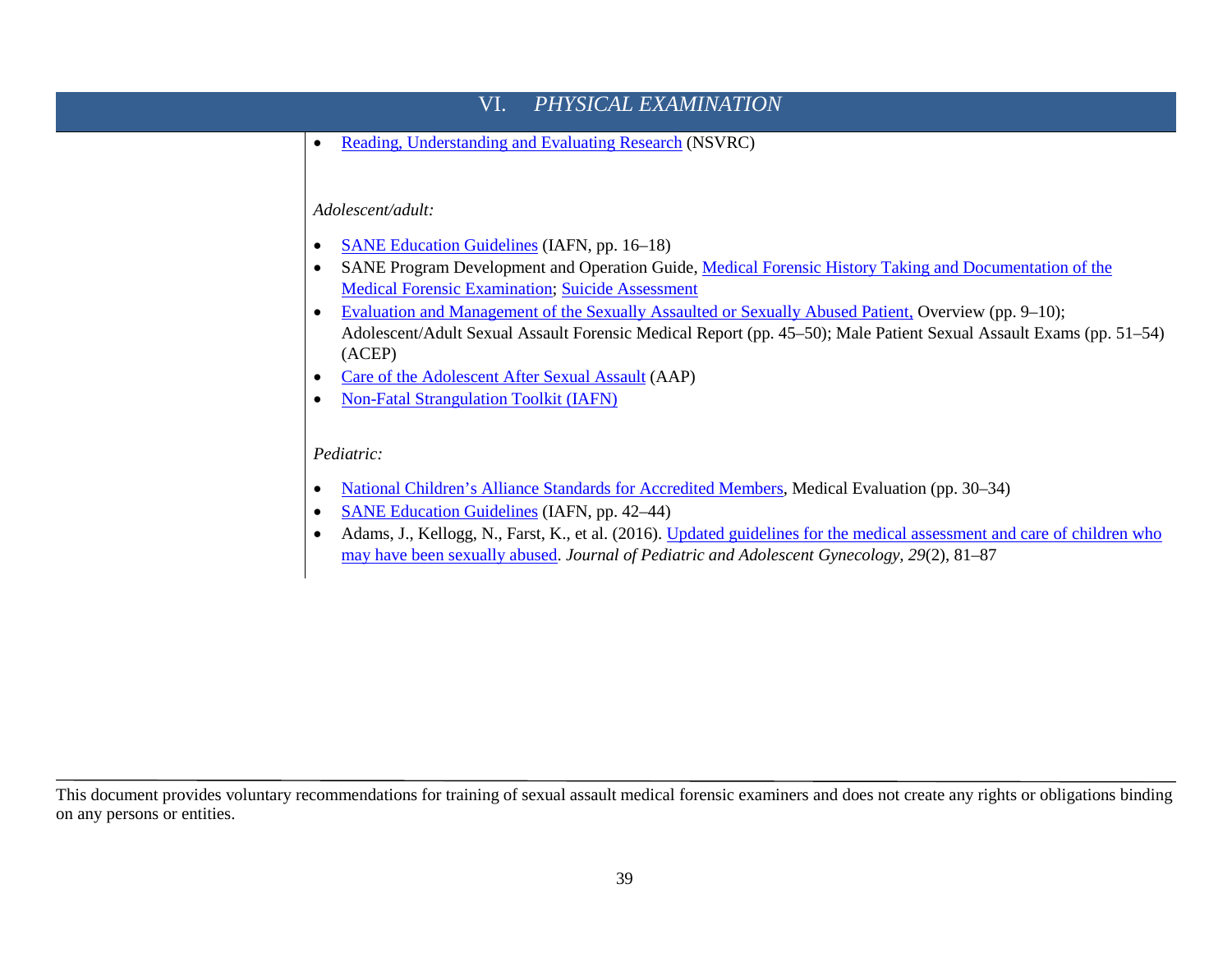# VI. *PHYSICAL EXAMINATION*

- Reading, Understanding and Evaluating Research (NSVRC)

*Adolescent/adult:*

- SANE Education Guidelines (IAFN, pp. 16–18)
- SANE Program Development and Operation Guide, Medical Forensic History Taking and Documentation of the Medical Forensic Examination; Suicide Assessment
- Evaluation and Management of the Sexually Assaulted or Sexually Abused Patient, Overview (pp. 9–10); Adolescent/Adult Sexual Assault Forensic Medical Report (pp. 45–50); Male Patient Sexual Assault Exams (pp. 51–54) (ACEP)
- Care of the Adolescent After Sexual Assault (AAP)
- Non-Fatal Strangulation Toolkit (IAFN)

*Pediatric:*

- National Children's Alliance Standards for Accredited Members, Medical Evaluation (pp. 30–34)
- SANE Education Guidelines (IAFN, pp. 42–44)
- Adams, J., Kellogg, N., Farst, K., et al. (2016). Updated guidelines for the medical assessment and care of children who may have been sexually abused. *Journal of Pediatric and Adolescent Gynecology*, *29*(2), 81–87

This document provides voluntary recommendations for training of sexual assault medical forensic examiners and does not create any rights or obligations binding on any persons or entities.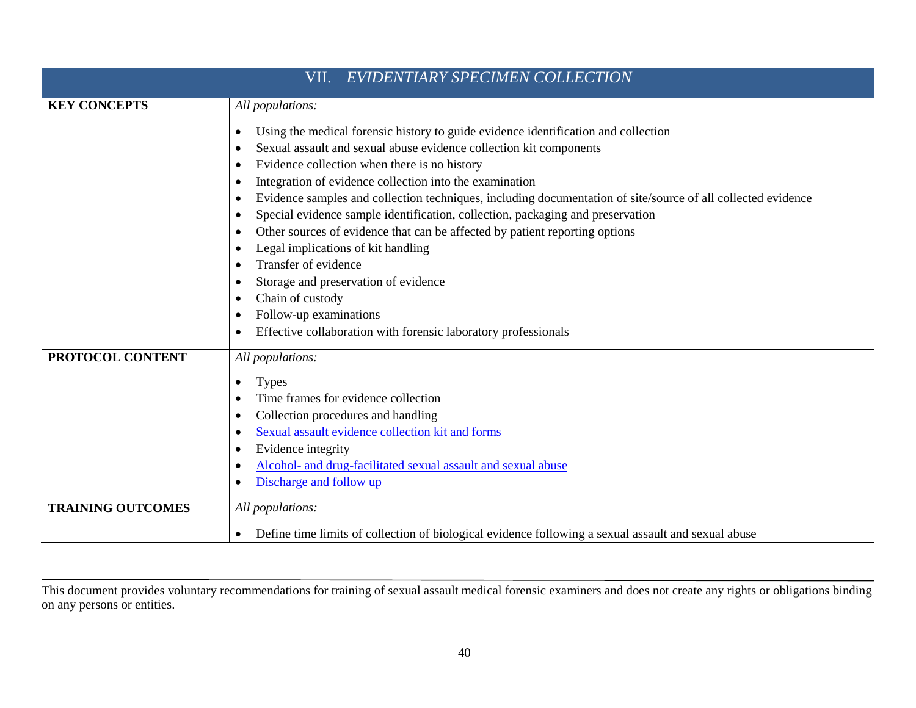# VII. *EVIDENTIARY SPECIMEN COLLECTION*

| | |
|---|---|
| **KEY CONCEPTS** | *All populations:*<br><br>• Using the medical forensic history to guide evidence identification and collection<br>• Sexual assault and sexual abuse evidence collection kit components<br>• Evidence collection when there is no history<br>• Integration of evidence collection into the examination<br>• Evidence samples and collection techniques, including documentation of site/source of all collected evidence<br>• Special evidence sample identification, collection, packaging and preservation<br>• Other sources of evidence that can be affected by patient reporting options<br>• Legal implications of kit handling<br>• Transfer of evidence<br>• Storage and preservation of evidence<br>• Chain of custody<br>• Follow-up examinations<br>• Effective collaboration with forensic laboratory professionals |
| **PROTOCOL CONTENT** | *All populations:*<br><br>• Types<br>• Time frames for evidence collection<br>• Collection procedures and handling<br>• Sexual assault evidence collection kit and forms<br>• Evidence integrity<br>• Alcohol- and drug-facilitated sexual assault and sexual abuse<br>• Discharge and follow up |
| **TRAINING OUTCOMES** | *All populations:*<br><br>• Define time limits of collection of biological evidence following a sexual assault and sexual abuse |

This document provides voluntary recommendations for training of sexual assault medical forensic examiners and does not create any rights or obligations binding on any persons or entities.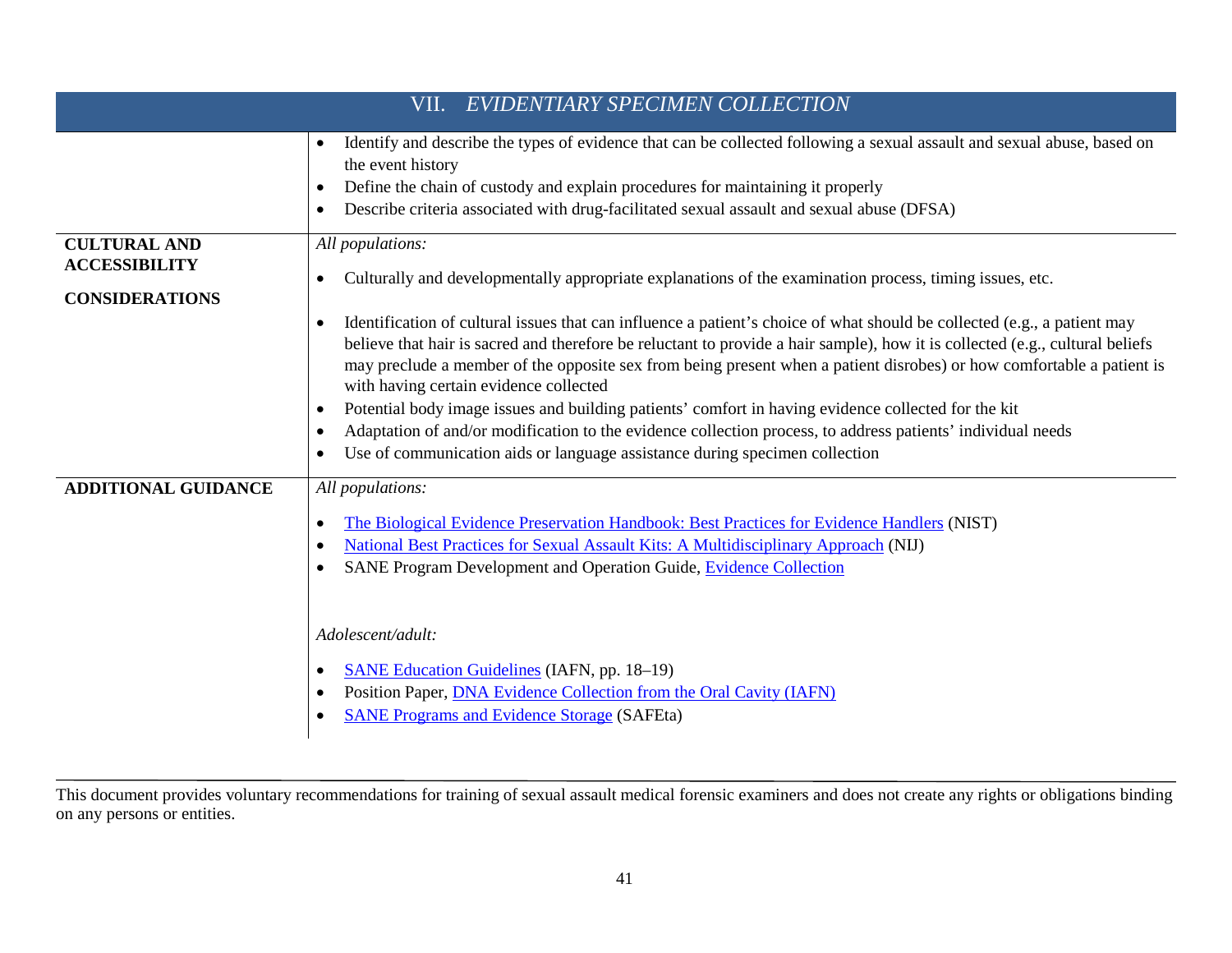## VII. *EVIDENTIARY SPECIMEN COLLECTION*

| | |
|---|---|
| | • Identify and describe the types of evidence that can be collected following a sexual assault and sexual abuse, based on the event history<br>• Define the chain of custody and explain procedures for maintaining it properly<br>• Describe criteria associated with drug-facilitated sexual assault and sexual abuse (DFSA) |
| **CULTURAL AND ACCESSIBILITY CONSIDERATIONS** | *All populations:*<br>• Culturally and developmentally appropriate explanations of the examination process, timing issues, etc.<br>• Identification of cultural issues that can influence a patient's choice of what should be collected (e.g., a patient may believe that hair is sacred and therefore be reluctant to provide a hair sample), how it is collected (e.g., cultural beliefs may preclude a member of the opposite sex from being present when a patient disrobes) or how comfortable a patient is with having certain evidence collected<br>• Potential body image issues and building patients' comfort in having evidence collected for the kit<br>• Adaptation of and/or modification to the evidence collection process, to address patients' individual needs<br>• Use of communication aids or language assistance during specimen collection |
| **ADDITIONAL GUIDANCE** | *All populations:*<br>• The Biological Evidence Preservation Handbook: Best Practices for Evidence Handlers (NIST)<br>• National Best Practices for Sexual Assault Kits: A Multidisciplinary Approach (NIJ)<br>• SANE Program Development and Operation Guide, Evidence Collection<br><br>*Adolescent/adult:*<br>• SANE Education Guidelines (IAFN, pp. 18–19)<br>• Position Paper, DNA Evidence Collection from the Oral Cavity (IAFN)<br>• SANE Programs and Evidence Storage (SAFEta) |

This document provides voluntary recommendations for training of sexual assault medical forensic examiners and does not create any rights or obligations binding on any persons or entities.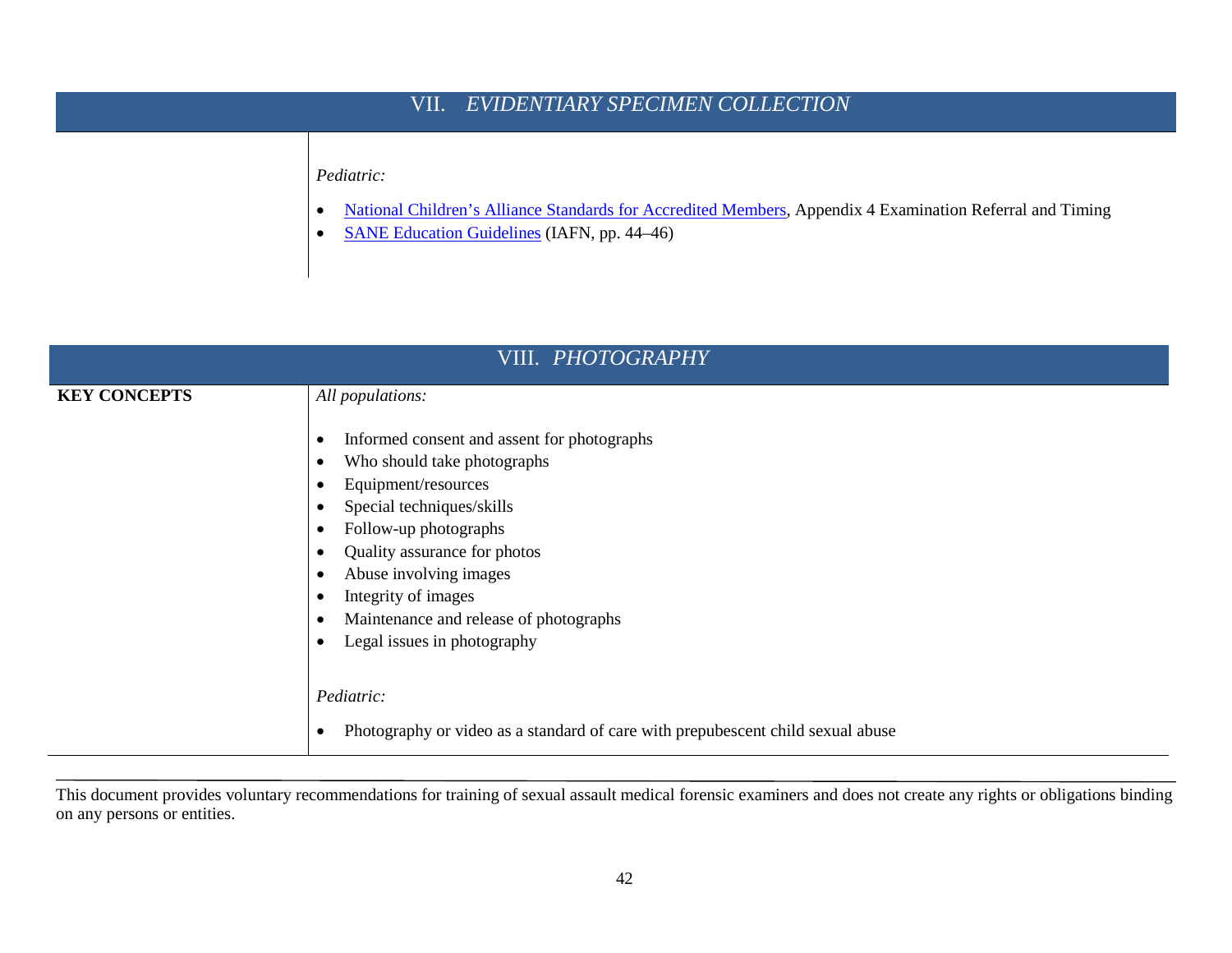## VII. *EVIDENTIARY SPECIMEN COLLECTION*

| | |
|---|---|
| | *Pediatric:*<br><br>• National Children's Alliance Standards for Accredited Members, Appendix 4 Examination Referral and Timing<br>• SANE Education Guidelines (IAFN, pp. 44–46) |

## VIII. *PHOTOGRAPHY*

| | |
|---|---|
| **KEY CONCEPTS** | *All populations:*<br><br>• Informed consent and assent for photographs<br>• Who should take photographs<br>• Equipment/resources<br>• Special techniques/skills<br>• Follow-up photographs<br>• Quality assurance for photos<br>• Abuse involving images<br>• Integrity of images<br>• Maintenance and release of photographs<br>• Legal issues in photography<br><br>*Pediatric:*<br><br>• Photography or video as a standard of care with prepubescent child sexual abuse |

This document provides voluntary recommendations for training of sexual assault medical forensic examiners and does not create any rights or obligations binding on any persons or entities.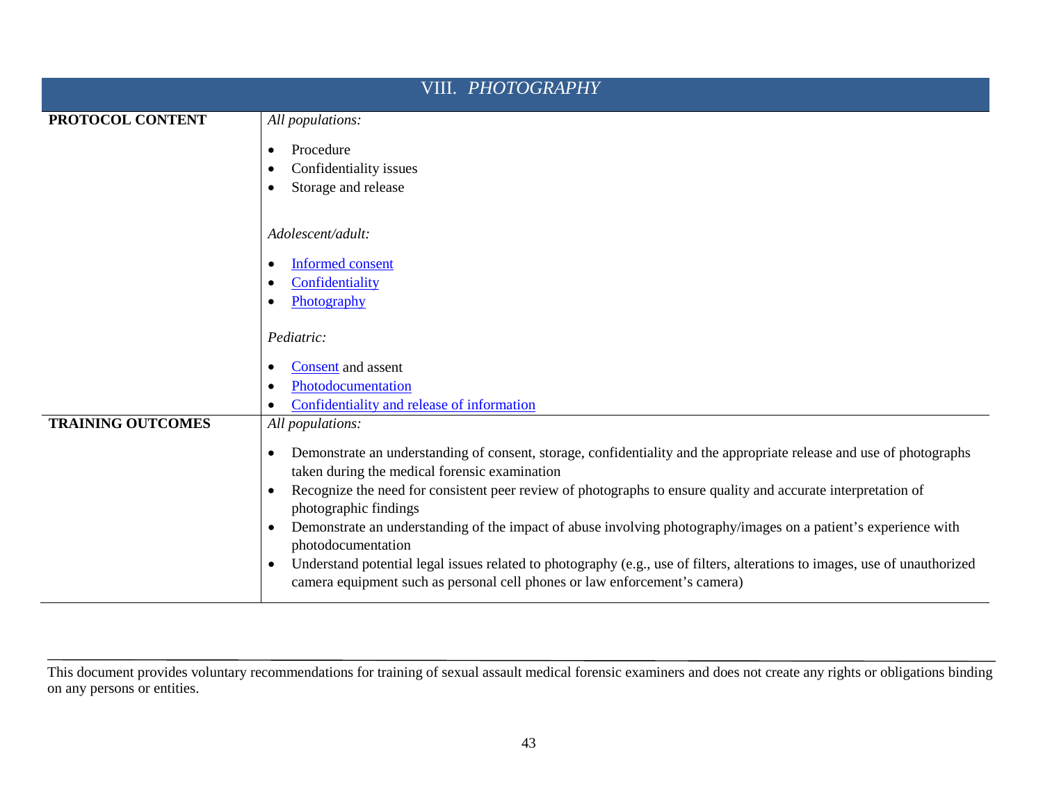## VIII. *PHOTOGRAPHY*

| | |
|---|---|
| **PROTOCOL CONTENT** | *All populations:*<br><br>• Procedure<br>• Confidentiality issues<br>• Storage and release<br><br>*Adolescent/adult:*<br><br>• Informed consent<br>• Confidentiality<br>• Photography<br><br>*Pediatric:*<br><br>• Consent and assent<br>• Photodocumentation<br>• Confidentiality and release of information |
| **TRAINING OUTCOMES** | *All populations:*<br><br>• Demonstrate an understanding of consent, storage, confidentiality and the appropriate release and use of photographs taken during the medical forensic examination<br>• Recognize the need for consistent peer review of photographs to ensure quality and accurate interpretation of photographic findings<br>• Demonstrate an understanding of the impact of abuse involving photography/images on a patient's experience with photodocumentation<br>• Understand potential legal issues related to photography (e.g., use of filters, alterations to images, use of unauthorized camera equipment such as personal cell phones or law enforcement's camera) |

This document provides voluntary recommendations for training of sexual assault medical forensic examiners and does not create any rights or obligations binding on any persons or entities.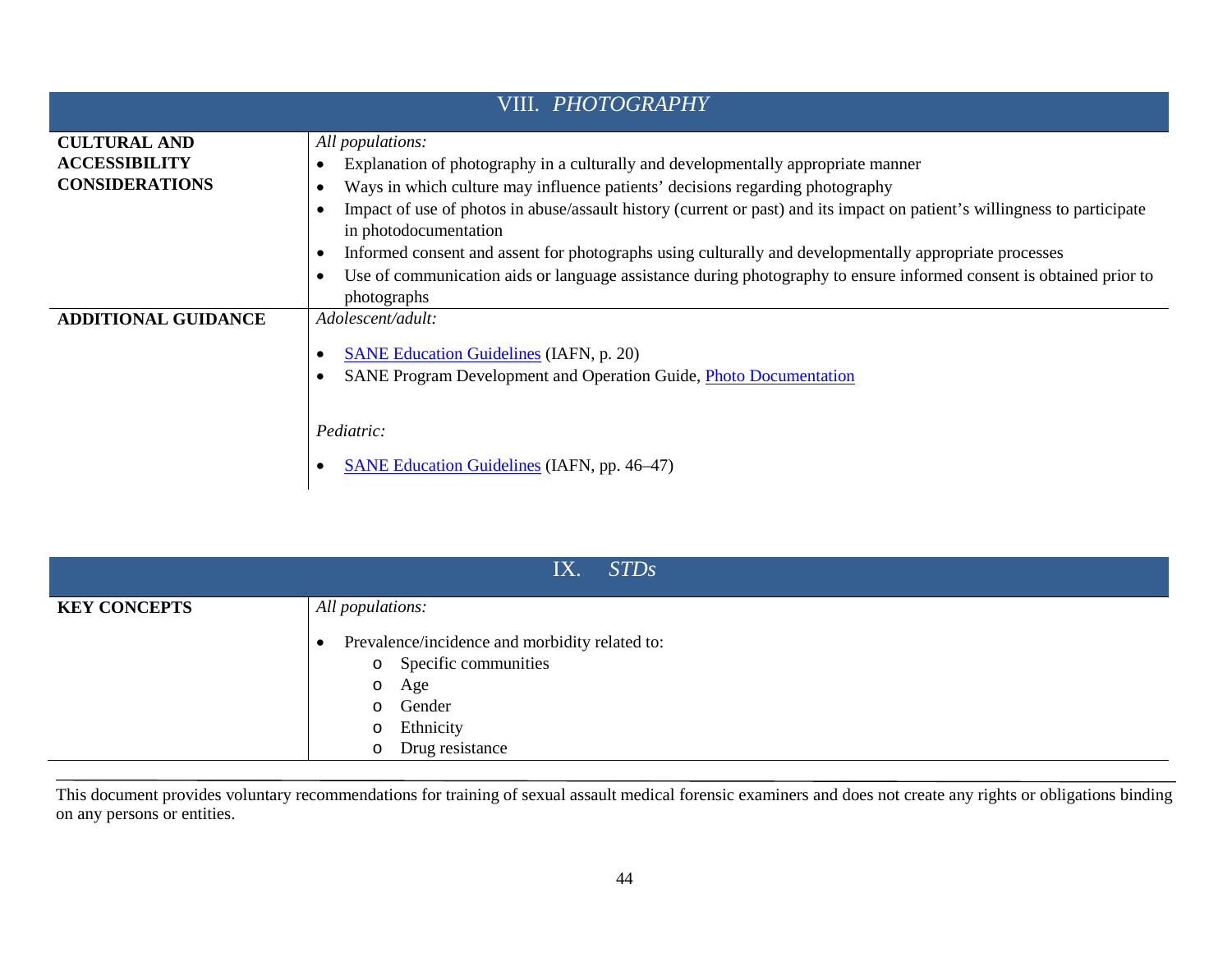## VIII. *PHOTOGRAPHY*

| | |
|---|---|
| **CULTURAL AND ACCESSIBILITY CONSIDERATIONS** | *All populations:*<br>• Explanation of photography in a culturally and developmentally appropriate manner<br>• Ways in which culture may influence patients' decisions regarding photography<br>• Impact of use of photos in abuse/assault history (current or past) and its impact on patient's willingness to participate in photodocumentation<br>• Informed consent and assent for photographs using culturally and developmentally appropriate processes<br>• Use of communication aids or language assistance during photography to ensure informed consent is obtained prior to photographs |
| **ADDITIONAL GUIDANCE** | *Adolescent/adult:*<br>• SANE Education Guidelines (IAFN, p. 20)<br>• SANE Program Development and Operation Guide, Photo Documentation<br><br>*Pediatric:*<br>• SANE Education Guidelines (IAFN, pp. 46–47) |

## IX. *STDs*

| | |
|---|---|
| **KEY CONCEPTS** | *All populations:*<br>• Prevalence/incidence and morbidity related to:<br>  o Specific communities<br>  o Age<br>  o Gender<br>  o Ethnicity<br>  o Drug resistance |

This document provides voluntary recommendations for training of sexual assault medical forensic examiners and does not create any rights or obligations binding on any persons or entities.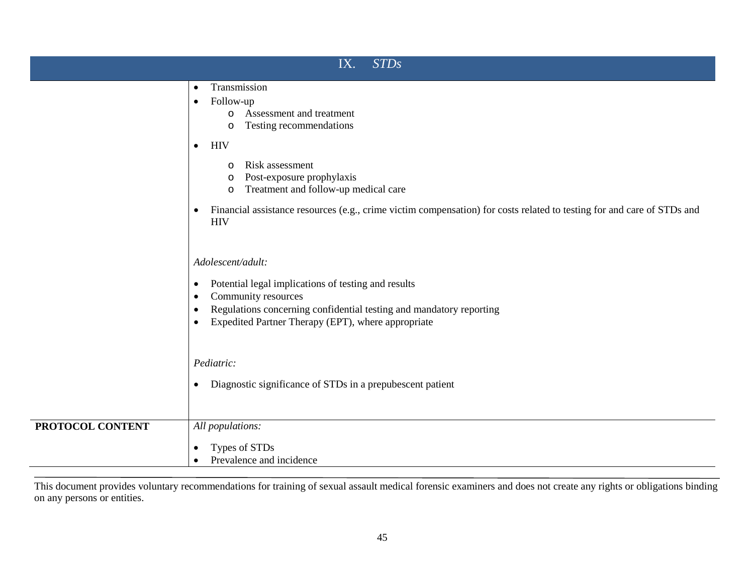# IX. *STDs*

| | |
|---|---|
| | • Transmission<br>• Follow-up<br>  ○ Assessment and treatment<br>  ○ Testing recommendations<br>• HIV<br>  ○ Risk assessment<br>  ○ Post-exposure prophylaxis<br>  ○ Treatment and follow-up medical care<br>• Financial assistance resources (e.g., crime victim compensation) for costs related to testing for and care of STDs and HIV<br><br>*Adolescent/adult:*<br>• Potential legal implications of testing and results<br>• Community resources<br>• Regulations concerning confidential testing and mandatory reporting<br>• Expedited Partner Therapy (EPT), where appropriate<br><br>*Pediatric:*<br>• Diagnostic significance of STDs in a prepubescent patient |
| **PROTOCOL CONTENT** | *All populations:*<br>• Types of STDs<br>• Prevalence and incidence |

This document provides voluntary recommendations for training of sexual assault medical forensic examiners and does not create any rights or obligations binding on any persons or entities.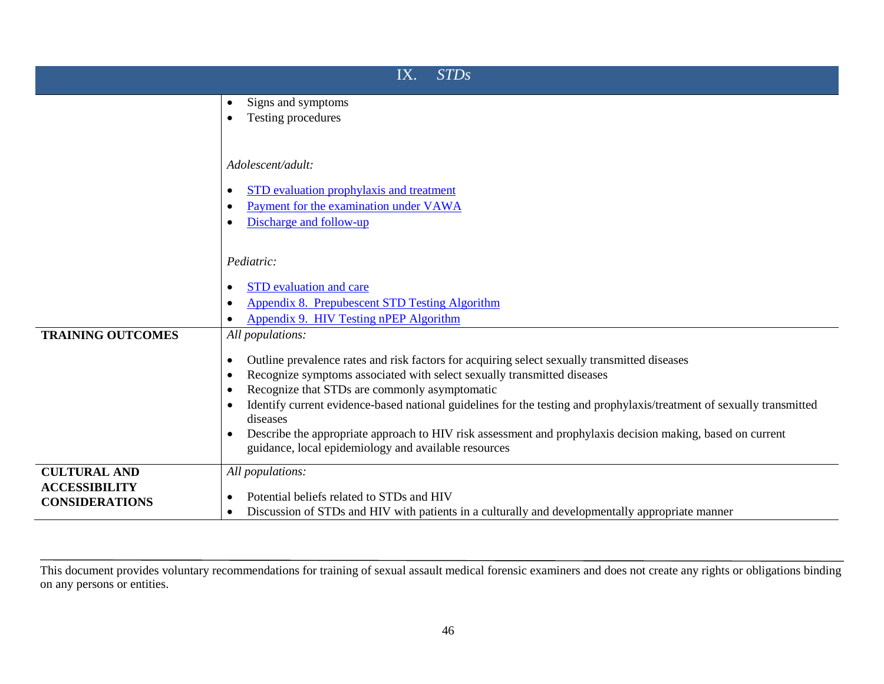| IX. *STDs* | |
|---|---|
| | • Signs and symptoms<br>• Testing procedures<br><br>*Adolescent/adult:*<br><br>• STD evaluation prophylaxis and treatment<br>• Payment for the examination under VAWA<br>• Discharge and follow-up<br><br>*Pediatric:*<br><br>• STD evaluation and care<br>• Appendix 8. Prepubescent STD Testing Algorithm<br>• Appendix 9. HIV Testing nPEP Algorithm |
| **TRAINING OUTCOMES** | *All populations:*<br><br>• Outline prevalence rates and risk factors for acquiring select sexually transmitted diseases<br>• Recognize symptoms associated with select sexually transmitted diseases<br>• Recognize that STDs are commonly asymptomatic<br>• Identify current evidence-based national guidelines for the testing and prophylaxis/treatment of sexually transmitted diseases<br>• Describe the appropriate approach to HIV risk assessment and prophylaxis decision making, based on current guidance, local epidemiology and available resources |
| **CULTURAL AND ACCESSIBILITY CONSIDERATIONS** | *All populations:*<br><br>• Potential beliefs related to STDs and HIV<br>• Discussion of STDs and HIV with patients in a culturally and developmentally appropriate manner |

This document provides voluntary recommendations for training of sexual assault medical forensic examiners and does not create any rights or obligations binding on any persons or entities.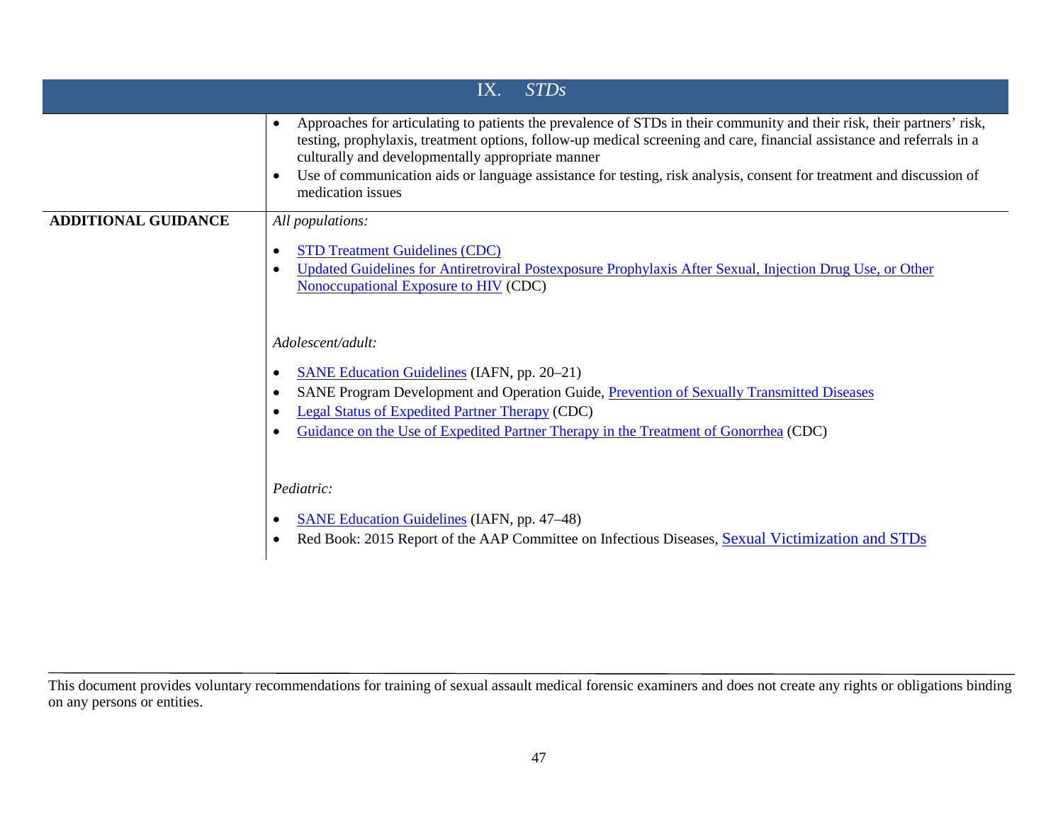| IX. *STDs* | |
|---|---|
| | • Approaches for articulating to patients the prevalence of STDs in their community and their risk, their partners' risk, testing, prophylaxis, treatment options, follow-up medical screening and care, financial assistance and referrals in a culturally and developmentally appropriate manner<br>• Use of communication aids or language assistance for testing, risk analysis, consent for treatment and discussion of medication issues |
| **ADDITIONAL GUIDANCE** | *All populations:*<br>• STD Treatment Guidelines (CDC)<br>• Updated Guidelines for Antiretroviral Postexposure Prophylaxis After Sexual, Injection Drug Use, or Other Nonoccupational Exposure to HIV (CDC)<br><br>*Adolescent/adult:*<br>• SANE Education Guidelines (IAFN, pp. 20–21)<br>• SANE Program Development and Operation Guide, Prevention of Sexually Transmitted Diseases<br>• Legal Status of Expedited Partner Therapy (CDC)<br>• Guidance on the Use of Expedited Partner Therapy in the Treatment of Gonorrhea (CDC)<br><br>*Pediatric:*<br>• SANE Education Guidelines (IAFN, pp. 47–48)<br>• Red Book: 2015 Report of the AAP Committee on Infectious Diseases, Sexual Victimization and STDs |

This document provides voluntary recommendations for training of sexual assault medical forensic examiners and does not create any rights or obligations binding on any persons or entities.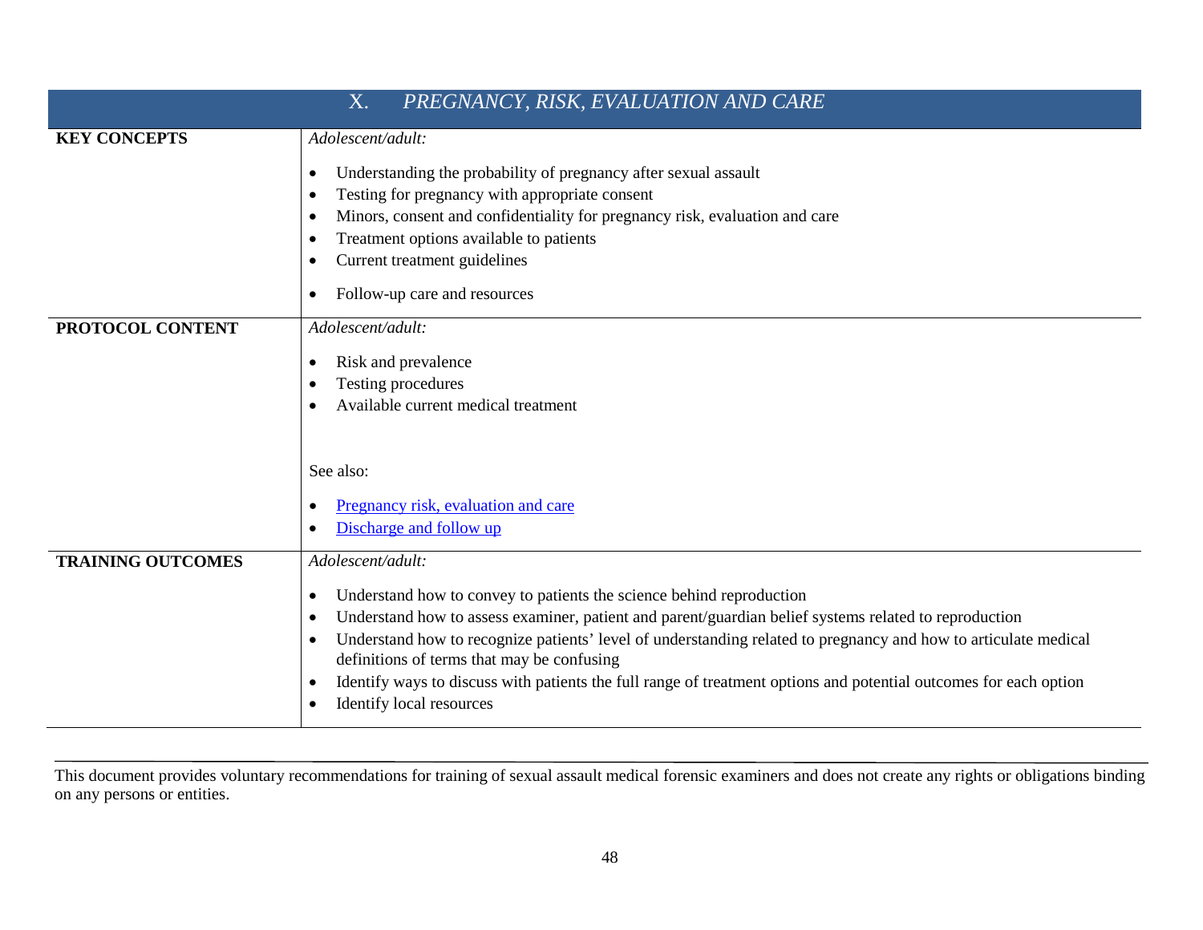| X. *PREGNANCY, RISK, EVALUATION AND CARE* | |
|---|---|
| **KEY CONCEPTS** | *Adolescent/adult:*<br><br>• Understanding the probability of pregnancy after sexual assault<br>• Testing for pregnancy with appropriate consent<br>• Minors, consent and confidentiality for pregnancy risk, evaluation and care<br>• Treatment options available to patients<br>• Current treatment guidelines<br>• Follow-up care and resources |
| **PROTOCOL CONTENT** | *Adolescent/adult:*<br><br>• Risk and prevalence<br>• Testing procedures<br>• Available current medical treatment<br><br>See also:<br><br>• Pregnancy risk, evaluation and care<br>• Discharge and follow up |
| **TRAINING OUTCOMES** | *Adolescent/adult:*<br><br>• Understand how to convey to patients the science behind reproduction<br>• Understand how to assess examiner, patient and parent/guardian belief systems related to reproduction<br>• Understand how to recognize patients' level of understanding related to pregnancy and how to articulate medical definitions of terms that may be confusing<br>• Identify ways to discuss with patients the full range of treatment options and potential outcomes for each option<br>• Identify local resources |

This document provides voluntary recommendations for training of sexual assault medical forensic examiners and does not create any rights or obligations binding on any persons or entities.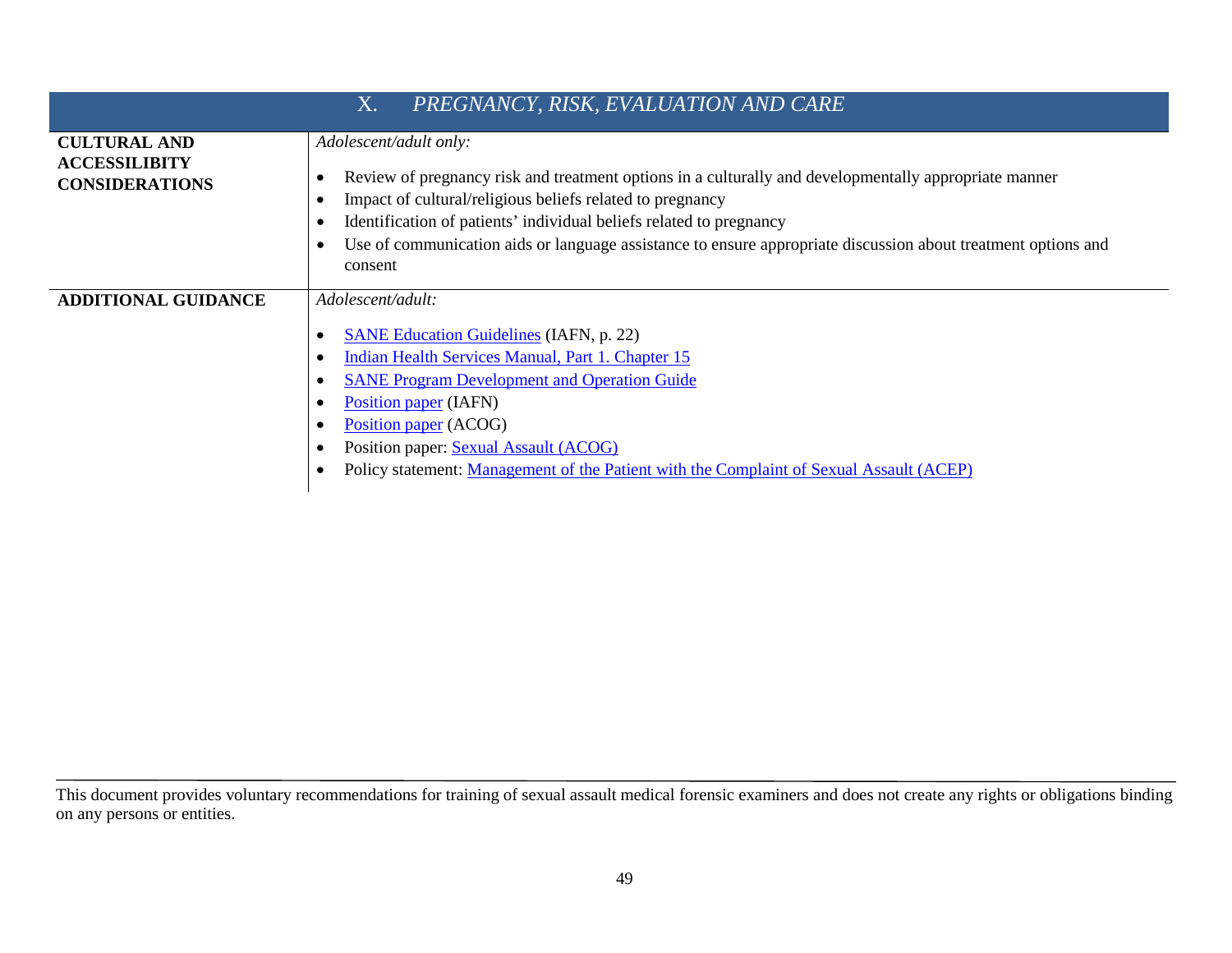| X. *PREGNANCY, RISK, EVALUATION AND CARE* | |
|---|---|
| **CULTURAL AND ACCESSILIBITY CONSIDERATIONS** | *Adolescent/adult only:*<br><br>• Review of pregnancy risk and treatment options in a culturally and developmentally appropriate manner<br>• Impact of cultural/religious beliefs related to pregnancy<br>• Identification of patients' individual beliefs related to pregnancy<br>• Use of communication aids or language assistance to ensure appropriate discussion about treatment options and consent |
| **ADDITIONAL GUIDANCE** | *Adolescent/adult:*<br><br>• SANE Education Guidelines (IAFN, p. 22)<br>• Indian Health Services Manual, Part 1. Chapter 15<br>• SANE Program Development and Operation Guide<br>• Position paper (IAFN)<br>• Position paper (ACOG)<br>• Position paper: Sexual Assault (ACOG)<br>• Policy statement: Management of the Patient with the Complaint of Sexual Assault (ACEP) |

This document provides voluntary recommendations for training of sexual assault medical forensic examiners and does not create any rights or obligations binding on any persons or entities.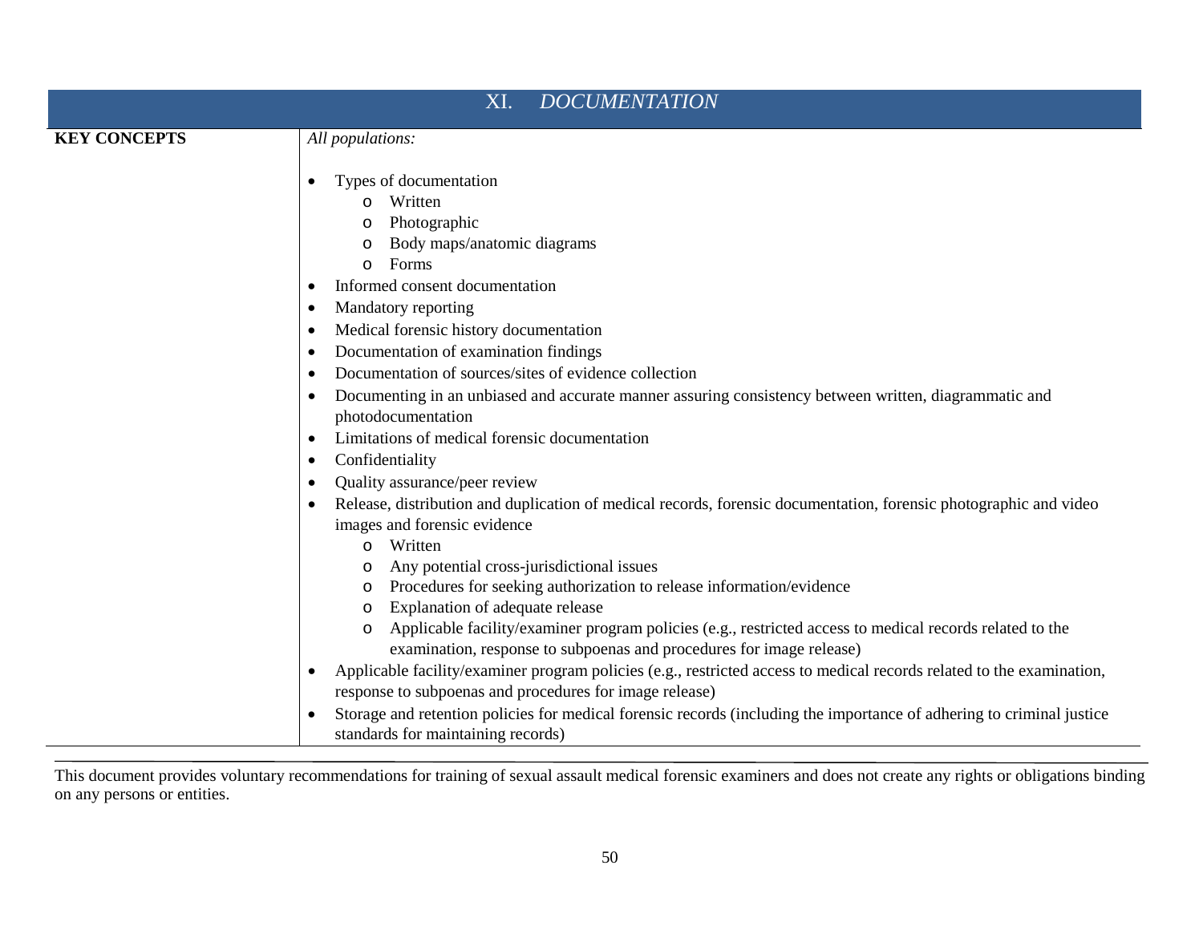## XI. *DOCUMENTATION*

**KEY CONCEPTS**

*All populations:*

- Types of documentation
  - Written
  - Photographic
  - Body maps/anatomic diagrams
  - Forms
- Informed consent documentation
- Mandatory reporting
- Medical forensic history documentation
- Documentation of examination findings
- Documentation of sources/sites of evidence collection
- Documenting in an unbiased and accurate manner assuring consistency between written, diagrammatic and photodocumentation
- Limitations of medical forensic documentation
- Confidentiality
- Quality assurance/peer review
- Release, distribution and duplication of medical records, forensic documentation, forensic photographic and video images and forensic evidence
  - Written
  - Any potential cross-jurisdictional issues
  - Procedures for seeking authorization to release information/evidence
  - Explanation of adequate release
  - Applicable facility/examiner program policies (e.g., restricted access to medical records related to the examination, response to subpoenas and procedures for image release)
- Applicable facility/examiner program policies (e.g., restricted access to medical records related to the examination, response to subpoenas and procedures for image release)
- Storage and retention policies for medical forensic records (including the importance of adhering to criminal justice standards for maintaining records)

This document provides voluntary recommendations for training of sexual assault medical forensic examiners and does not create any rights or obligations binding on any persons or entities.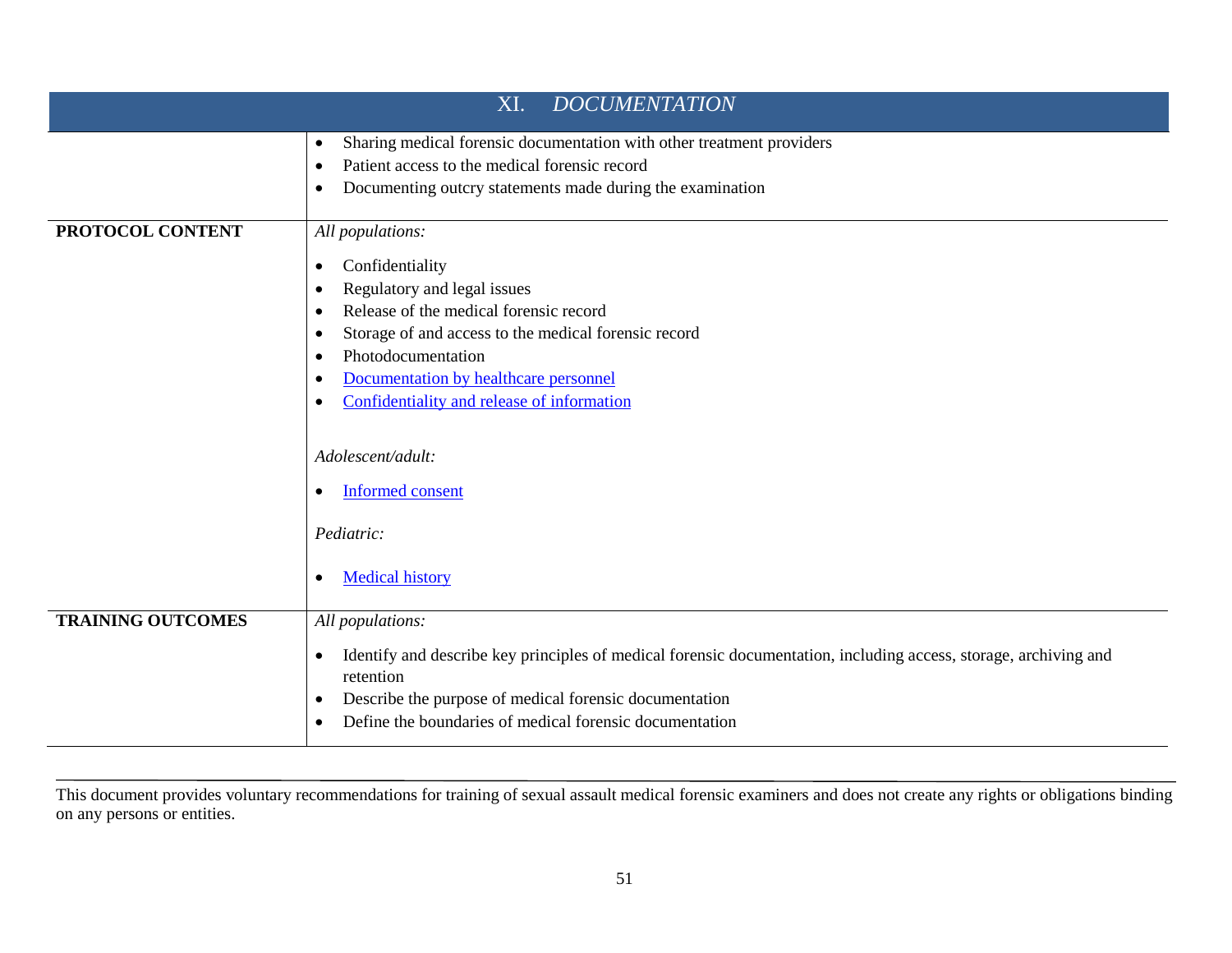## XI. *DOCUMENTATION*

| | |
|---|---|
| | • Sharing medical forensic documentation with other treatment providers<br>• Patient access to the medical forensic record<br>• Documenting outcry statements made during the examination |
| **PROTOCOL CONTENT** | *All populations:*<br><br>• Confidentiality<br>• Regulatory and legal issues<br>• Release of the medical forensic record<br>• Storage of and access to the medical forensic record<br>• Photodocumentation<br>• Documentation by healthcare personnel<br>• Confidentiality and release of information<br><br>*Adolescent/adult:*<br><br>• Informed consent<br><br>*Pediatric:*<br><br>• Medical history |
| **TRAINING OUTCOMES** | *All populations:*<br><br>• Identify and describe key principles of medical forensic documentation, including access, storage, archiving and retention<br>• Describe the purpose of medical forensic documentation<br>• Define the boundaries of medical forensic documentation |

This document provides voluntary recommendations for training of sexual assault medical forensic examiners and does not create any rights or obligations binding on any persons or entities.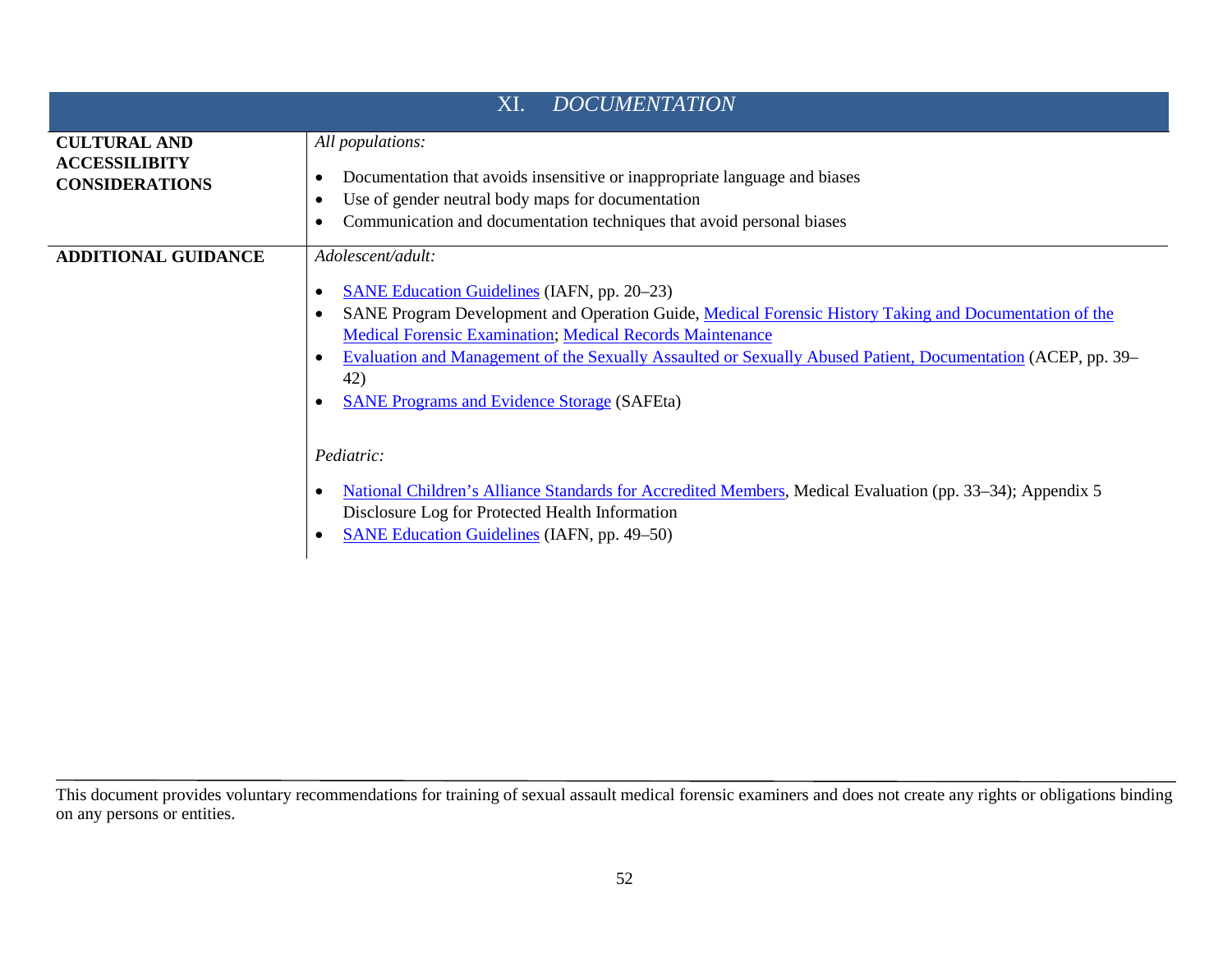## XI. *DOCUMENTATION*

| | |
|---|---|
| **CULTURAL AND ACCESSILIBITY CONSIDERATIONS** | *All populations:*<br><br>• Documentation that avoids insensitive or inappropriate language and biases<br>• Use of gender neutral body maps for documentation<br>• Communication and documentation techniques that avoid personal biases |
| **ADDITIONAL GUIDANCE** | *Adolescent/adult:*<br><br>• SANE Education Guidelines (IAFN, pp. 20–23)<br>• SANE Program Development and Operation Guide, Medical Forensic History Taking and Documentation of the Medical Forensic Examination; Medical Records Maintenance<br>• Evaluation and Management of the Sexually Assaulted or Sexually Abused Patient, Documentation (ACEP, pp. 39–42)<br>• SANE Programs and Evidence Storage (SAFEta)<br><br>*Pediatric:*<br><br>• National Children's Alliance Standards for Accredited Members, Medical Evaluation (pp. 33–34); Appendix 5 Disclosure Log for Protected Health Information<br>• SANE Education Guidelines (IAFN, pp. 49–50) |

This document provides voluntary recommendations for training of sexual assault medical forensic examiners and does not create any rights or obligations binding on any persons or entities.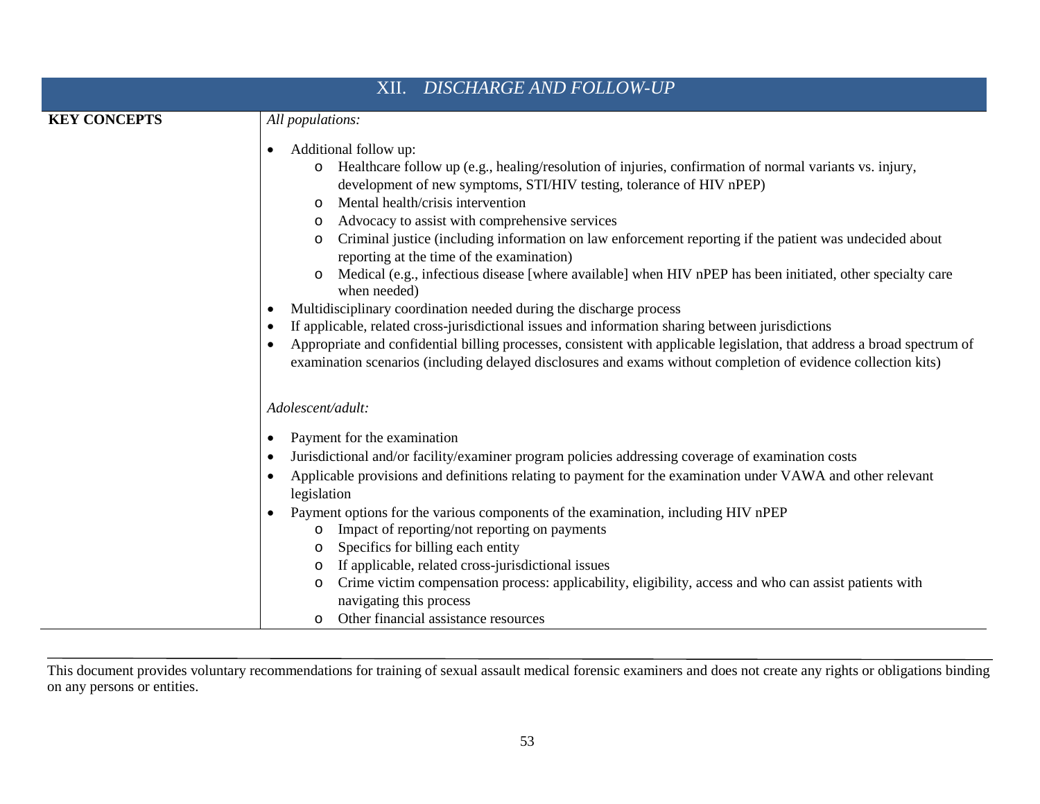## XII. *DISCHARGE AND FOLLOW-UP*

**KEY CONCEPTS**

*All populations:*

- Additional follow up:
  - Healthcare follow up (e.g., healing/resolution of injuries, confirmation of normal variants vs. injury, development of new symptoms, STI/HIV testing, tolerance of HIV nPEP)
  - Mental health/crisis intervention
  - Advocacy to assist with comprehensive services
  - Criminal justice (including information on law enforcement reporting if the patient was undecided about reporting at the time of the examination)
  - Medical (e.g., infectious disease [where available] when HIV nPEP has been initiated, other specialty care when needed)
- Multidisciplinary coordination needed during the discharge process
- If applicable, related cross-jurisdictional issues and information sharing between jurisdictions
- Appropriate and confidential billing processes, consistent with applicable legislation, that address a broad spectrum of examination scenarios (including delayed disclosures and exams without completion of evidence collection kits)

*Adolescent/adult:*

- Payment for the examination
- Jurisdictional and/or facility/examiner program policies addressing coverage of examination costs
- Applicable provisions and definitions relating to payment for the examination under VAWA and other relevant legislation
- Payment options for the various components of the examination, including HIV nPEP
  - Impact of reporting/not reporting on payments
  - Specifics for billing each entity
  - If applicable, related cross-jurisdictional issues
  - Crime victim compensation process: applicability, eligibility, access and who can assist patients with navigating this process
  - Other financial assistance resources

---

This document provides voluntary recommendations for training of sexual assault medical forensic examiners and does not create any rights or obligations binding on any persons or entities.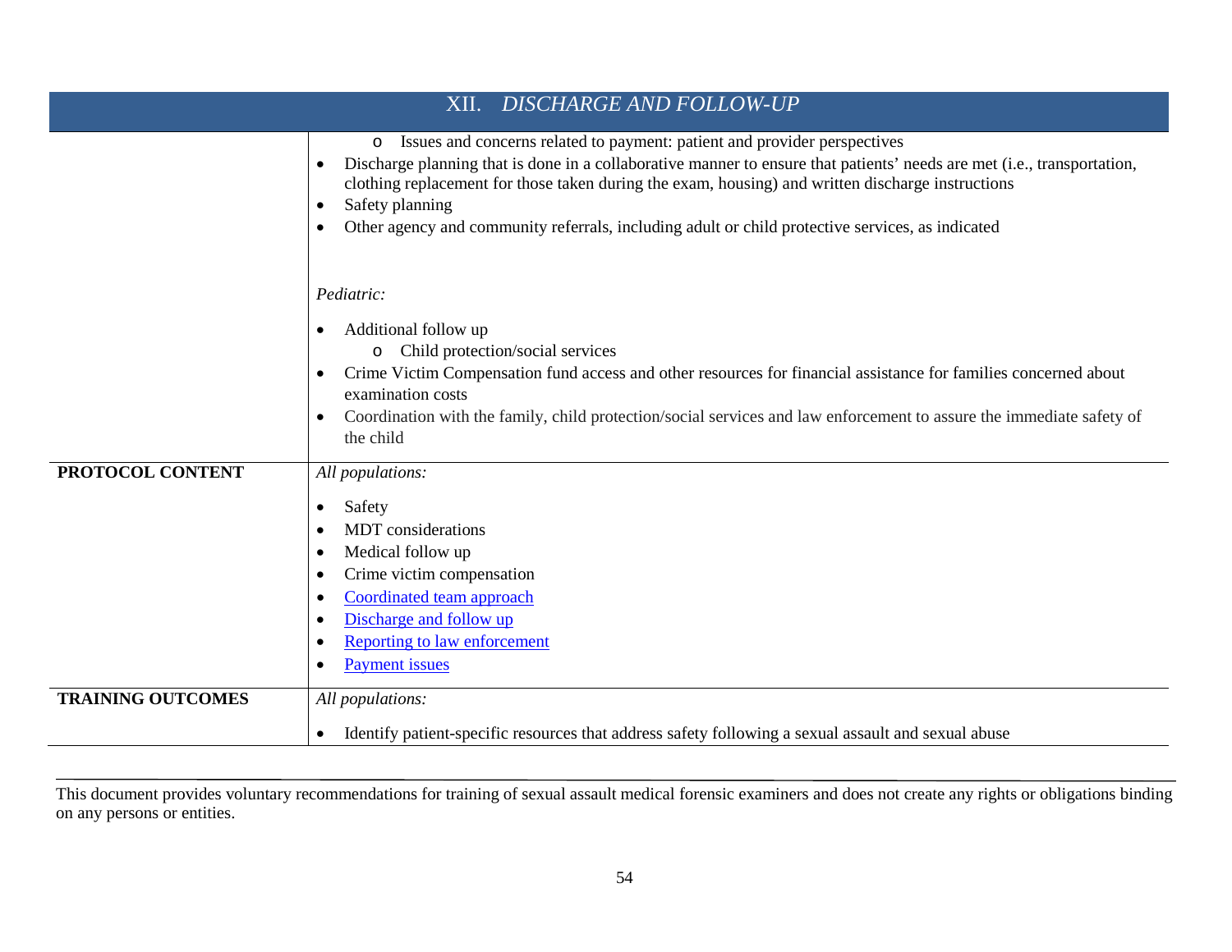| XII. *DISCHARGE AND FOLLOW-UP* | |
|---|---|
| | o Issues and concerns related to payment: patient and provider perspectives<br>• Discharge planning that is done in a collaborative manner to ensure that patients' needs are met (i.e., transportation, clothing replacement for those taken during the exam, housing) and written discharge instructions<br>• Safety planning<br>• Other agency and community referrals, including adult or child protective services, as indicated<br><br>*Pediatric:*<br>• Additional follow up<br>  o Child protection/social services<br>• Crime Victim Compensation fund access and other resources for financial assistance for families concerned about examination costs<br>• Coordination with the family, child protection/social services and law enforcement to assure the immediate safety of the child |
| **PROTOCOL CONTENT** | *All populations:*<br>• Safety<br>• MDT considerations<br>• Medical follow up<br>• Crime victim compensation<br>• Coordinated team approach<br>• Discharge and follow up<br>• Reporting to law enforcement<br>• Payment issues |
| **TRAINING OUTCOMES** | *All populations:*<br>• Identify patient-specific resources that address safety following a sexual assault and sexual abuse |

This document provides voluntary recommendations for training of sexual assault medical forensic examiners and does not create any rights or obligations binding on any persons or entities.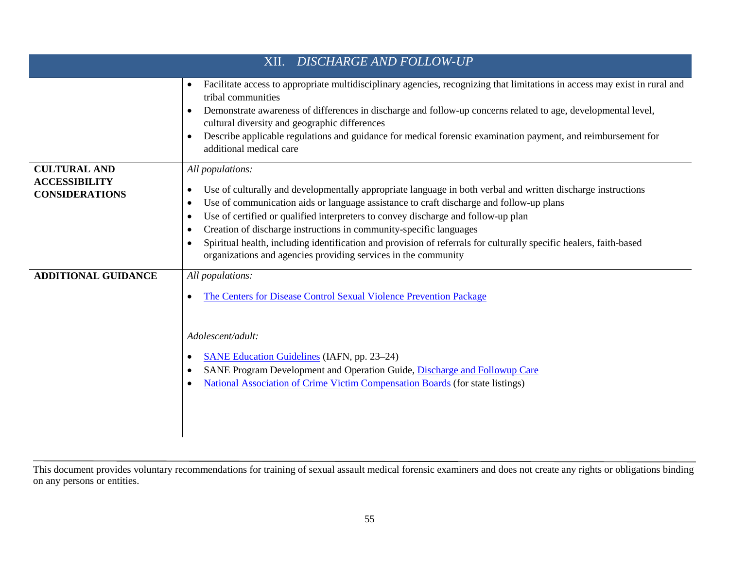| XII. *DISCHARGE AND FOLLOW-UP* | |
|---|---|
| | • Facilitate access to appropriate multidisciplinary agencies, recognizing that limitations in access may exist in rural and tribal communities<br>• Demonstrate awareness of differences in discharge and follow-up concerns related to age, developmental level, cultural diversity and geographic differences<br>• Describe applicable regulations and guidance for medical forensic examination payment, and reimbursement for additional medical care |
| **CULTURAL AND ACCESSIBILITY CONSIDERATIONS** | *All populations:*<br>• Use of culturally and developmentally appropriate language in both verbal and written discharge instructions<br>• Use of communication aids or language assistance to craft discharge and follow-up plans<br>• Use of certified or qualified interpreters to convey discharge and follow-up plan<br>• Creation of discharge instructions in community-specific languages<br>• Spiritual health, including identification and provision of referrals for culturally specific healers, faith-based organizations and agencies providing services in the community |
| **ADDITIONAL GUIDANCE** | *All populations:*<br>• The Centers for Disease Control Sexual Violence Prevention Package<br><br>*Adolescent/adult:*<br>• SANE Education Guidelines (IAFN, pp. 23–24)<br>• SANE Program Development and Operation Guide, Discharge and Followup Care<br>• National Association of Crime Victim Compensation Boards (for state listings) |

This document provides voluntary recommendations for training of sexual assault medical forensic examiners and does not create any rights or obligations binding on any persons or entities.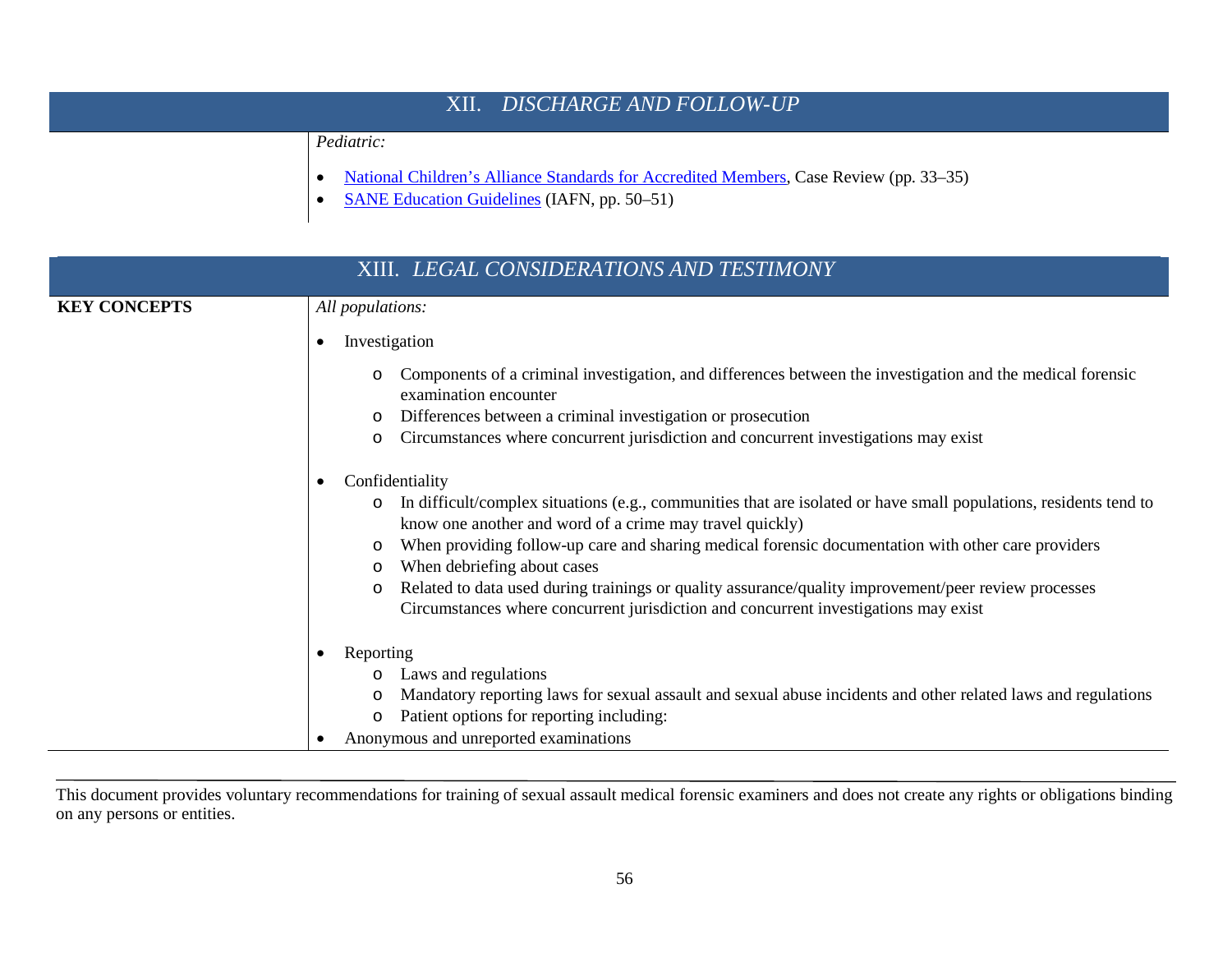## XII. *DISCHARGE AND FOLLOW-UP*

| | |
|---|---|
| | *Pediatric:*<br><br>• [National Children's Alliance Standards for Accredited Members](), Case Review (pp. 33–35)<br>• [SANE Education Guidelines]() (IAFN, pp. 50–51) |

## XIII. *LEGAL CONSIDERATIONS AND TESTIMONY*

| | |
|---|---|
| **KEY CONCEPTS** | *All populations:*<br><br>• Investigation<br>  ○ Components of a criminal investigation, and differences between the investigation and the medical forensic examination encounter<br>  ○ Differences between a criminal investigation or prosecution<br>  ○ Circumstances where concurrent jurisdiction and concurrent investigations may exist<br><br>• Confidentiality<br>  ○ In difficult/complex situations (e.g., communities that are isolated or have small populations, residents tend to know one another and word of a crime may travel quickly)<br>  ○ When providing follow-up care and sharing medical forensic documentation with other care providers<br>  ○ When debriefing about cases<br>  ○ Related to data used during trainings or quality assurance/quality improvement/peer review processes Circumstances where concurrent jurisdiction and concurrent investigations may exist<br><br>• Reporting<br>  ○ Laws and regulations<br>  ○ Mandatory reporting laws for sexual assault and sexual abuse incidents and other related laws and regulations<br>  ○ Patient options for reporting including:<br>• Anonymous and unreported examinations |

This document provides voluntary recommendations for training of sexual assault medical forensic examiners and does not create any rights or obligations binding on any persons or entities.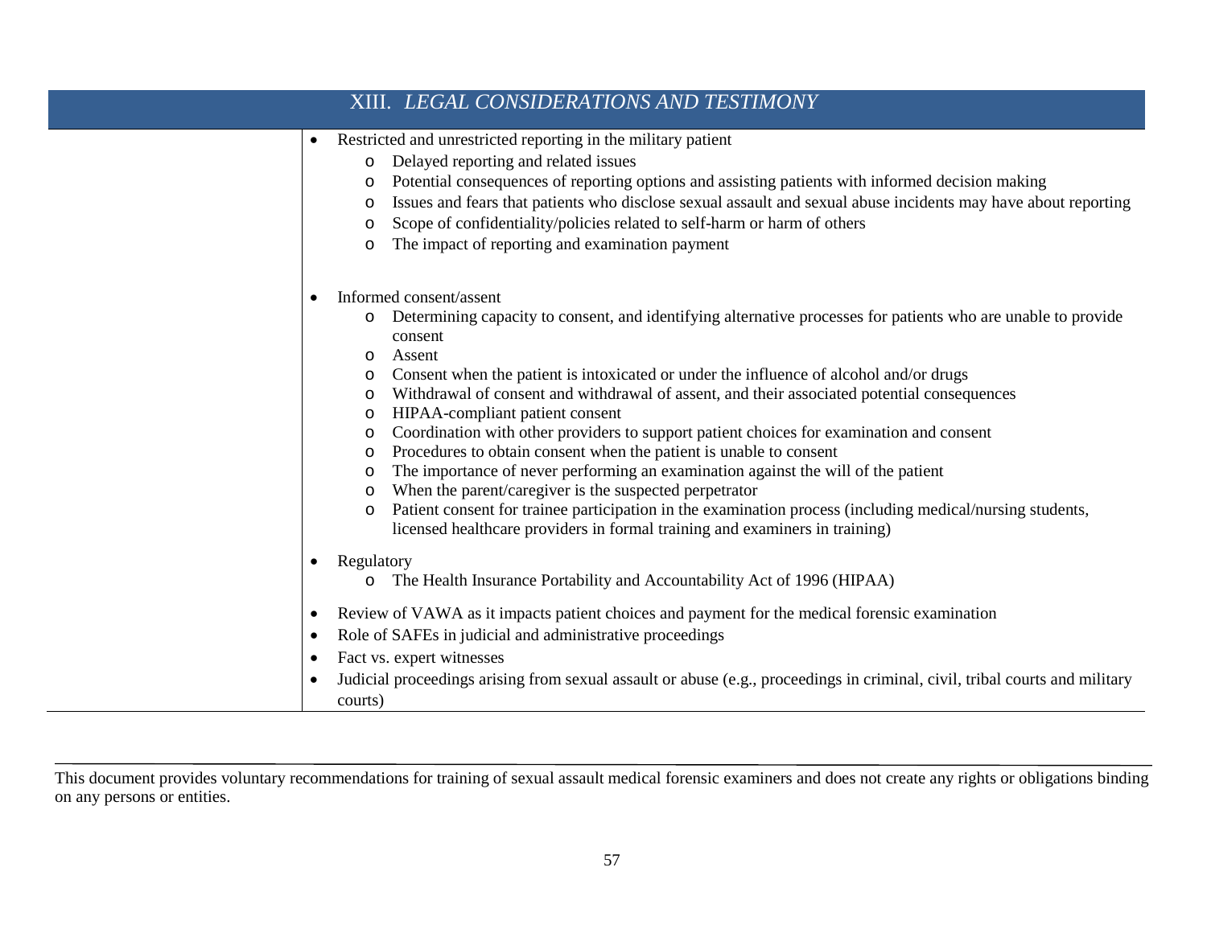## XIII. *LEGAL CONSIDERATIONS AND TESTIMONY*

- Restricted and unrestricted reporting in the military patient
  - Delayed reporting and related issues
  - Potential consequences of reporting options and assisting patients with informed decision making
  - Issues and fears that patients who disclose sexual assault and sexual abuse incidents may have about reporting
  - Scope of confidentiality/policies related to self-harm or harm of others
  - The impact of reporting and examination payment

- Informed consent/assent
  - Determining capacity to consent, and identifying alternative processes for patients who are unable to provide consent
  - Assent
  - Consent when the patient is intoxicated or under the influence of alcohol and/or drugs
  - Withdrawal of consent and withdrawal of assent, and their associated potential consequences
  - HIPAA-compliant patient consent
  - Coordination with other providers to support patient choices for examination and consent
  - Procedures to obtain consent when the patient is unable to consent
  - The importance of never performing an examination against the will of the patient
  - When the parent/caregiver is the suspected perpetrator
  - Patient consent for trainee participation in the examination process (including medical/nursing students, licensed healthcare providers in formal training and examiners in training)

- Regulatory
  - The Health Insurance Portability and Accountability Act of 1996 (HIPAA)

- Review of VAWA as it impacts patient choices and payment for the medical forensic examination
- Role of SAFEs in judicial and administrative proceedings
- Fact vs. expert witnesses
- Judicial proceedings arising from sexual assault or abuse (e.g., proceedings in criminal, civil, tribal courts and military courts)

This document provides voluntary recommendations for training of sexual assault medical forensic examiners and does not create any rights or obligations binding on any persons or entities.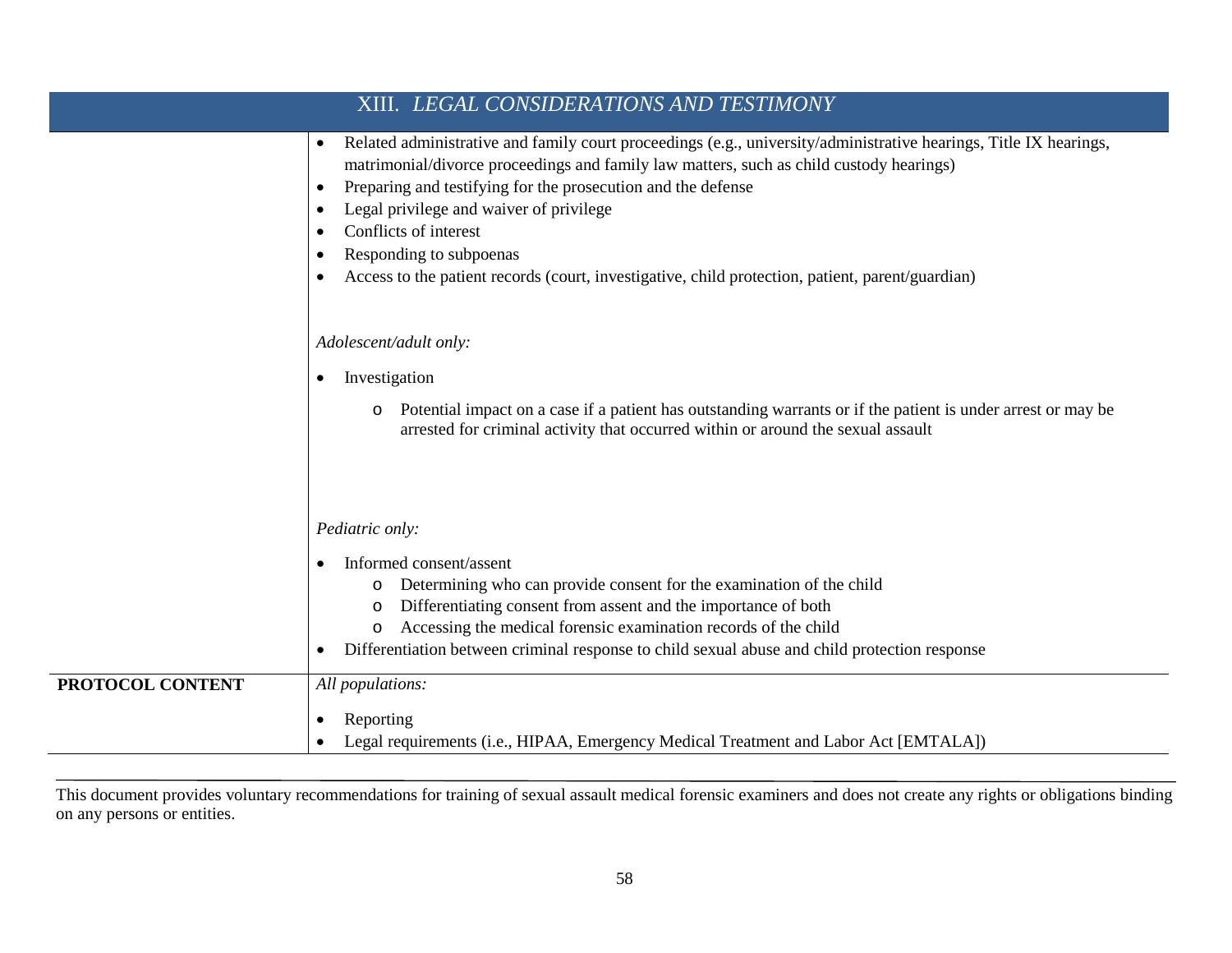## XIII. *LEGAL CONSIDERATIONS AND TESTIMONY*

| | |
|---|---|
| | • Related administrative and family court proceedings (e.g., university/administrative hearings, Title IX hearings, matrimonial/divorce proceedings and family law matters, such as child custody hearings)<br>• Preparing and testifying for the prosecution and the defense<br>• Legal privilege and waiver of privilege<br>• Conflicts of interest<br>• Responding to subpoenas<br>• Access to the patient records (court, investigative, child protection, patient, parent/guardian)<br><br>*Adolescent/adult only:*<br><br>• Investigation<br>&nbsp;&nbsp;&nbsp;&nbsp;o Potential impact on a case if a patient has outstanding warrants or if the patient is under arrest or may be arrested for criminal activity that occurred within or around the sexual assault<br><br>*Pediatric only:*<br><br>• Informed consent/assent<br>&nbsp;&nbsp;&nbsp;&nbsp;o Determining who can provide consent for the examination of the child<br>&nbsp;&nbsp;&nbsp;&nbsp;o Differentiating consent from assent and the importance of both<br>&nbsp;&nbsp;&nbsp;&nbsp;o Accessing the medical forensic examination records of the child<br>• Differentiation between criminal response to child sexual abuse and child protection response |
| **PROTOCOL CONTENT** | *All populations:*<br><br>• Reporting<br>• Legal requirements (i.e., HIPAA, Emergency Medical Treatment and Labor Act [EMTALA]) |

This document provides voluntary recommendations for training of sexual assault medical forensic examiners and does not create any rights or obligations binding on any persons or entities.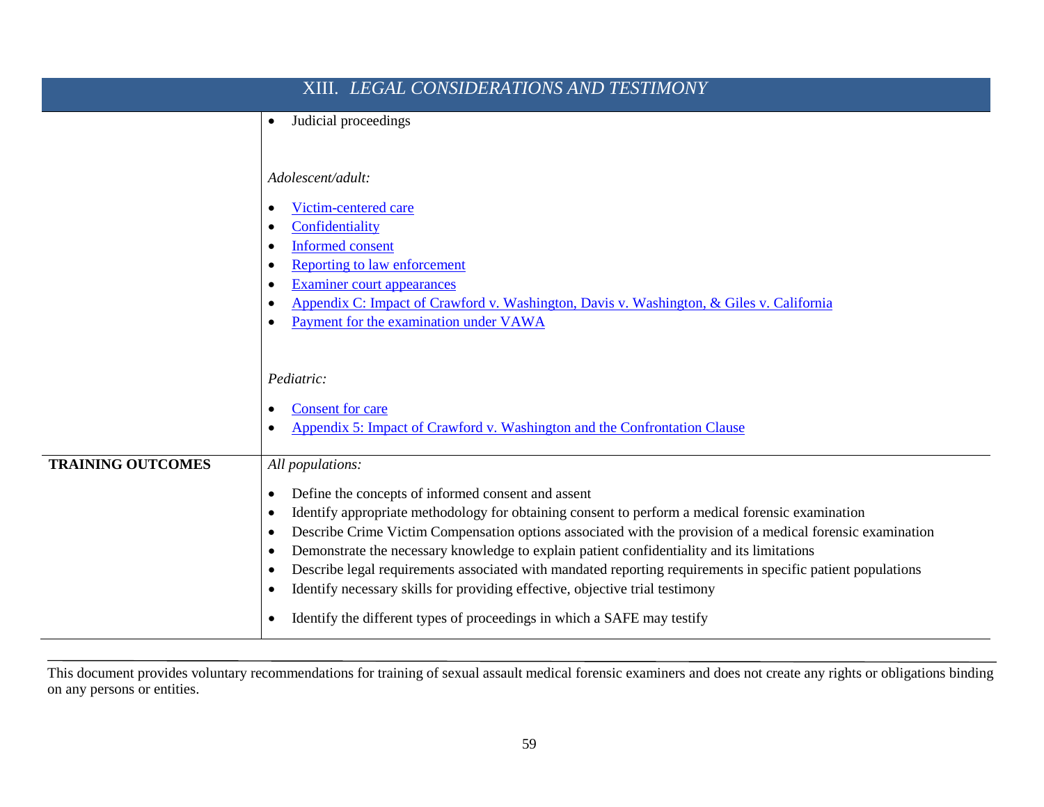## XIII. *LEGAL CONSIDERATIONS AND TESTIMONY*

| | |
|---|---|
| | • Judicial proceedings<br><br>*Adolescent/adult:*<br><br>• Victim-centered care<br>• Confidentiality<br>• Informed consent<br>• Reporting to law enforcement<br>• Examiner court appearances<br>• Appendix C: Impact of Crawford v. Washington, Davis v. Washington, & Giles v. California<br>• Payment for the examination under VAWA<br><br>*Pediatric:*<br><br>• Consent for care<br>• Appendix 5: Impact of Crawford v. Washington and the Confrontation Clause |
| **TRAINING OUTCOMES** | *All populations:*<br><br>• Define the concepts of informed consent and assent<br>• Identify appropriate methodology for obtaining consent to perform a medical forensic examination<br>• Describe Crime Victim Compensation options associated with the provision of a medical forensic examination<br>• Demonstrate the necessary knowledge to explain patient confidentiality and its limitations<br>• Describe legal requirements associated with mandated reporting requirements in specific patient populations<br>• Identify necessary skills for providing effective, objective trial testimony<br>• Identify the different types of proceedings in which a SAFE may testify |

This document provides voluntary recommendations for training of sexual assault medical forensic examiners and does not create any rights or obligations binding on any persons or entities.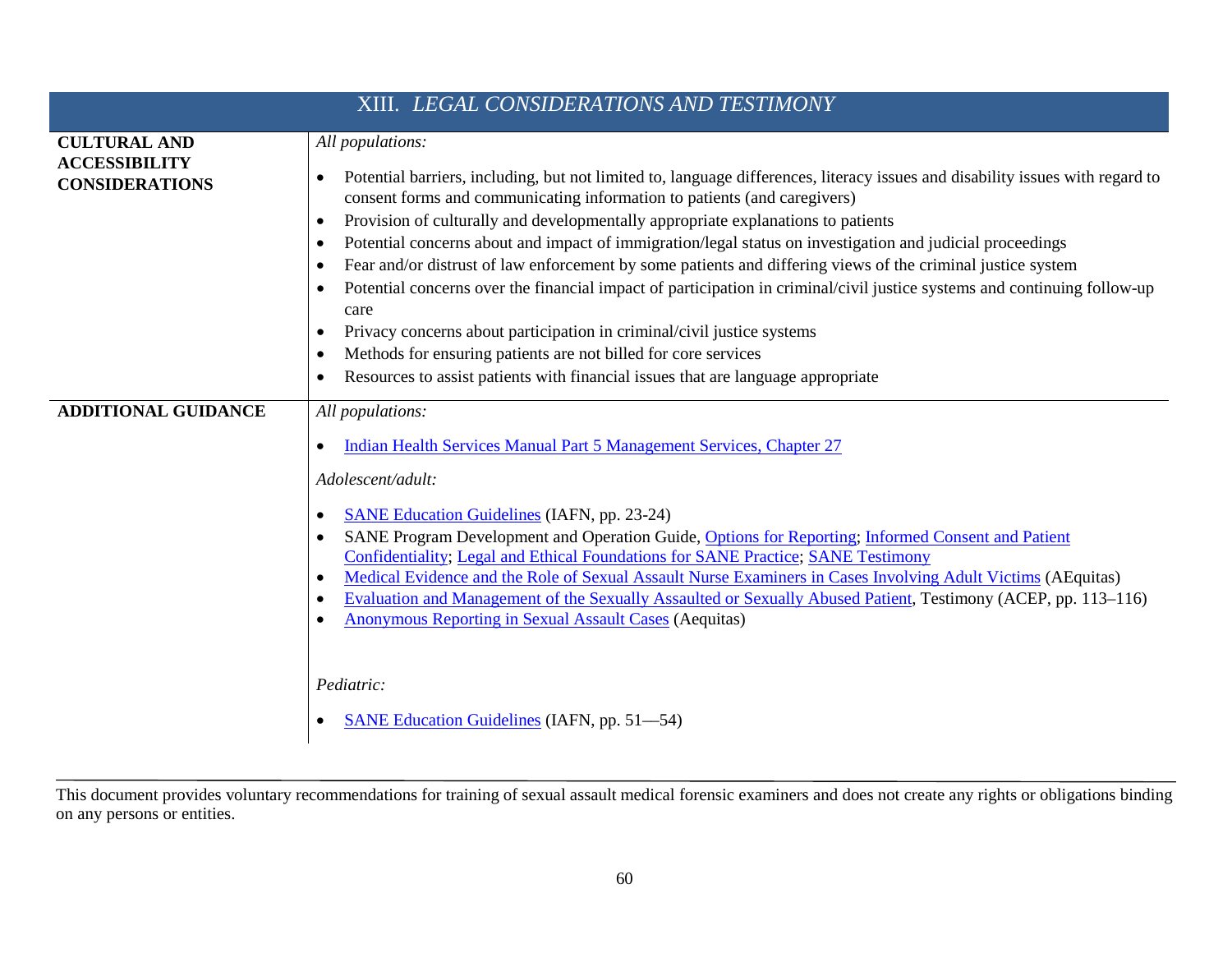| XIII. *LEGAL CONSIDERATIONS AND TESTIMONY* | |
|---|---|
| **CULTURAL AND ACCESSIBILITY CONSIDERATIONS** | *All populations:*<br><br>• Potential barriers, including, but not limited to, language differences, literacy issues and disability issues with regard to consent forms and communicating information to patients (and caregivers)<br>• Provision of culturally and developmentally appropriate explanations to patients<br>• Potential concerns about and impact of immigration/legal status on investigation and judicial proceedings<br>• Fear and/or distrust of law enforcement by some patients and differing views of the criminal justice system<br>• Potential concerns over the financial impact of participation in criminal/civil justice systems and continuing follow-up care<br>• Privacy concerns about participation in criminal/civil justice systems<br>• Methods for ensuring patients are not billed for core services<br>• Resources to assist patients with financial issues that are language appropriate |
| **ADDITIONAL GUIDANCE** | *All populations:*<br><br>• Indian Health Services Manual Part 5 Management Services, Chapter 27<br><br>*Adolescent/adult:*<br><br>• SANE Education Guidelines (IAFN, pp. 23-24)<br>• SANE Program Development and Operation Guide, Options for Reporting; Informed Consent and Patient Confidentiality; Legal and Ethical Foundations for SANE Practice; SANE Testimony<br>• Medical Evidence and the Role of Sexual Assault Nurse Examiners in Cases Involving Adult Victims (AEquitas)<br>• Evaluation and Management of the Sexually Assaulted or Sexually Abused Patient, Testimony (ACEP, pp. 113–116)<br>• Anonymous Reporting in Sexual Assault Cases (Aequitas)<br><br>*Pediatric:*<br><br>• SANE Education Guidelines (IAFN, pp. 51—54) |

This document provides voluntary recommendations for training of sexual assault medical forensic examiners and does not create any rights or obligations binding on any persons or entities.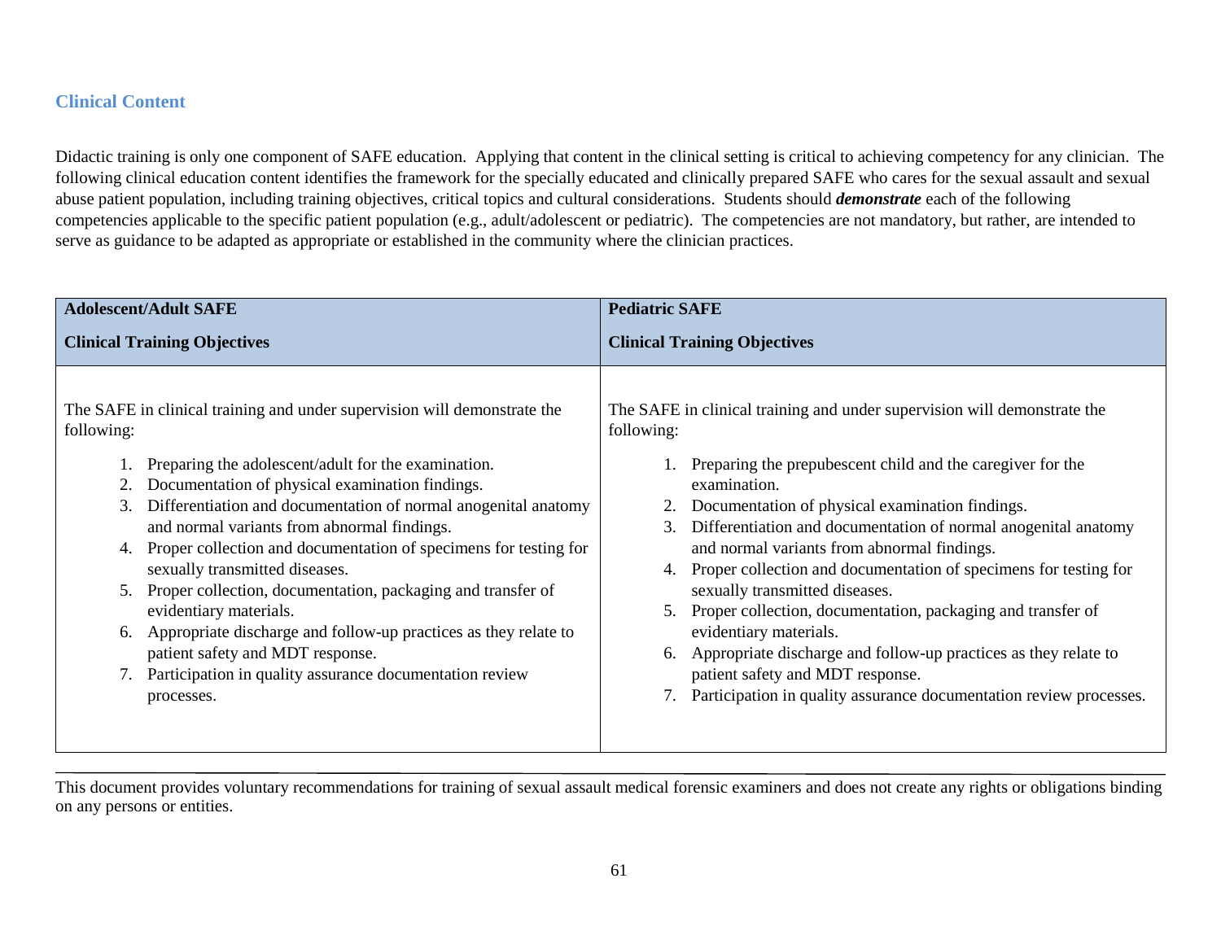## Clinical Content

Didactic training is only one component of SAFE education. Applying that content in the clinical setting is critical to achieving competency for any clinician. The following clinical education content identifies the framework for the specially educated and clinically prepared SAFE who cares for the sexual assault and sexual abuse patient population, including training objectives, critical topics and cultural considerations. Students should ***demonstrate*** each of the following competencies applicable to the specific patient population (e.g., adult/adolescent or pediatric). The competencies are not mandatory, but rather, are intended to serve as guidance to be adapted as appropriate or established in the community where the clinician practices.

| **Adolescent/Adult SAFE**<br><br>**Clinical Training Objectives** | **Pediatric SAFE**<br><br>**Clinical Training Objectives** |
|---|---|
| The SAFE in clinical training and under supervision will demonstrate the following:<br><br>1. Preparing the adolescent/adult for the examination.<br>2. Documentation of physical examination findings.<br>3. Differentiation and documentation of normal anogenital anatomy and normal variants from abnormal findings.<br>4. Proper collection and documentation of specimens for testing for sexually transmitted diseases.<br>5. Proper collection, documentation, packaging and transfer of evidentiary materials.<br>6. Appropriate discharge and follow-up practices as they relate to patient safety and MDT response.<br>7. Participation in quality assurance documentation review processes. | The SAFE in clinical training and under supervision will demonstrate the following:<br><br>1. Preparing the prepubescent child and the caregiver for the examination.<br>2. Documentation of physical examination findings.<br>3. Differentiation and documentation of normal anogenital anatomy and normal variants from abnormal findings.<br>4. Proper collection and documentation of specimens for testing for sexually transmitted diseases.<br>5. Proper collection, documentation, packaging and transfer of evidentiary materials.<br>6. Appropriate discharge and follow-up practices as they relate to patient safety and MDT response.<br>7. Participation in quality assurance documentation review processes. |

This document provides voluntary recommendations for training of sexual assault medical forensic examiners and does not create any rights or obligations binding on any persons or entities.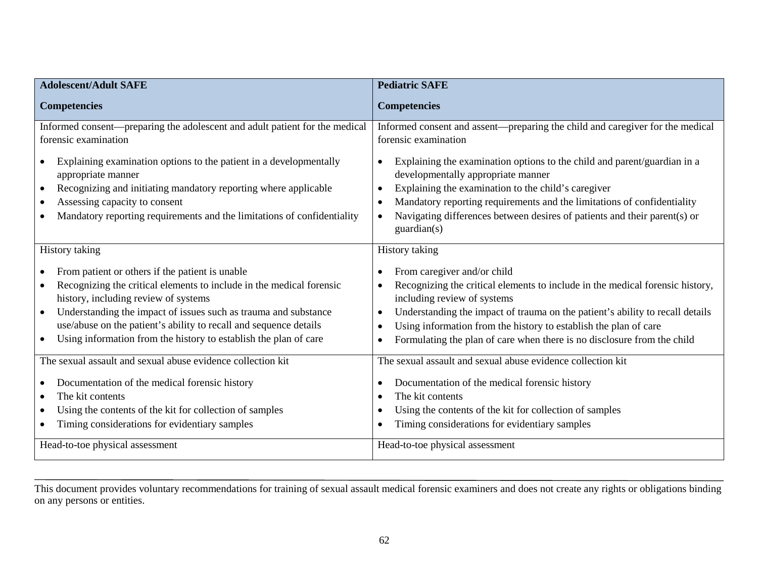| Adolescent/Adult SAFE<br><br>Competencies | Pediatric SAFE<br><br>Competencies |
|---|---|
| Informed consent—preparing the adolescent and adult patient for the medical forensic examination<br><br>• Explaining examination options to the patient in a developmentally appropriate manner<br>• Recognizing and initiating mandatory reporting where applicable<br>• Assessing capacity to consent<br>• Mandatory reporting requirements and the limitations of confidentiality | Informed consent and assent—preparing the child and caregiver for the medical forensic examination<br><br>• Explaining the examination options to the child and parent/guardian in a developmentally appropriate manner<br>• Explaining the examination to the child's caregiver<br>• Mandatory reporting requirements and the limitations of confidentiality<br>• Navigating differences between desires of patients and their parent(s) or guardian(s) |
| History taking<br><br>• From patient or others if the patient is unable<br>• Recognizing the critical elements to include in the medical forensic history, including review of systems<br>• Understanding the impact of issues such as trauma and substance use/abuse on the patient's ability to recall and sequence details<br>• Using information from the history to establish the plan of care | History taking<br><br>• From caregiver and/or child<br>• Recognizing the critical elements to include in the medical forensic history, including review of systems<br>• Understanding the impact of trauma on the patient's ability to recall details<br>• Using information from the history to establish the plan of care<br>• Formulating the plan of care when there is no disclosure from the child |
| The sexual assault and sexual abuse evidence collection kit<br><br>• Documentation of the medical forensic history<br>• The kit contents<br>• Using the contents of the kit for collection of samples<br>• Timing considerations for evidentiary samples | The sexual assault and sexual abuse evidence collection kit<br><br>• Documentation of the medical forensic history<br>• The kit contents<br>• Using the contents of the kit for collection of samples<br>• Timing considerations for evidentiary samples |
| Head-to-toe physical assessment | Head-to-toe physical assessment |

This document provides voluntary recommendations for training of sexual assault medical forensic examiners and does not create any rights or obligations binding on any persons or entities.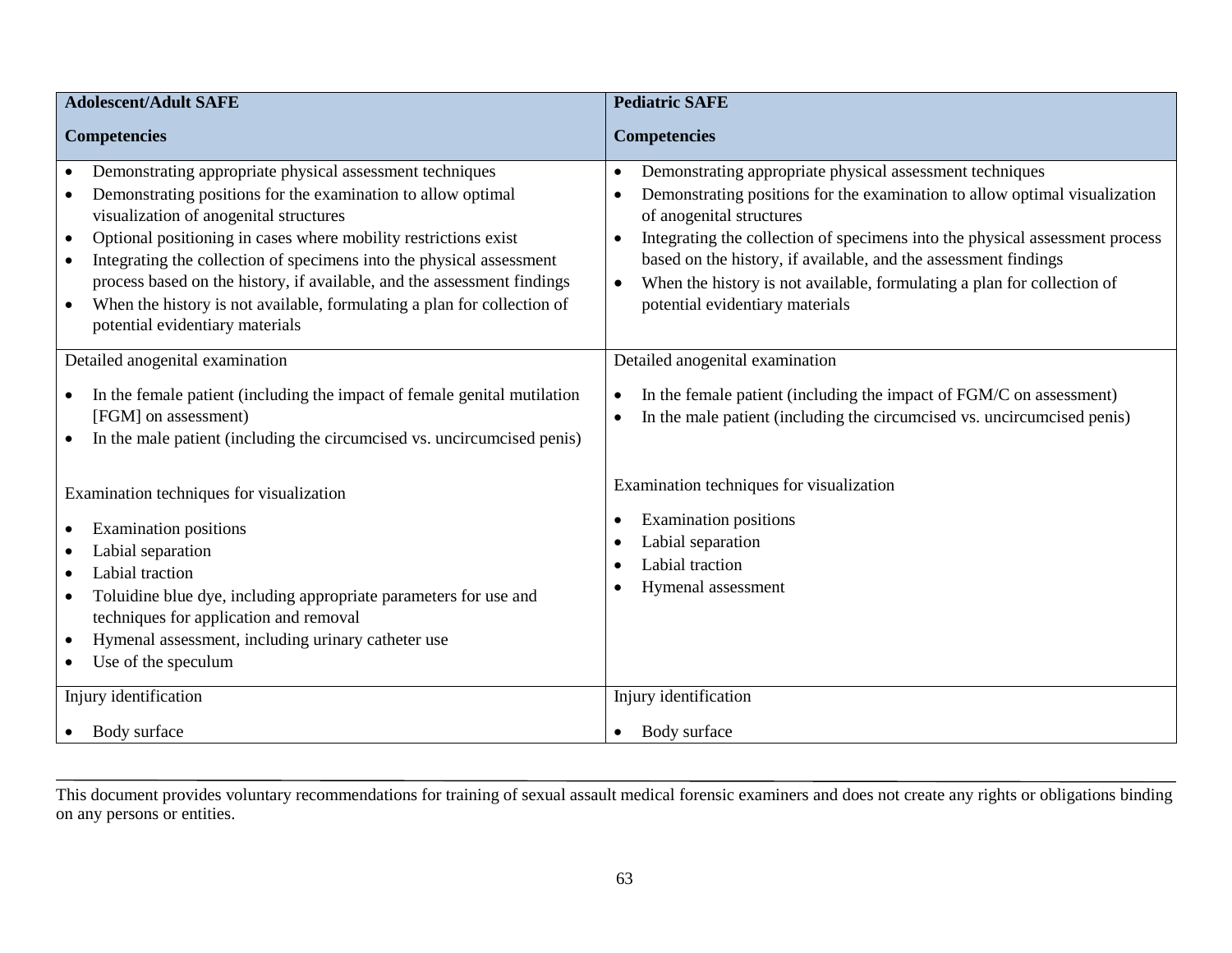| **Adolescent/Adult SAFE**<br><br>**Competencies** | **Pediatric SAFE**<br><br>**Competencies** |
|---|---|
| • Demonstrating appropriate physical assessment techniques<br>• Demonstrating positions for the examination to allow optimal visualization of anogenital structures<br>• Optional positioning in cases where mobility restrictions exist<br>• Integrating the collection of specimens into the physical assessment process based on the history, if available, and the assessment findings<br>• When the history is not available, formulating a plan for collection of potential evidentiary materials | • Demonstrating appropriate physical assessment techniques<br>• Demonstrating positions for the examination to allow optimal visualization of anogenital structures<br>• Integrating the collection of specimens into the physical assessment process based on the history, if available, and the assessment findings<br>• When the history is not available, formulating a plan for collection of potential evidentiary materials |
| Detailed anogenital examination<br><br>• In the female patient (including the impact of female genital mutilation [FGM] on assessment)<br>• In the male patient (including the circumcised vs. uncircumcised penis)<br><br>Examination techniques for visualization<br><br>• Examination positions<br>• Labial separation<br>• Labial traction<br>• Toluidine blue dye, including appropriate parameters for use and techniques for application and removal<br>• Hymenal assessment, including urinary catheter use<br>• Use of the speculum | Detailed anogenital examination<br><br>• In the female patient (including the impact of FGM/C on assessment)<br>• In the male patient (including the circumcised vs. uncircumcised penis)<br><br>Examination techniques for visualization<br><br>• Examination positions<br>• Labial separation<br>• Labial traction<br>• Hymenal assessment |
| Injury identification<br><br>• Body surface | Injury identification<br><br>• Body surface |

This document provides voluntary recommendations for training of sexual assault medical forensic examiners and does not create any rights or obligations binding on any persons or entities.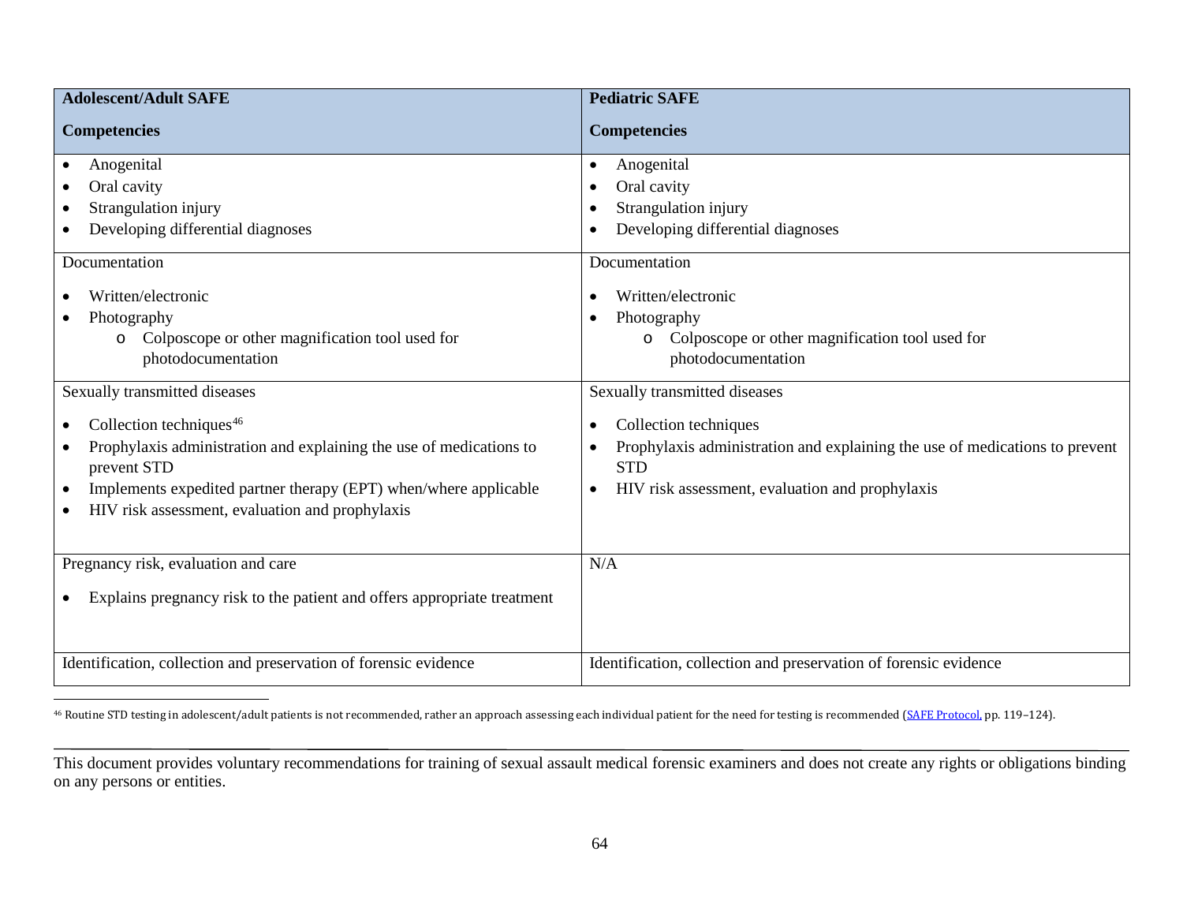| **Adolescent/Adult SAFE**<br><br>**Competencies** | **Pediatric SAFE**<br><br>**Competencies** |
|---|---|
| • Anogenital<br>• Oral cavity<br>• Strangulation injury<br>• Developing differential diagnoses | • Anogenital<br>• Oral cavity<br>• Strangulation injury<br>• Developing differential diagnoses |
| Documentation<br><br>• Written/electronic<br>• Photography<br>  o Colposcope or other magnification tool used for photodocumentation | Documentation<br><br>• Written/electronic<br>• Photography<br>  o Colposcope or other magnification tool used for photodocumentation |
| Sexually transmitted diseases<br><br>• Collection techniques[46]<br>• Prophylaxis administration and explaining the use of medications to prevent STD<br>• Implements expedited partner therapy (EPT) when/where applicable<br>• HIV risk assessment, evaluation and prophylaxis | Sexually transmitted diseases<br><br>• Collection techniques<br>• Prophylaxis administration and explaining the use of medications to prevent STD<br>• HIV risk assessment, evaluation and prophylaxis |
| Pregnancy risk, evaluation and care<br><br>• Explains pregnancy risk to the patient and offers appropriate treatment | N/A |
| Identification, collection and preservation of forensic evidence | Identification, collection and preservation of forensic evidence |

[46] Routine STD testing in adolescent/adult patients is not recommended, rather an approach assessing each individual patient for the need for testing is recommended (SAFE Protocol, pp. 119–124).

This document provides voluntary recommendations for training of sexual assault medical forensic examiners and does not create any rights or obligations binding on any persons or entities.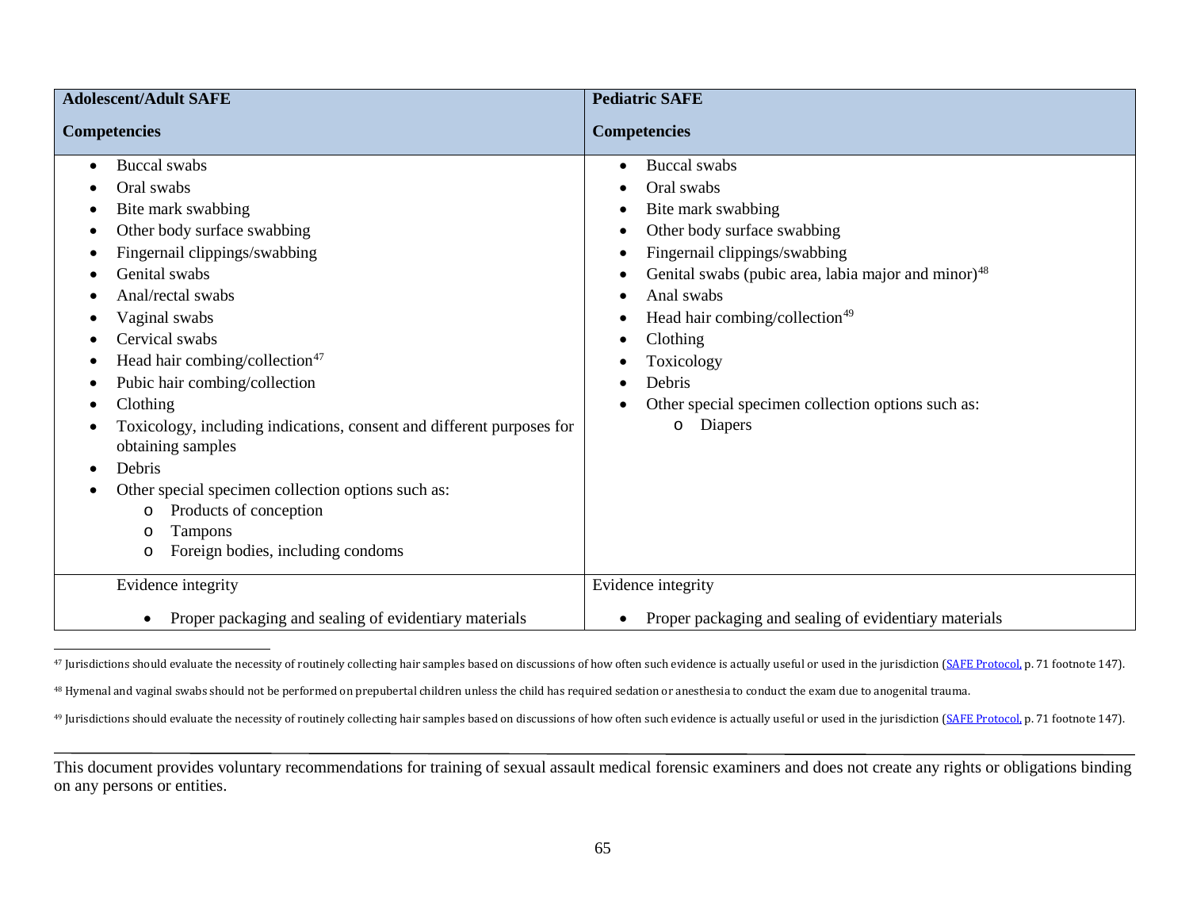| **Adolescent/Adult SAFE**<br><br>**Competencies** | **Pediatric SAFE**<br><br>**Competencies** |
|---|---|
| • Buccal swabs<br>• Oral swabs<br>• Bite mark swabbing<br>• Other body surface swabbing<br>• Fingernail clippings/swabbing<br>• Genital swabs<br>• Anal/rectal swabs<br>• Vaginal swabs<br>• Cervical swabs<br>• Head hair combing/collection[47]<br>• Pubic hair combing/collection<br>• Clothing<br>• Toxicology, including indications, consent and different purposes for obtaining samples<br>• Debris<br>• Other special specimen collection options such as:<br>  o Products of conception<br>  o Tampons<br>  o Foreign bodies, including condoms | • Buccal swabs<br>• Oral swabs<br>• Bite mark swabbing<br>• Other body surface swabbing<br>• Fingernail clippings/swabbing<br>• Genital swabs (pubic area, labia major and minor)[48]<br>• Anal swabs<br>• Head hair combing/collection[49]<br>• Clothing<br>• Toxicology<br>• Debris<br>• Other special specimen collection options such as:<br>  o Diapers |
| Evidence integrity<br><br>• Proper packaging and sealing of evidentiary materials | Evidence integrity<br><br>• Proper packaging and sealing of evidentiary materials |

[47] Jurisdictions should evaluate the necessity of routinely collecting hair samples based on discussions of how often such evidence is actually useful or used in the jurisdiction (SAFE Protocol, p. 71 footnote 147).

[48] Hymenal and vaginal swabs should not be performed on prepubertal children unless the child has required sedation or anesthesia to conduct the exam due to anogenital trauma.

[49] Jurisdictions should evaluate the necessity of routinely collecting hair samples based on discussions of how often such evidence is actually useful or used in the jurisdiction (SAFE Protocol, p. 71 footnote 147).

This document provides voluntary recommendations for training of sexual assault medical forensic examiners and does not create any rights or obligations binding on any persons or entities.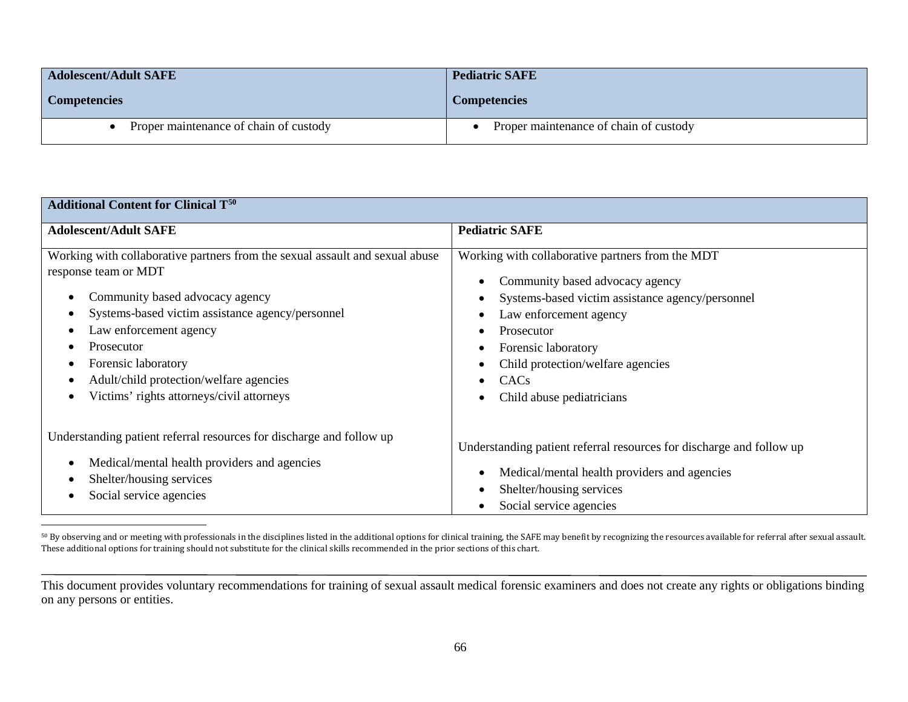| Adolescent/Adult SAFE<br><br>Competencies | Pediatric SAFE<br><br>Competencies |
|---|---|
| • Proper maintenance of chain of custody | • Proper maintenance of chain of custody |

| Additional Content for Clinical T[50] | |
|---|---|
| **Adolescent/Adult SAFE** | **Pediatric SAFE** |
| Working with collaborative partners from the sexual assault and sexual abuse response team or MDT<br><br>• Community based advocacy agency<br>• Systems-based victim assistance agency/personnel<br>• Law enforcement agency<br>• Prosecutor<br>• Forensic laboratory<br>• Adult/child protection/welfare agencies<br>• Victims' rights attorneys/civil attorneys | Working with collaborative partners from the MDT<br><br>• Community based advocacy agency<br>• Systems-based victim assistance agency/personnel<br>• Law enforcement agency<br>• Prosecutor<br>• Forensic laboratory<br>• Child protection/welfare agencies<br>• CACs<br>• Child abuse pediatricians |
| Understanding patient referral resources for discharge and follow up<br><br>• Medical/mental health providers and agencies<br>• Shelter/housing services<br>• Social service agencies | Understanding patient referral resources for discharge and follow up<br><br>• Medical/mental health providers and agencies<br>• Shelter/housing services<br>• Social service agencies |

[50] By observing and or meeting with professionals in the disciplines listed in the additional options for clinical training, the SAFE may benefit by recognizing the resources available for referral after sexual assault. These additional options for training should not substitute for the clinical skills recommended in the prior sections of this chart.

This document provides voluntary recommendations for training of sexual assault medical forensic examiners and does not create any rights or obligations binding on any persons or entities.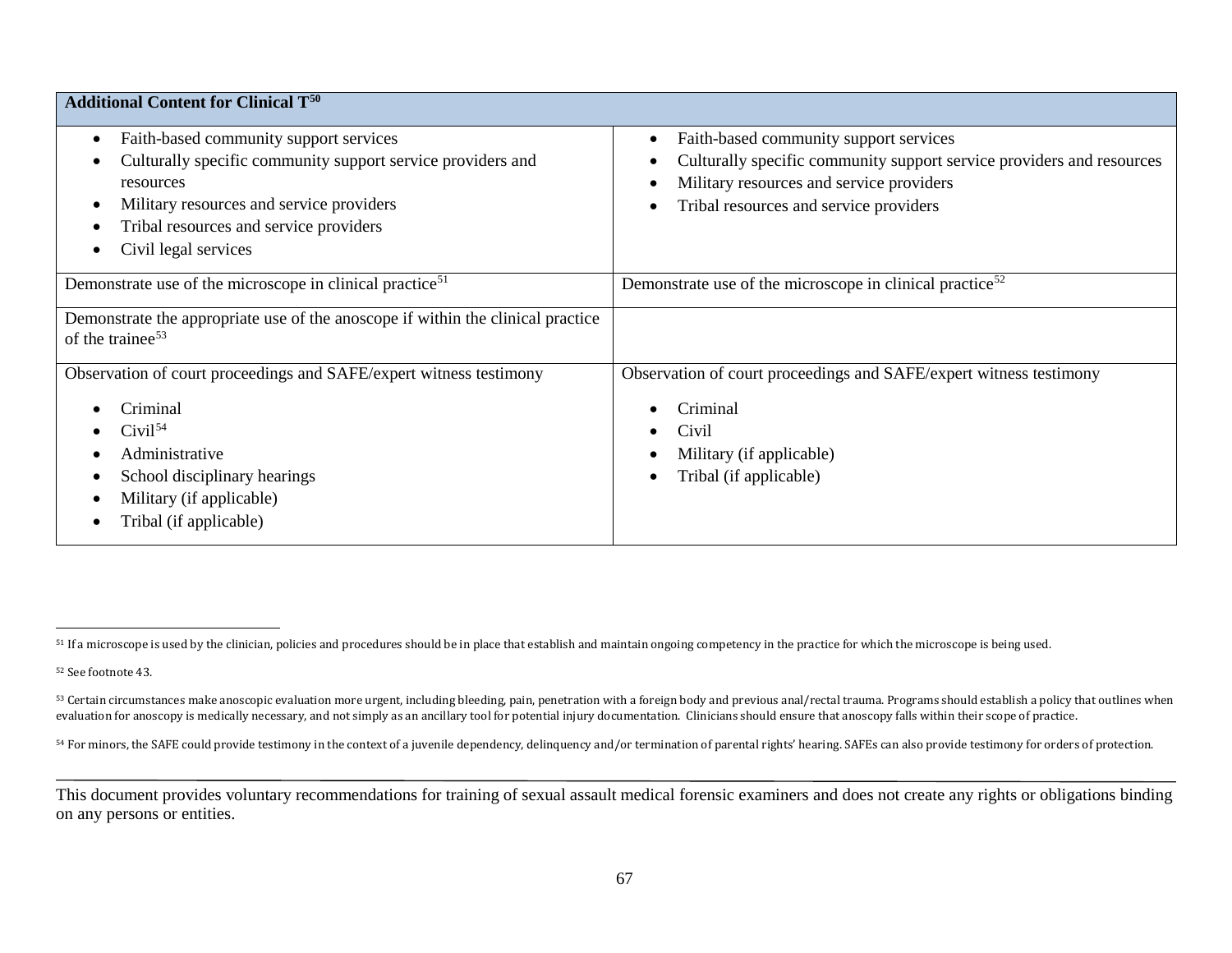| Additional Content for Clinical T[50] | |
|---|---|
| • Faith-based community support services<br>• Culturally specific community support service providers and resources<br>• Military resources and service providers<br>• Tribal resources and service providers<br>• Civil legal services | • Faith-based community support services<br>• Culturally specific community support service providers and resources<br>• Military resources and service providers<br>• Tribal resources and service providers |
| Demonstrate use of the microscope in clinical practice[51] | Demonstrate use of the microscope in clinical practice[52] |
| Demonstrate the appropriate use of the anoscope if within the clinical practice of the trainee[53] | |
| Observation of court proceedings and SAFE/expert witness testimony<br>• Criminal<br>• Civil[54]<br>• Administrative<br>• School disciplinary hearings<br>• Military (if applicable)<br>• Tribal (if applicable) | Observation of court proceedings and SAFE/expert witness testimony<br>• Criminal<br>• Civil<br>• Military (if applicable)<br>• Tribal (if applicable) |

[51] If a microscope is used by the clinician, policies and procedures should be in place that establish and maintain ongoing competency in the practice for which the microscope is being used.

[52] See footnote 43.

[53] Certain circumstances make anoscopic evaluation more urgent, including bleeding, pain, penetration with a foreign body and previous anal/rectal trauma. Programs should establish a policy that outlines when evaluation for anoscopy is medically necessary, and not simply as an ancillary tool for potential injury documentation. Clinicians should ensure that anoscopy falls within their scope of practice.

[54] For minors, the SAFE could provide testimony in the context of a juvenile dependency, delinquency and/or termination of parental rights' hearing. SAFEs can also provide testimony for orders of protection.

This document provides voluntary recommendations for training of sexual assault medical forensic examiners and does not create any rights or obligations binding on any persons or entities.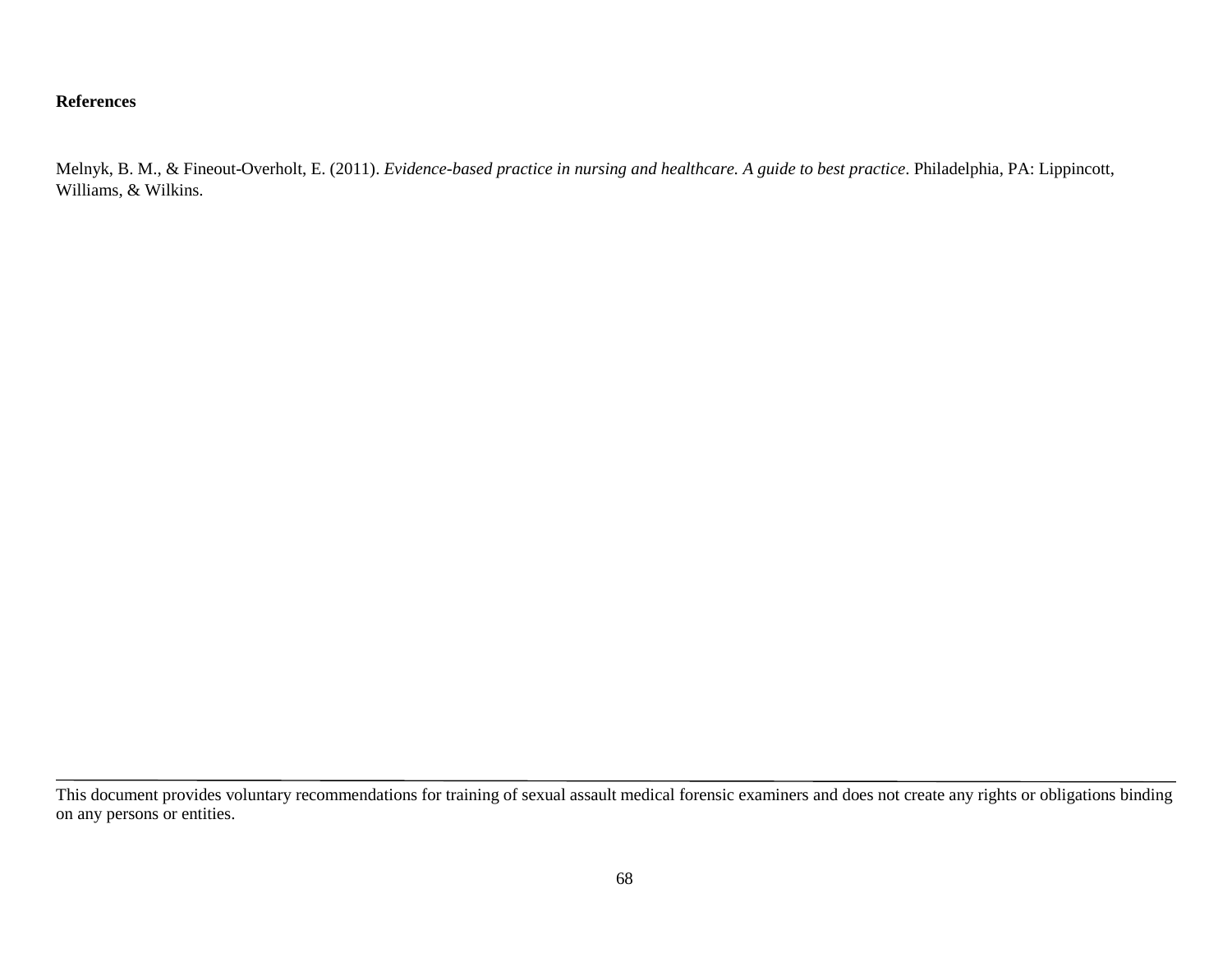**References**

Melnyk, B. M., & Fineout-Overholt, E. (2011). *Evidence-based practice in nursing and healthcare. A guide to best practice*. Philadelphia, PA: Lippincott, Williams, & Wilkins.

---

This document provides voluntary recommendations for training of sexual assault medical forensic examiners and does not create any rights or obligations binding on any persons or entities.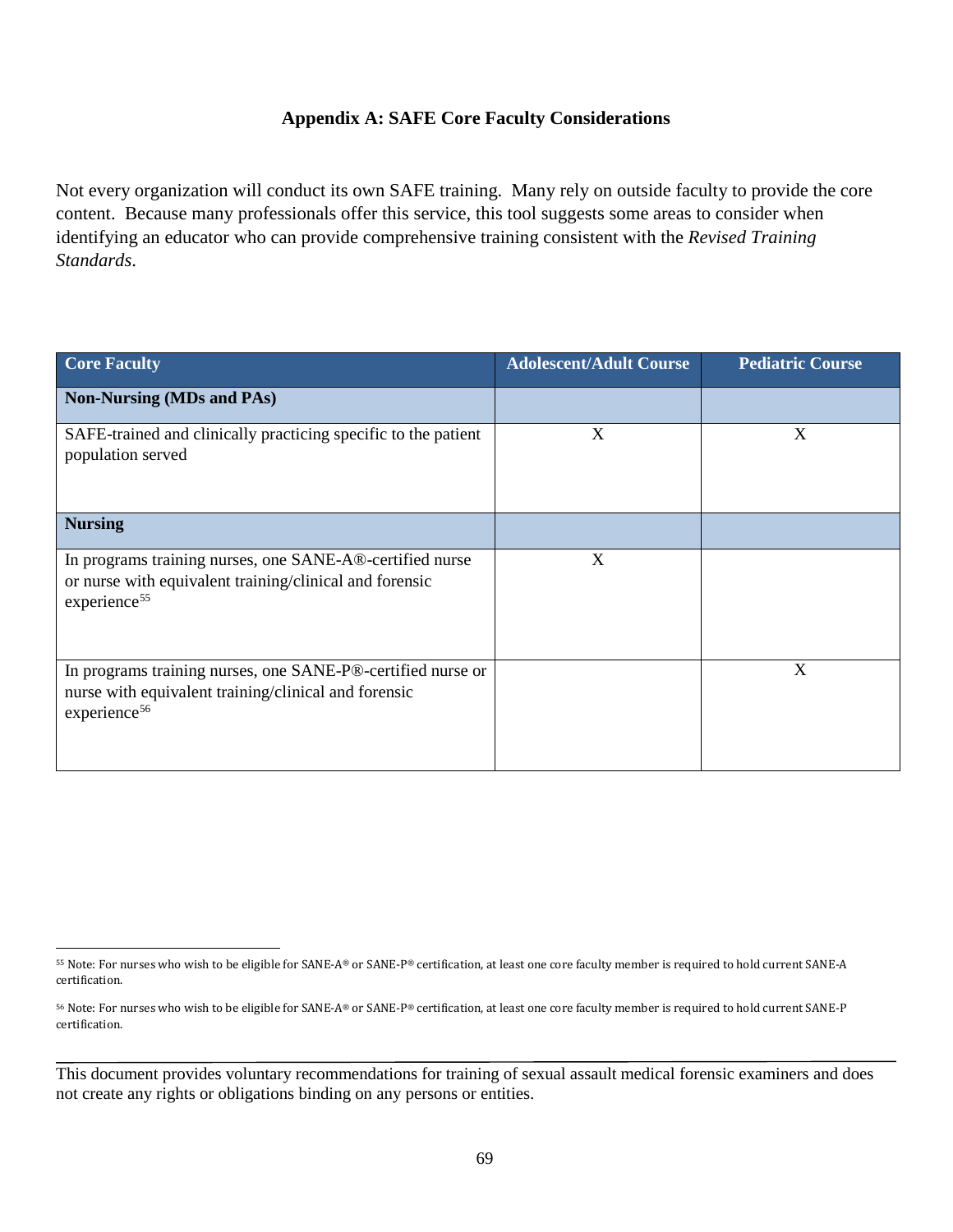## Appendix A: SAFE Core Faculty Considerations

Not every organization will conduct its own SAFE training. Many rely on outside faculty to provide the core content. Because many professionals offer this service, this tool suggests some areas to consider when identifying an educator who can provide comprehensive training consistent with the *Revised Training Standards*.

| Core Faculty | Adolescent/Adult Course | Pediatric Course |
|---|---|---|
| **Non-Nursing (MDs and PAs)** | | |
| SAFE-trained and clinically practicing specific to the patient population served | X | X |
| **Nursing** | | |
| In programs training nurses, one SANE-A®-certified nurse or nurse with equivalent training/clinical and forensic experience[55] | X | |
| In programs training nurses, one SANE-P®-certified nurse or nurse with equivalent training/clinical and forensic experience[56] | | X |

[55] Note: For nurses who wish to be eligible for SANE-A® or SANE-P® certification, at least one core faculty member is required to hold current SANE-A certification.

[56] Note: For nurses who wish to be eligible for SANE-A® or SANE-P® certification, at least one core faculty member is required to hold current SANE-P certification.

This document provides voluntary recommendations for training of sexual assault medical forensic examiners and does not create any rights or obligations binding on any persons or entities.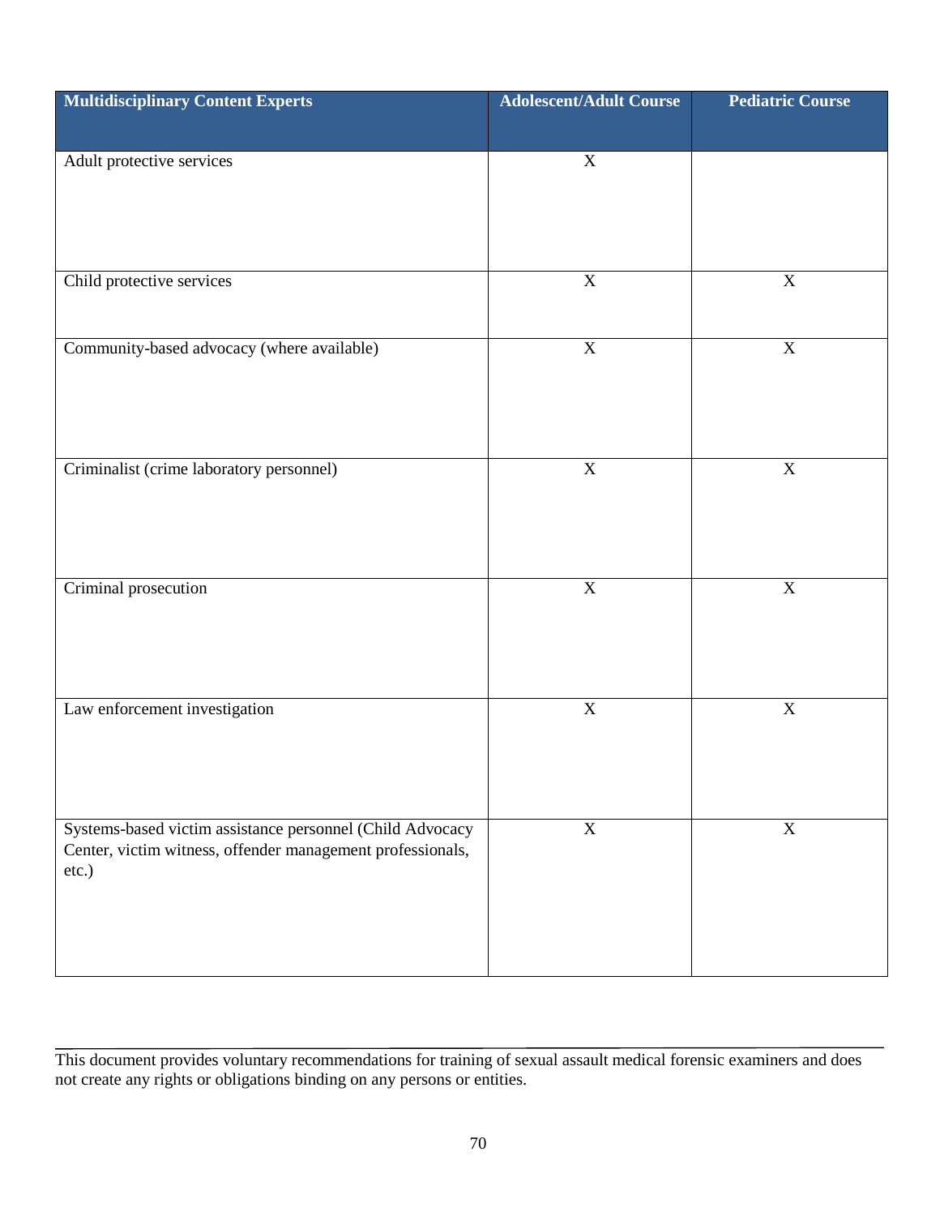| Multidisciplinary Content Experts | Adolescent/Adult Course | Pediatric Course |
| --- | --- | --- |
| Adult protective services | X | |
| Child protective services | X | X |
| Community-based advocacy (where available) | X | X |
| Criminalist (crime laboratory personnel) | X | X |
| Criminal prosecution | X | X |
| Law enforcement investigation | X | X |
| Systems-based victim assistance personnel (Child Advocacy Center, victim witness, offender management professionals, etc.) | X | X |

This document provides voluntary recommendations for training of sexual assault medical forensic examiners and does not create any rights or obligations binding on any persons or entities.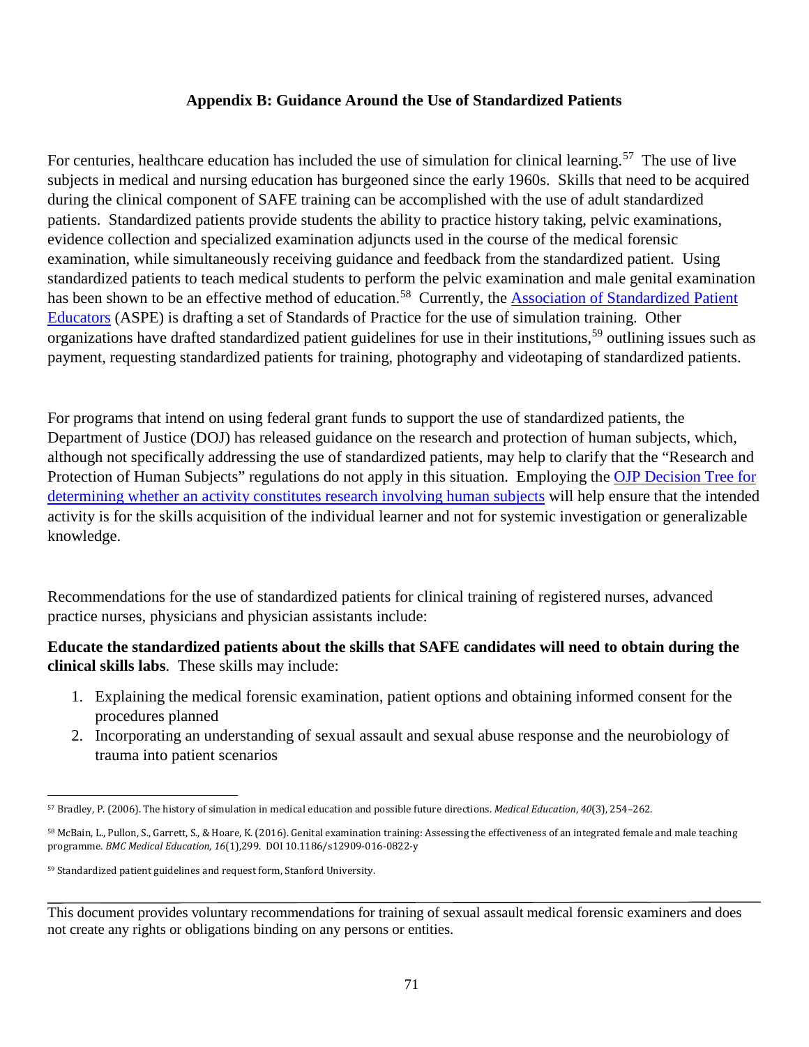## Appendix B: Guidance Around the Use of Standardized Patients

For centuries, healthcare education has included the use of simulation for clinical learning.[57] The use of live subjects in medical and nursing education has burgeoned since the early 1960s. Skills that need to be acquired during the clinical component of SAFE training can be accomplished with the use of adult standardized patients. Standardized patients provide students the ability to practice history taking, pelvic examinations, evidence collection and specialized examination adjuncts used in the course of the medical forensic examination, while simultaneously receiving guidance and feedback from the standardized patient. Using standardized patients to teach medical students to perform the pelvic examination and male genital examination has been shown to be an effective method of education.[58] Currently, the Association of Standardized Patient Educators (ASPE) is drafting a set of Standards of Practice for the use of simulation training. Other organizations have drafted standardized patient guidelines for use in their institutions,[59] outlining issues such as payment, requesting standardized patients for training, photography and videotaping of standardized patients.

For programs that intend on using federal grant funds to support the use of standardized patients, the Department of Justice (DOJ) has released guidance on the research and protection of human subjects, which, although not specifically addressing the use of standardized patients, may help to clarify that the "Research and Protection of Human Subjects" regulations do not apply in this situation. Employing the OJP Decision Tree for determining whether an activity constitutes research involving human subjects will help ensure that the intended activity is for the skills acquisition of the individual learner and not for systemic investigation or generalizable knowledge.

Recommendations for the use of standardized patients for clinical training of registered nurses, advanced practice nurses, physicians and physician assistants include:

**Educate the standardized patients about the skills that SAFE candidates will need to obtain during the clinical skills labs**. These skills may include:

1. Explaining the medical forensic examination, patient options and obtaining informed consent for the procedures planned
2. Incorporating an understanding of sexual assault and sexual abuse response and the neurobiology of trauma into patient scenarios

---

[57] Bradley, P. (2006). The history of simulation in medical education and possible future directions. *Medical Education*, *40*(3), 254–262.

[58] McBain, L., Pullon, S., Garrett, S., & Hoare, K. (2016). Genital examination training: Assessing the effectiveness of an integrated female and male teaching programme. *BMC Medical Education, 16*(1),299. DOI 10.1186/s12909-016-0822-y

[59] Standardized patient guidelines and request form, Stanford University.

This document provides voluntary recommendations for training of sexual assault medical forensic examiners and does not create any rights or obligations binding on any persons or entities.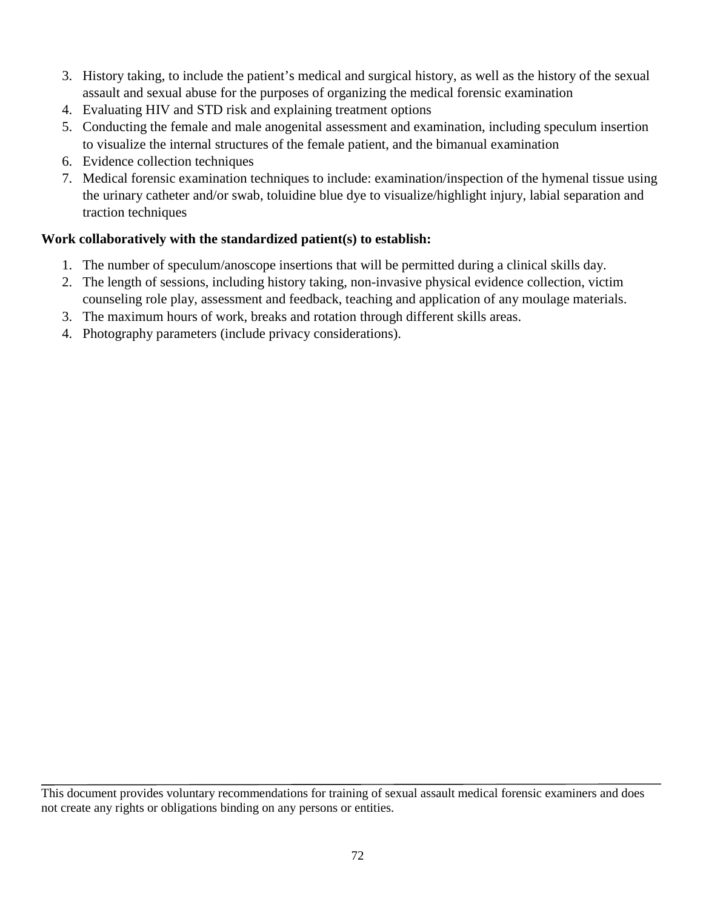3. History taking, to include the patient's medical and surgical history, as well as the history of the sexual assault and sexual abuse for the purposes of organizing the medical forensic examination
4. Evaluating HIV and STD risk and explaining treatment options
5. Conducting the female and male anogenital assessment and examination, including speculum insertion to visualize the internal structures of the female patient, and the bimanual examination
6. Evidence collection techniques
7. Medical forensic examination techniques to include: examination/inspection of the hymenal tissue using the urinary catheter and/or swab, toluidine blue dye to visualize/highlight injury, labial separation and traction techniques

**Work collaboratively with the standardized patient(s) to establish:**

1. The number of speculum/anoscope insertions that will be permitted during a clinical skills day.
2. The length of sessions, including history taking, non-invasive physical evidence collection, victim counseling role play, assessment and feedback, teaching and application of any moulage materials.
3. The maximum hours of work, breaks and rotation through different skills areas.
4. Photography parameters (include privacy considerations).

This document provides voluntary recommendations for training of sexual assault medical forensic examiners and does not create any rights or obligations binding on any persons or entities.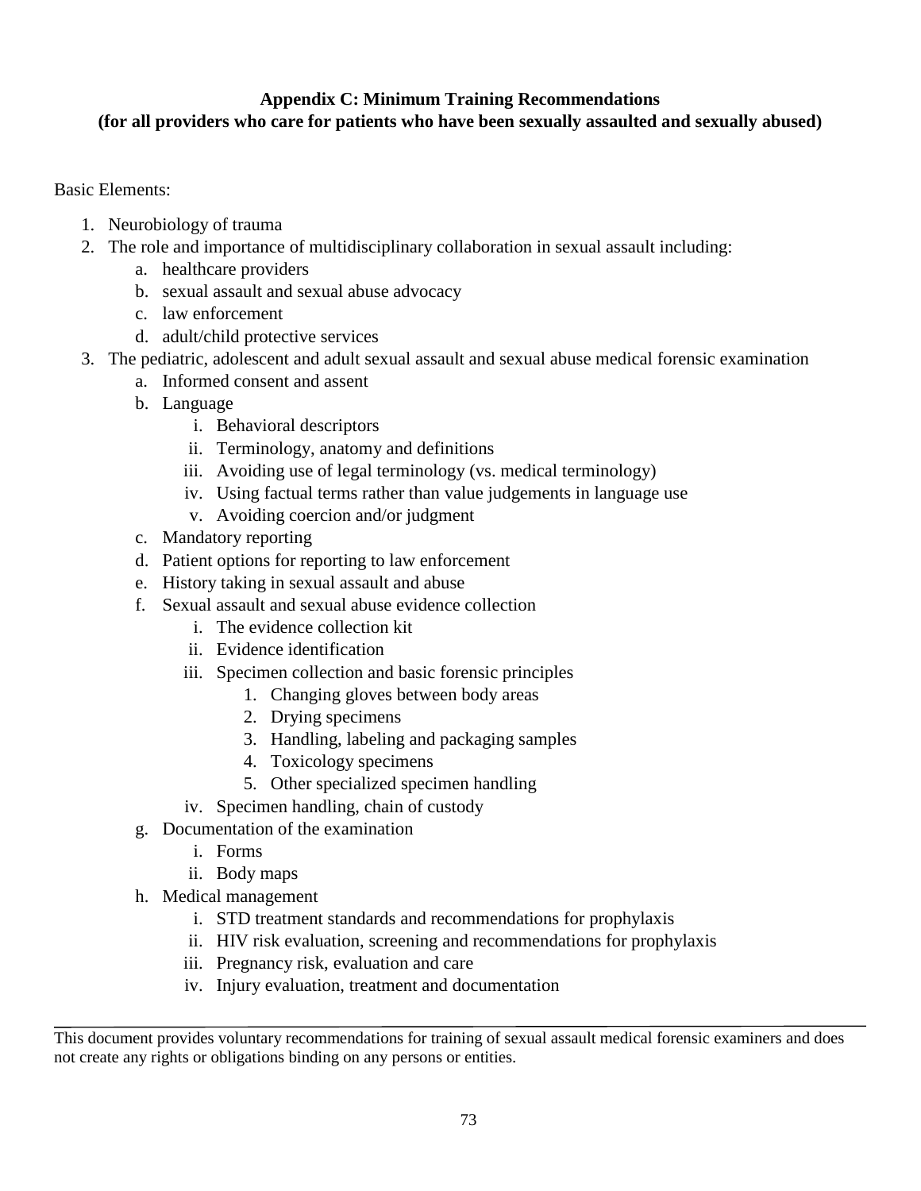**Appendix C: Minimum Training Recommendations**
**(for all providers who care for patients who have been sexually assaulted and sexually abused)**

Basic Elements:

1. Neurobiology of trauma
2. The role and importance of multidisciplinary collaboration in sexual assault including:
    a. healthcare providers
    b. sexual assault and sexual abuse advocacy
    c. law enforcement
    d. adult/child protective services
3. The pediatric, adolescent and adult sexual assault and sexual abuse medical forensic examination
    a. Informed consent and assent
    b. Language
        i. Behavioral descriptors
        ii. Terminology, anatomy and definitions
        iii. Avoiding use of legal terminology (vs. medical terminology)
        iv. Using factual terms rather than value judgements in language use
        v. Avoiding coercion and/or judgment
    c. Mandatory reporting
    d. Patient options for reporting to law enforcement
    e. History taking in sexual assault and abuse
    f. Sexual assault and sexual abuse evidence collection
        i. The evidence collection kit
        ii. Evidence identification
        iii. Specimen collection and basic forensic principles
            1. Changing gloves between body areas
            2. Drying specimens
            3. Handling, labeling and packaging samples
            4. Toxicology specimens
            5. Other specialized specimen handling
        iv. Specimen handling, chain of custody
    g. Documentation of the examination
        i. Forms
        ii. Body maps
    h. Medical management
        i. STD treatment standards and recommendations for prophylaxis
        ii. HIV risk evaluation, screening and recommendations for prophylaxis
        iii. Pregnancy risk, evaluation and care
        iv. Injury evaluation, treatment and documentation

---

This document provides voluntary recommendations for training of sexual assault medical forensic examiners and does not create any rights or obligations binding on any persons or entities.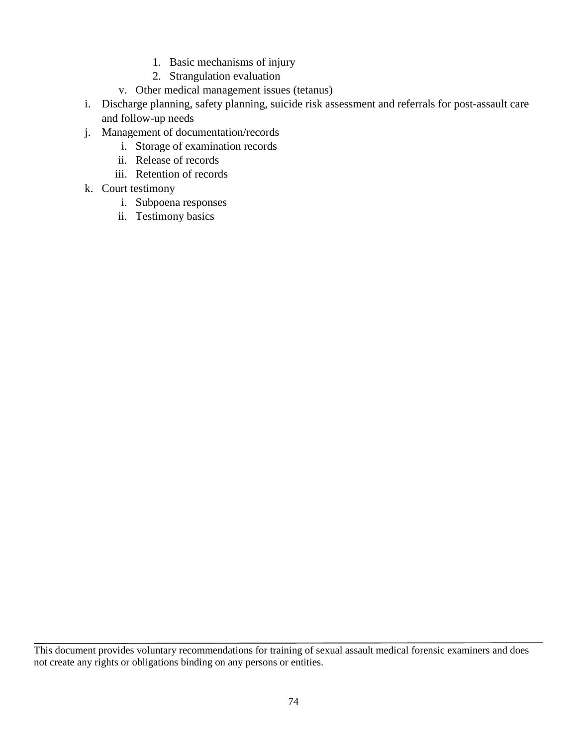1. Basic mechanisms of injury
            2. Strangulation evaluation
        v. Other medical management issues (tetanus)
    i. Discharge planning, safety planning, suicide risk assessment and referrals for post-assault care and follow-up needs
    j. Management of documentation/records
        i. Storage of examination records
        ii. Release of records
        iii. Retention of records
    k. Court testimony
        i. Subpoena responses
        ii. Testimony basics

---

This document provides voluntary recommendations for training of sexual assault medical forensic examiners and does not create any rights or obligations binding on any persons or entities.